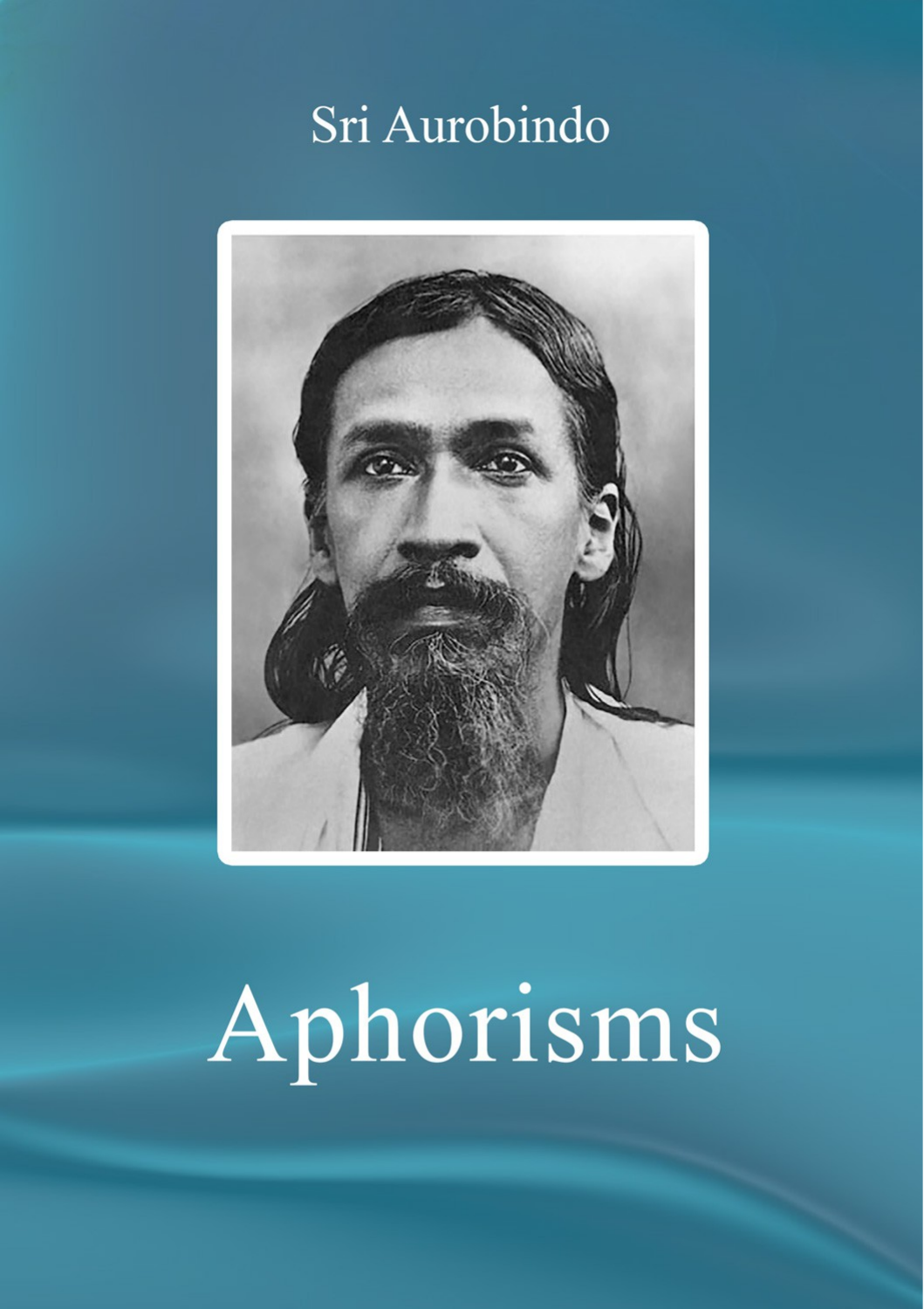Sri Aurobindo

# Aphorisms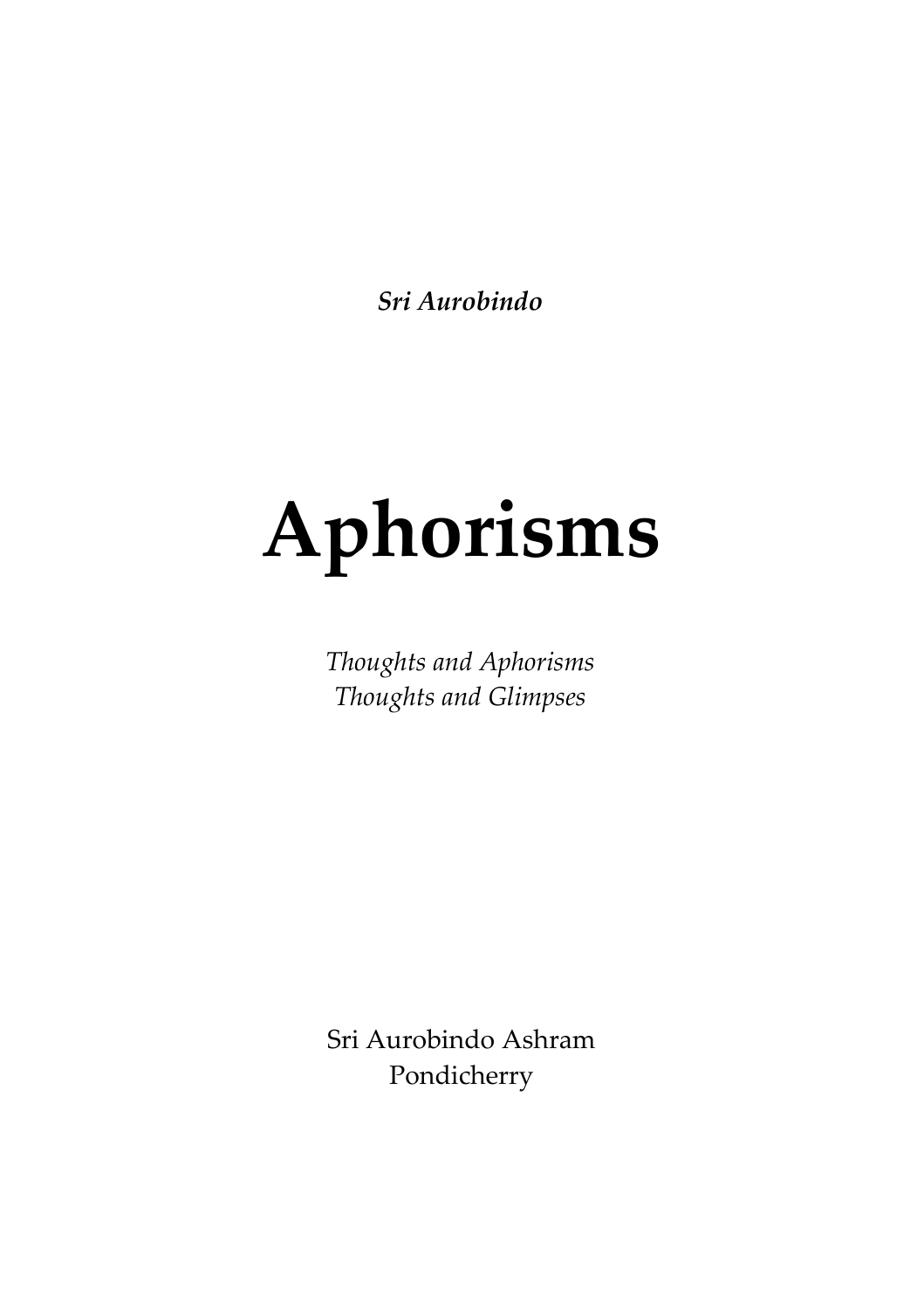***Sri Aurobindo***

# Aphorisms

*Thoughts and Aphorisms*
*Thoughts and Glimpses*

Sri Aurobindo Ashram
Pondicherry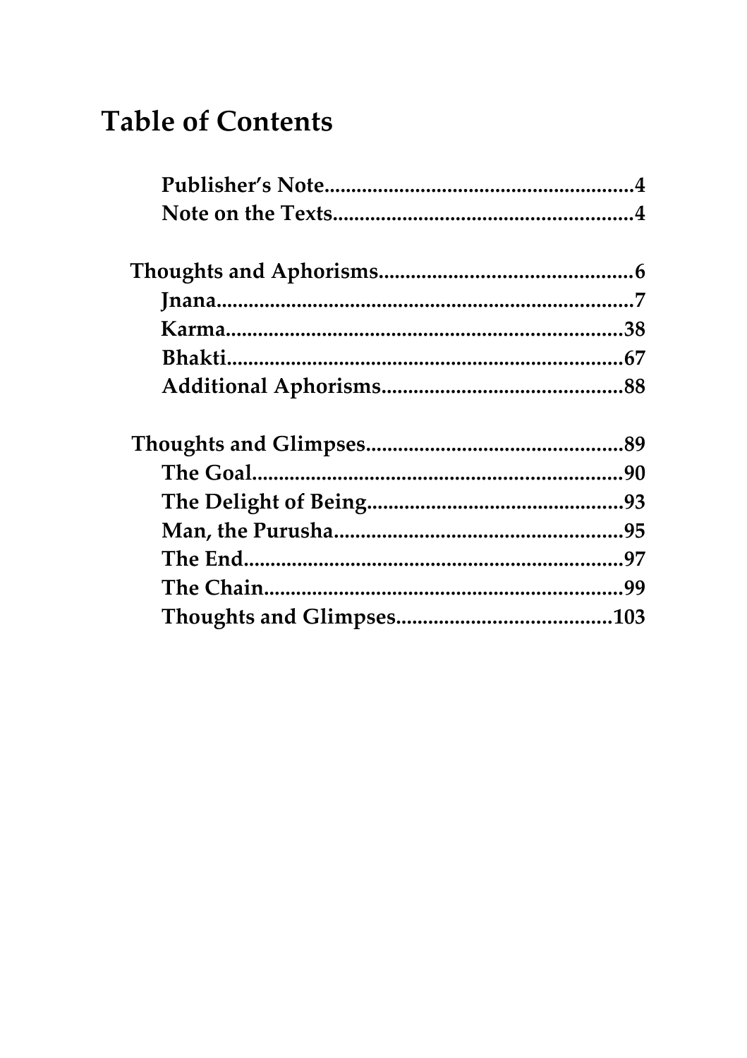# Table of Contents

**Publisher's Note**......................................................**4**
**Note on the Texts**......................................................**4**

**Thoughts and Aphorisms**..............................................**6**
**Jnana**..........................................................................**7**
**Karma**........................................................................**38**
**Bhakti**........................................................................**67**
**Additional Aphorisms**..............................................**88**

**Thoughts and Glimpses**..............................................**89**
**The Goal**....................................................................**90**
**The Delight of Being**................................................**93**
**Man, the Purusha**......................................................**95**
**The End**......................................................................**97**
**The Chain**..................................................................**99**
**Thoughts and Glimpses**..........................................**103**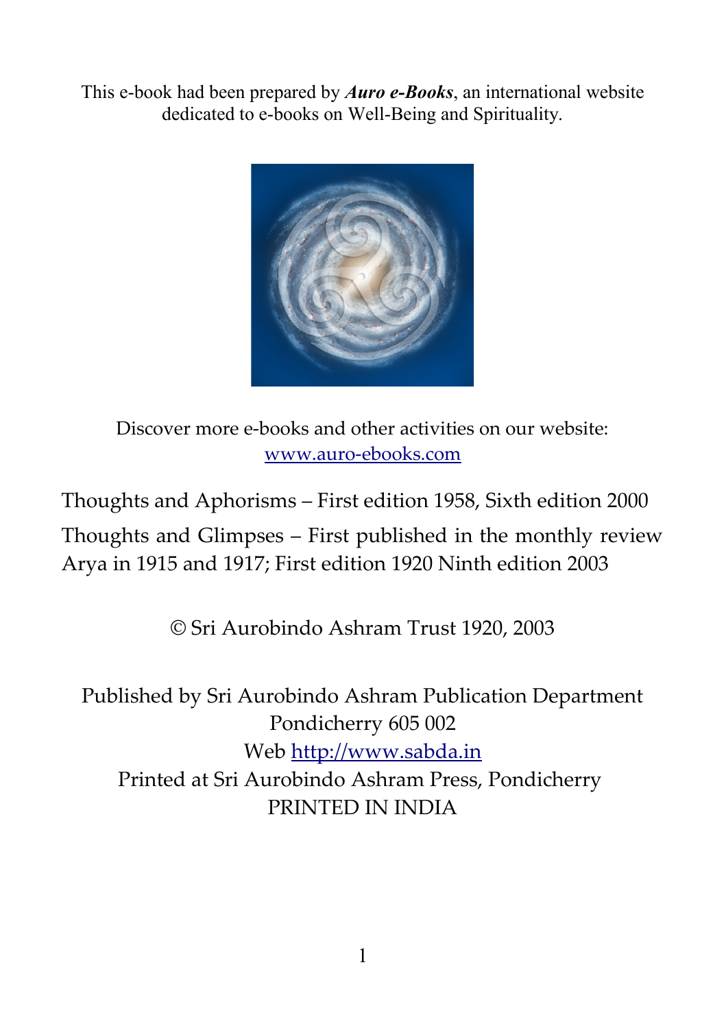This e-book had been prepared by ***Auro e-Books***, an international website dedicated to e-books on Well-Being and Spirituality.

Discover more e-books and other activities on our website:
[www.auro-ebooks.com](http://www.auro-ebooks.com)

Thoughts and Aphorisms – First edition 1958, Sixth edition 2000

Thoughts and Glimpses – First published in the monthly review Arya in 1915 and 1917; First edition 1920 Ninth edition 2003

© Sri Aurobindo Ashram Trust 1920, 2003

Published by Sri Aurobindo Ashram Publication Department
Pondicherry 605 002
Web [http://www.sabda.in](http://www.sabda.in)
Printed at Sri Aurobindo Ashram Press, Pondicherry
PRINTED IN INDIA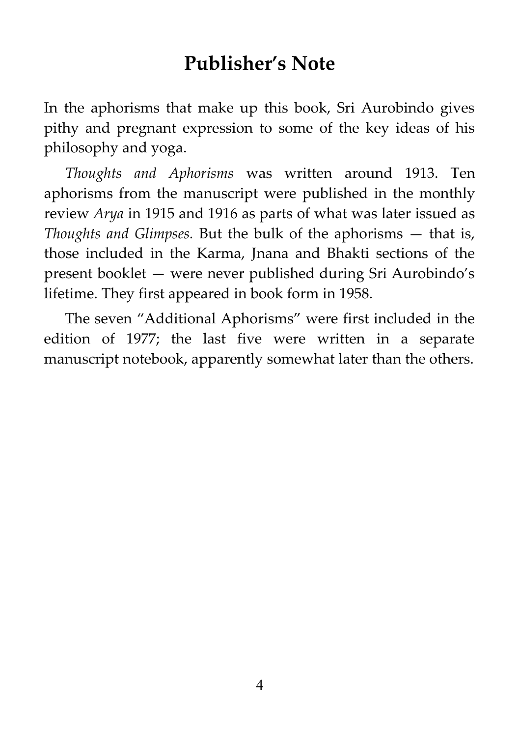# Publisher's Note

In the aphorisms that make up this book, Sri Aurobindo gives pithy and pregnant expression to some of the key ideas of his philosophy and yoga.

*Thoughts and Aphorisms* was written around 1913. Ten aphorisms from the manuscript were published in the monthly review *Arya* in 1915 and 1916 as parts of what was later issued as *Thoughts and Glimpses.* But the bulk of the aphorisms — that is, those included in the Karma, Jnana and Bhakti sections of the present booklet — were never published during Sri Aurobindo's lifetime. They first appeared in book form in 1958.

The seven "Additional Aphorisms" were first included in the edition of 1977; the last five were written in a separate manuscript notebook, apparently somewhat later than the others.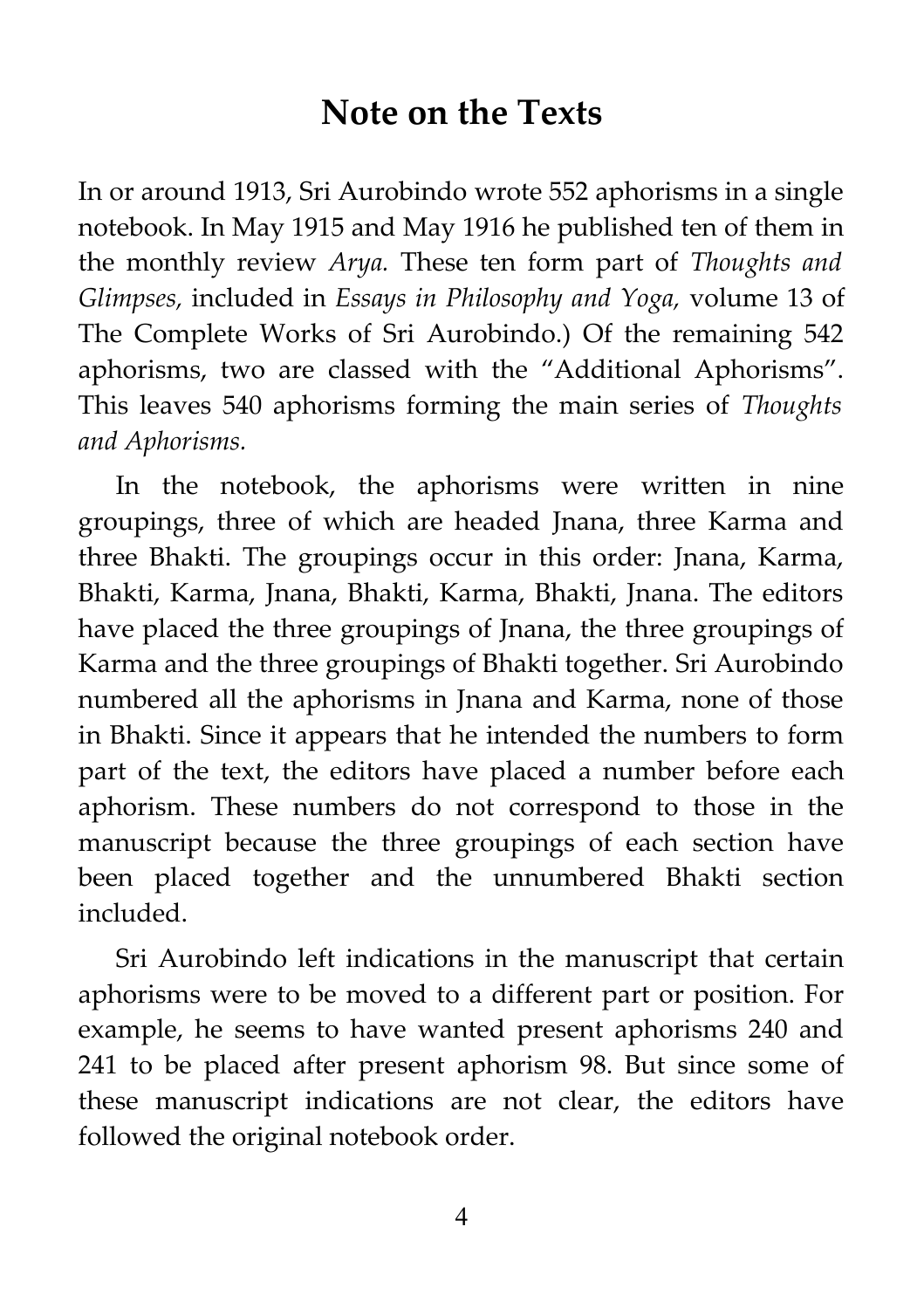# Note on the Texts

In or around 1913, Sri Aurobindo wrote 552 aphorisms in a single notebook. In May 1915 and May 1916 he published ten of them in the monthly review *Arya.* These ten form part of *Thoughts and Glimpses,* included in *Essays in Philosophy and Yoga,* volume 13 of The Complete Works of Sri Aurobindo.) Of the remaining 542 aphorisms, two are classed with the "Additional Aphorisms". This leaves 540 aphorisms forming the main series of *Thoughts and Aphorisms.*

In the notebook, the aphorisms were written in nine groupings, three of which are headed Jnana, three Karma and three Bhakti. The groupings occur in this order: Jnana, Karma, Bhakti, Karma, Jnana, Bhakti, Karma, Bhakti, Jnana. The editors have placed the three groupings of Jnana, the three groupings of Karma and the three groupings of Bhakti together. Sri Aurobindo numbered all the aphorisms in Jnana and Karma, none of those in Bhakti. Since it appears that he intended the numbers to form part of the text, the editors have placed a number before each aphorism. These numbers do not correspond to those in the manuscript because the three groupings of each section have been placed together and the unnumbered Bhakti section included.

Sri Aurobindo left indications in the manuscript that certain aphorisms were to be moved to a different part or position. For example, he seems to have wanted present aphorisms 240 and 241 to be placed after present aphorism 98. But since some of these manuscript indications are not clear, the editors have followed the original notebook order.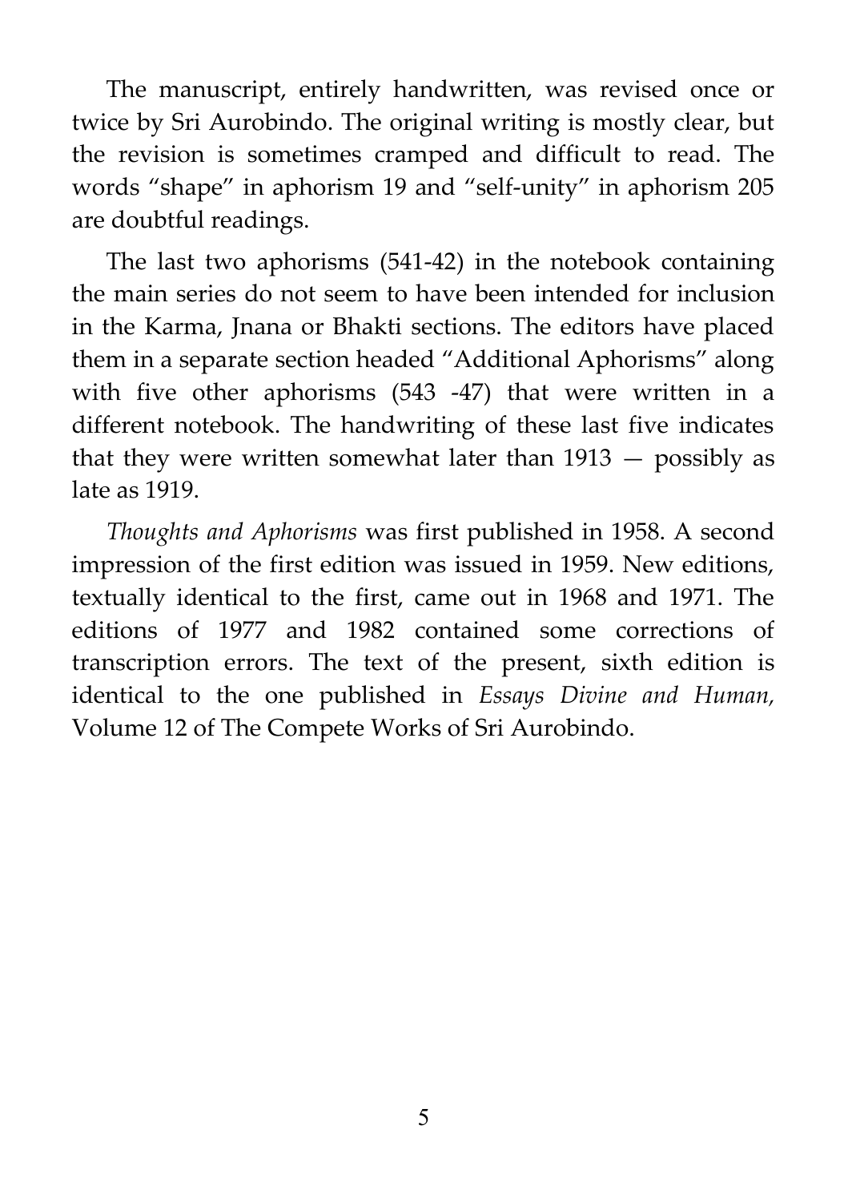The manuscript, entirely handwritten, was revised once or twice by Sri Aurobindo. The original writing is mostly clear, but the revision is sometimes cramped and difficult to read. The words "shape" in aphorism 19 and "self-unity" in aphorism 205 are doubtful readings.

The last two aphorisms (541-42) in the notebook containing the main series do not seem to have been intended for inclusion in the Karma, Jnana or Bhakti sections. The editors have placed them in a separate section headed "Additional Aphorisms" along with five other aphorisms (543 -47) that were written in a different notebook. The handwriting of these last five indicates that they were written somewhat later than 1913 — possibly as late as 1919.

*Thoughts and Aphorisms* was first published in 1958. A second impression of the first edition was issued in 1959. New editions, textually identical to the first, came out in 1968 and 1971. The editions of 1977 and 1982 contained some corrections of transcription errors. The text of the present, sixth edition is identical to the one published in *Essays Divine and Human,* Volume 12 of The Compete Works of Sri Aurobindo.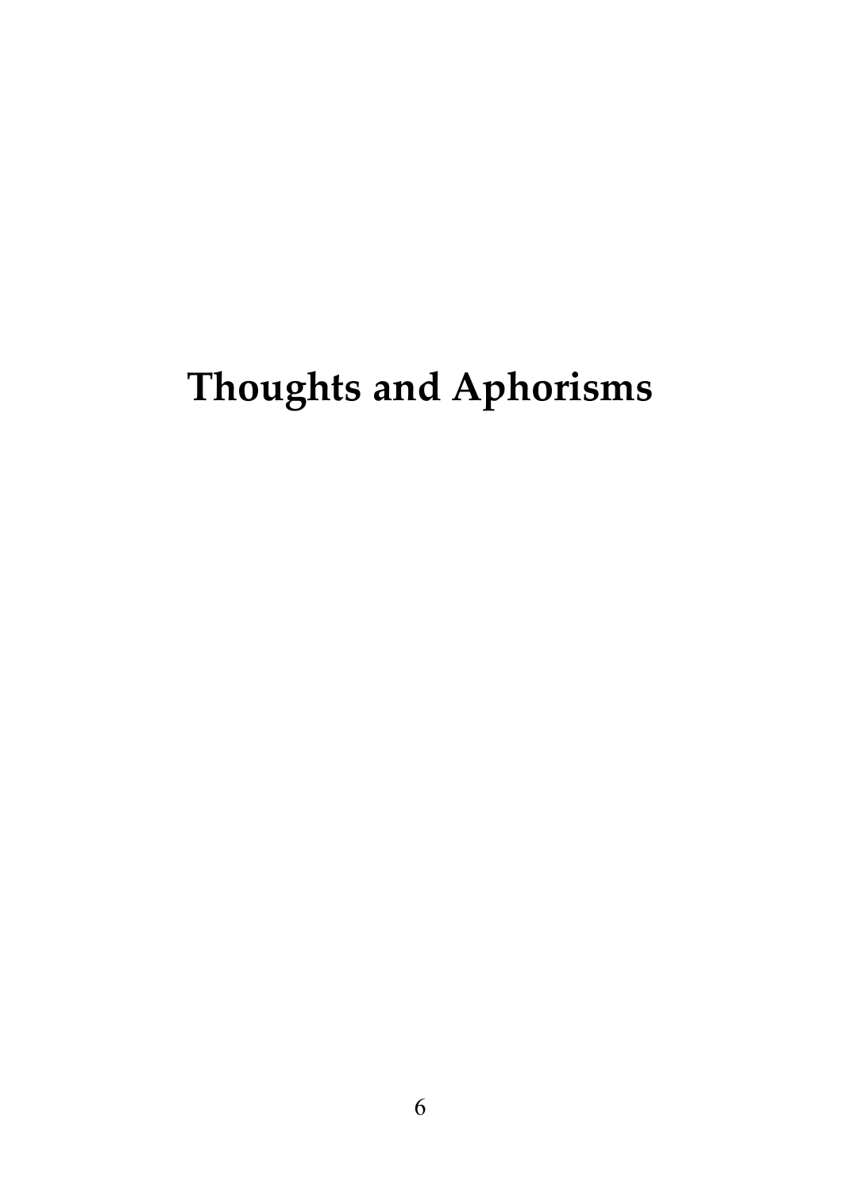# Thoughts and Aphorisms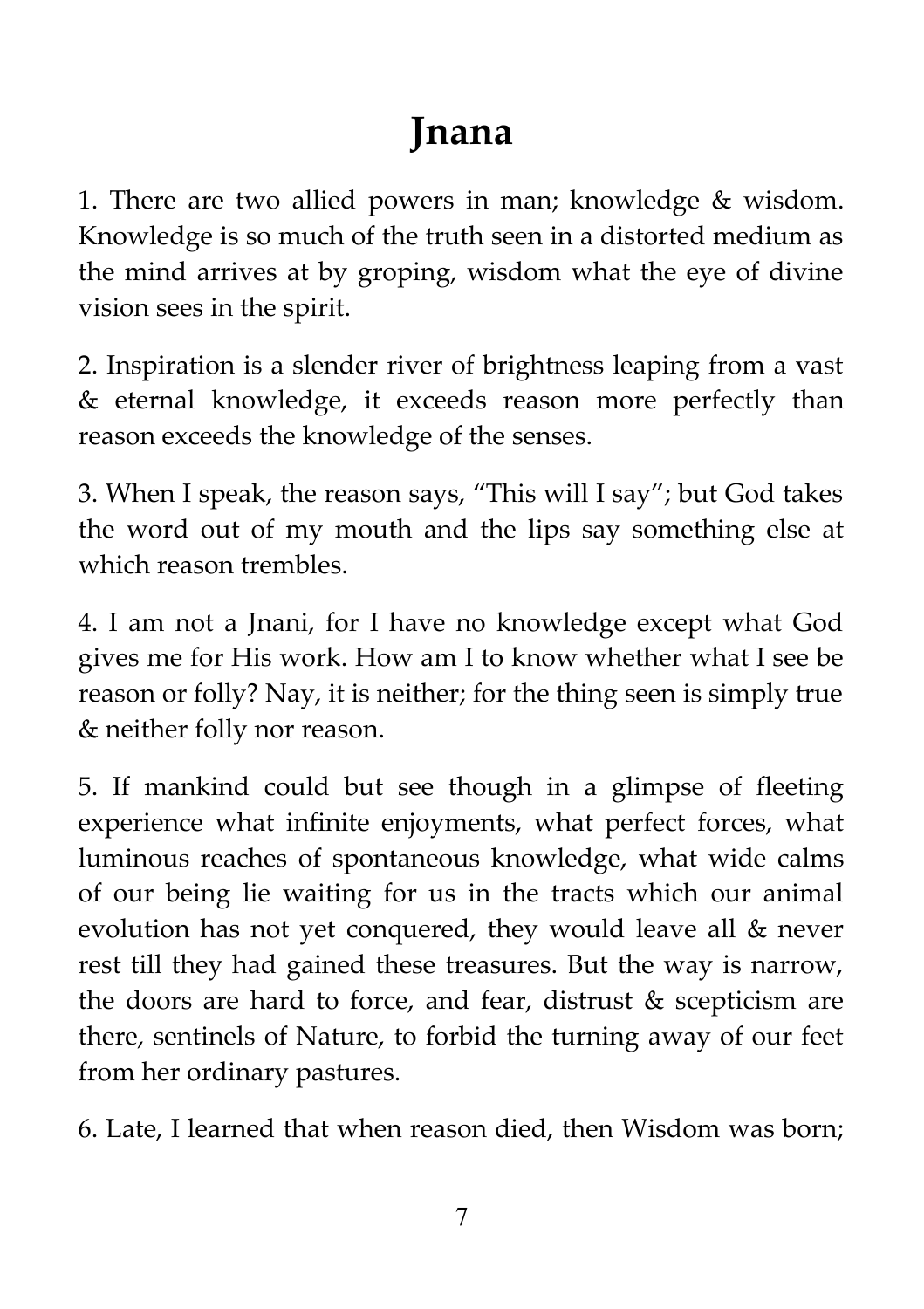# Jnana

1. There are two allied powers in man; knowledge & wisdom. Knowledge is so much of the truth seen in a distorted medium as the mind arrives at by groping, wisdom what the eye of divine vision sees in the spirit.

2. Inspiration is a slender river of brightness leaping from a vast & eternal knowledge, it exceeds reason more perfectly than reason exceeds the knowledge of the senses.

3. When I speak, the reason says, "This will I say"; but God takes the word out of my mouth and the lips say something else at which reason trembles.

4. I am not a Jnani, for I have no knowledge except what God gives me for His work. How am I to know whether what I see be reason or folly? Nay, it is neither; for the thing seen is simply true & neither folly nor reason.

5. If mankind could but see though in a glimpse of fleeting experience what infinite enjoyments, what perfect forces, what luminous reaches of spontaneous knowledge, what wide calms of our being lie waiting for us in the tracts which our animal evolution has not yet conquered, they would leave all & never rest till they had gained these treasures. But the way is narrow, the doors are hard to force, and fear, distrust & scepticism are there, sentinels of Nature, to forbid the turning away of our feet from her ordinary pastures.

6. Late, I learned that when reason died, then Wisdom was born;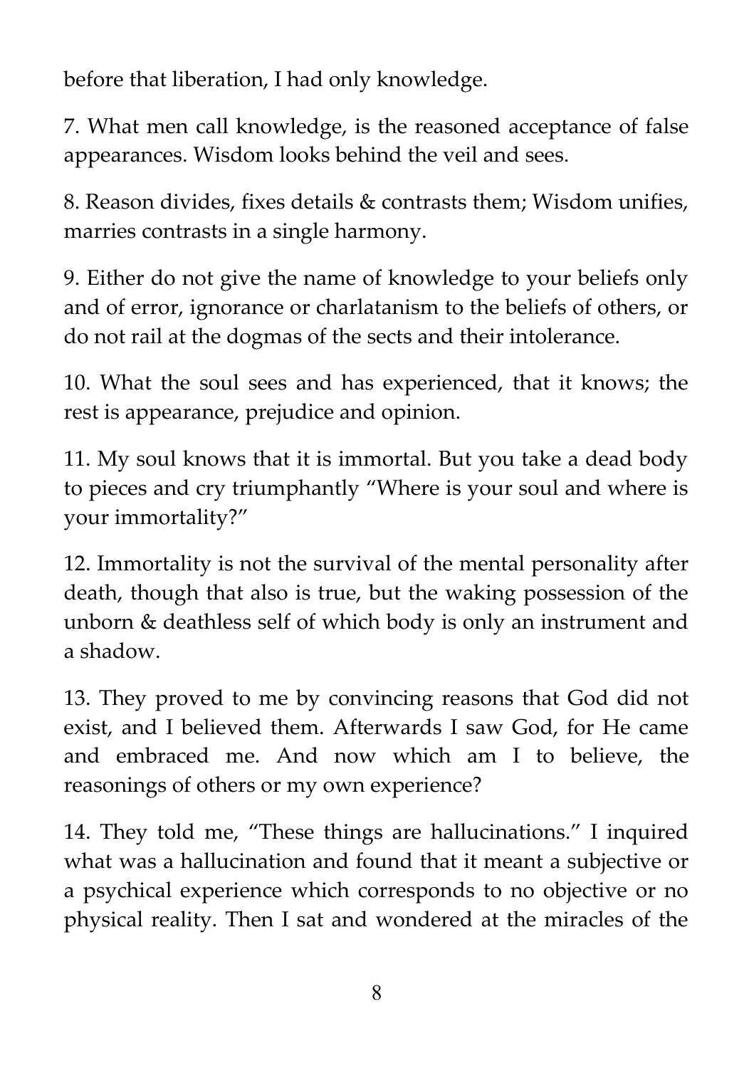before that liberation, I had only knowledge.

7. What men call knowledge, is the reasoned acceptance of false appearances. Wisdom looks behind the veil and sees.

8. Reason divides, fixes details & contrasts them; Wisdom unifies, marries contrasts in a single harmony.

9. Either do not give the name of knowledge to your beliefs only and of error, ignorance or charlatanism to the beliefs of others, or do not rail at the dogmas of the sects and their intolerance.

10. What the soul sees and has experienced, that it knows; the rest is appearance, prejudice and opinion.

11. My soul knows that it is immortal. But you take a dead body to pieces and cry triumphantly "Where is your soul and where is your immortality?"

12. Immortality is not the survival of the mental personality after death, though that also is true, but the waking possession of the unborn & deathless self of which body is only an instrument and a shadow.

13. They proved to me by convincing reasons that God did not exist, and I believed them. Afterwards I saw God, for He came and embraced me. And now which am I to believe, the reasonings of others or my own experience?

14. They told me, "These things are hallucinations." I inquired what was a hallucination and found that it meant a subjective or a psychical experience which corresponds to no objective or no physical reality. Then I sat and wondered at the miracles of the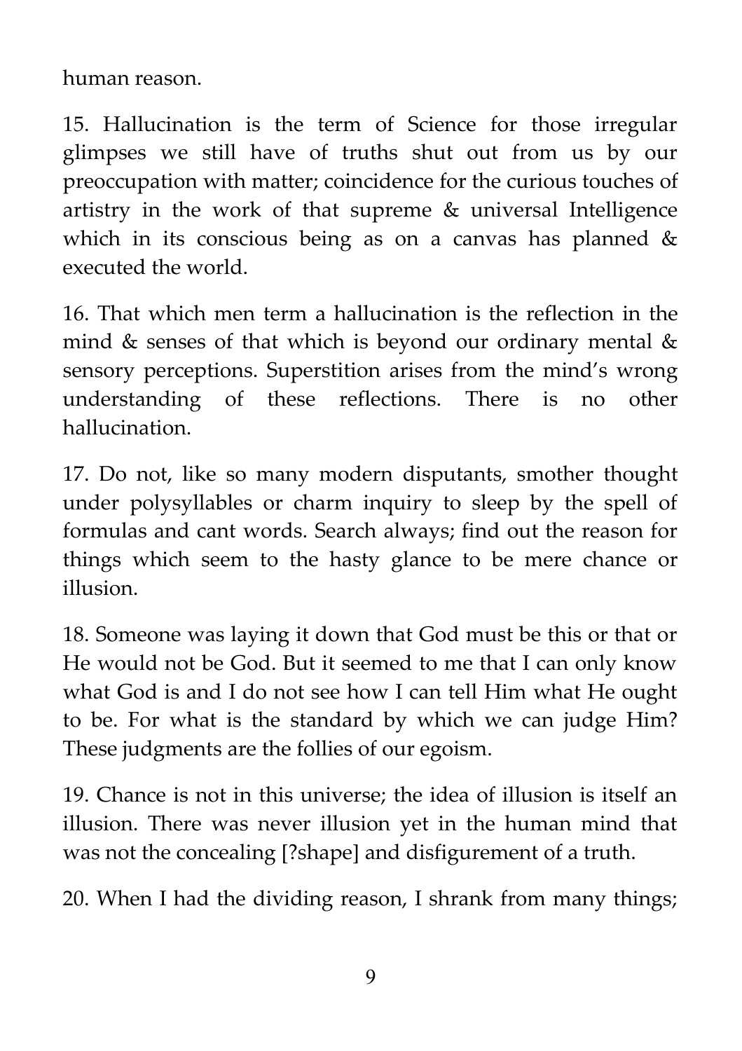human reason.

15. Hallucination is the term of Science for those irregular glimpses we still have of truths shut out from us by our preoccupation with matter; coincidence for the curious touches of artistry in the work of that supreme & universal Intelligence which in its conscious being as on a canvas has planned & executed the world.

16. That which men term a hallucination is the reflection in the mind & senses of that which is beyond our ordinary mental & sensory perceptions. Superstition arises from the mind's wrong understanding of these reflections. There is no other hallucination.

17. Do not, like so many modern disputants, smother thought under polysyllables or charm inquiry to sleep by the spell of formulas and cant words. Search always; find out the reason for things which seem to the hasty glance to be mere chance or illusion.

18. Someone was laying it down that God must be this or that or He would not be God. But it seemed to me that I can only know what God is and I do not see how I can tell Him what He ought to be. For what is the standard by which we can judge Him? These judgments are the follies of our egoism.

19. Chance is not in this universe; the idea of illusion is itself an illusion. There was never illusion yet in the human mind that was not the concealing [?shape] and disfigurement of a truth.

20. When I had the dividing reason, I shrank from many things;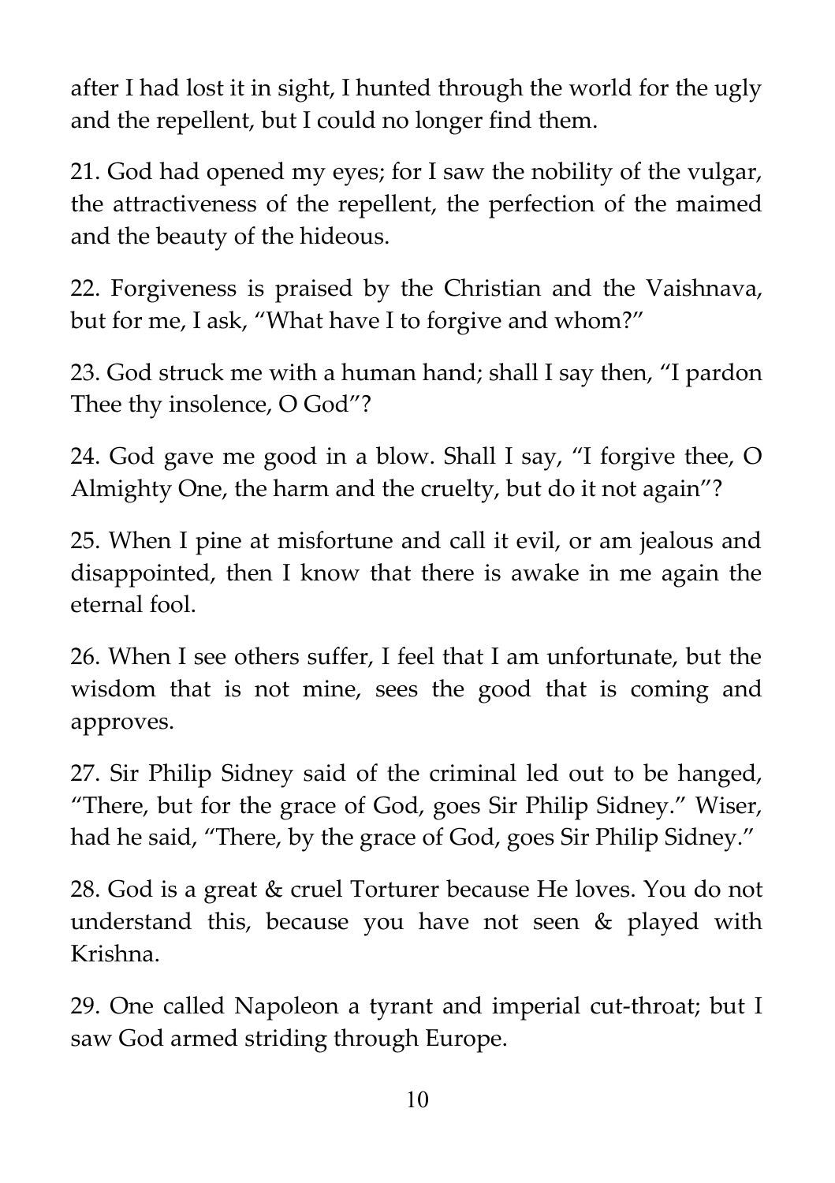after I had lost it in sight, I hunted through the world for the ugly and the repellent, but I could no longer find them.

21. God had opened my eyes; for I saw the nobility of the vulgar, the attractiveness of the repellent, the perfection of the maimed and the beauty of the hideous.

22. Forgiveness is praised by the Christian and the Vaishnava, but for me, I ask, "What have I to forgive and whom?"

23. God struck me with a human hand; shall I say then, "I pardon Thee thy insolence, O God"?

24. God gave me good in a blow. Shall I say, "I forgive thee, O Almighty One, the harm and the cruelty, but do it not again"?

25. When I pine at misfortune and call it evil, or am jealous and disappointed, then I know that there is awake in me again the eternal fool.

26. When I see others suffer, I feel that I am unfortunate, but the wisdom that is not mine, sees the good that is coming and approves.

27. Sir Philip Sidney said of the criminal led out to be hanged, "There, but for the grace of God, goes Sir Philip Sidney." Wiser, had he said, "There, by the grace of God, goes Sir Philip Sidney."

28. God is a great & cruel Torturer because He loves. You do not understand this, because you have not seen & played with Krishna.

29. One called Napoleon a tyrant and imperial cut-throat; but I saw God armed striding through Europe.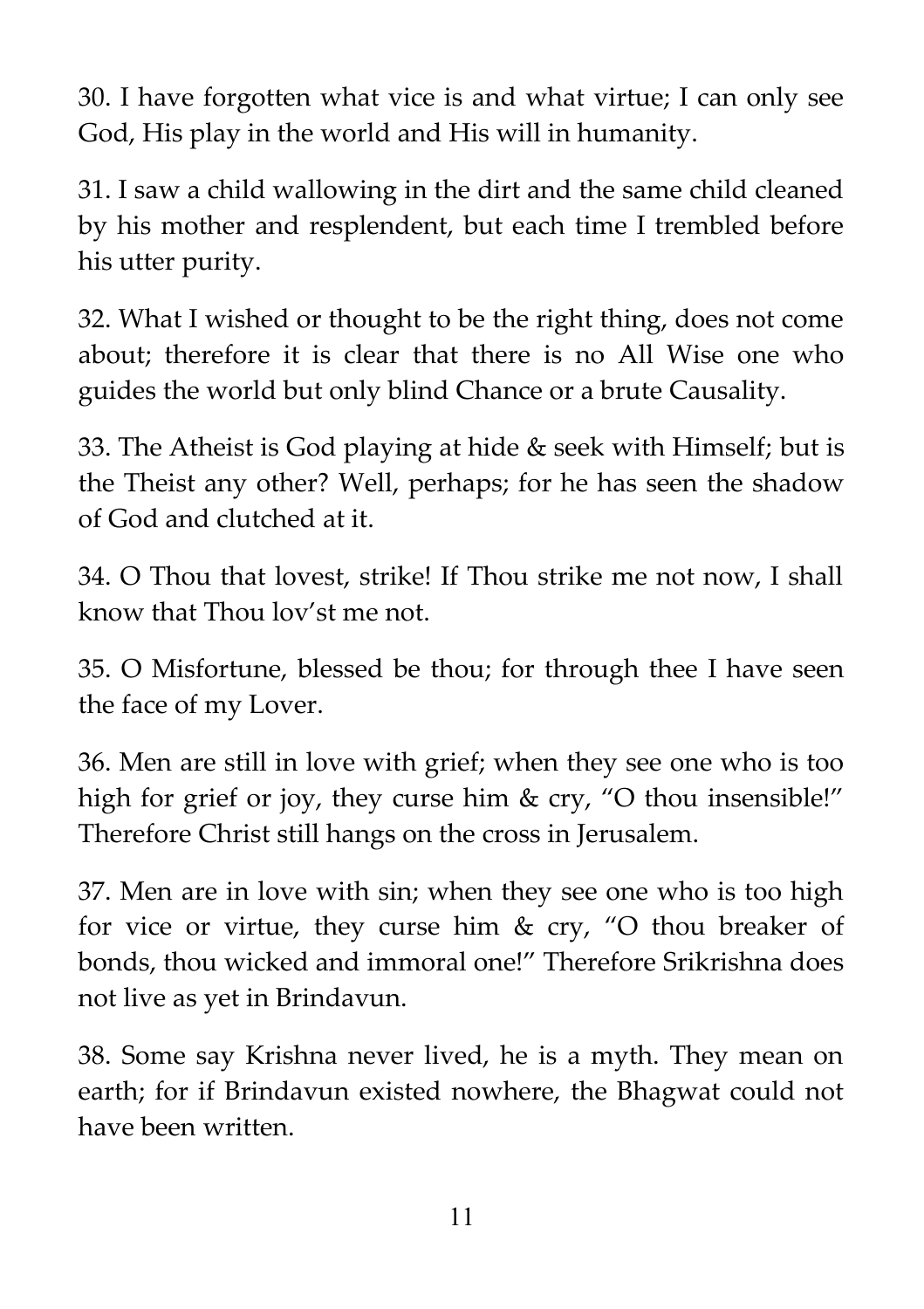30. I have forgotten what vice is and what virtue; I can only see God, His play in the world and His will in humanity.

31. I saw a child wallowing in the dirt and the same child cleaned by his mother and resplendent, but each time I trembled before his utter purity.

32. What I wished or thought to be the right thing, does not come about; therefore it is clear that there is no All Wise one who guides the world but only blind Chance or a brute Causality.

33. The Atheist is God playing at hide & seek with Himself; but is the Theist any other? Well, perhaps; for he has seen the shadow of God and clutched at it.

34. O Thou that lovest, strike! If Thou strike me not now, I shall know that Thou lov'st me not.

35. O Misfortune, blessed be thou; for through thee I have seen the face of my Lover.

36. Men are still in love with grief; when they see one who is too high for grief or joy, they curse him & cry, "O thou insensible!" Therefore Christ still hangs on the cross in Jerusalem.

37. Men are in love with sin; when they see one who is too high for vice or virtue, they curse him & cry, "O thou breaker of bonds, thou wicked and immoral one!" Therefore Srikrishna does not live as yet in Brindavun.

38. Some say Krishna never lived, he is a myth. They mean on earth; for if Brindavun existed nowhere, the Bhagwat could not have been written.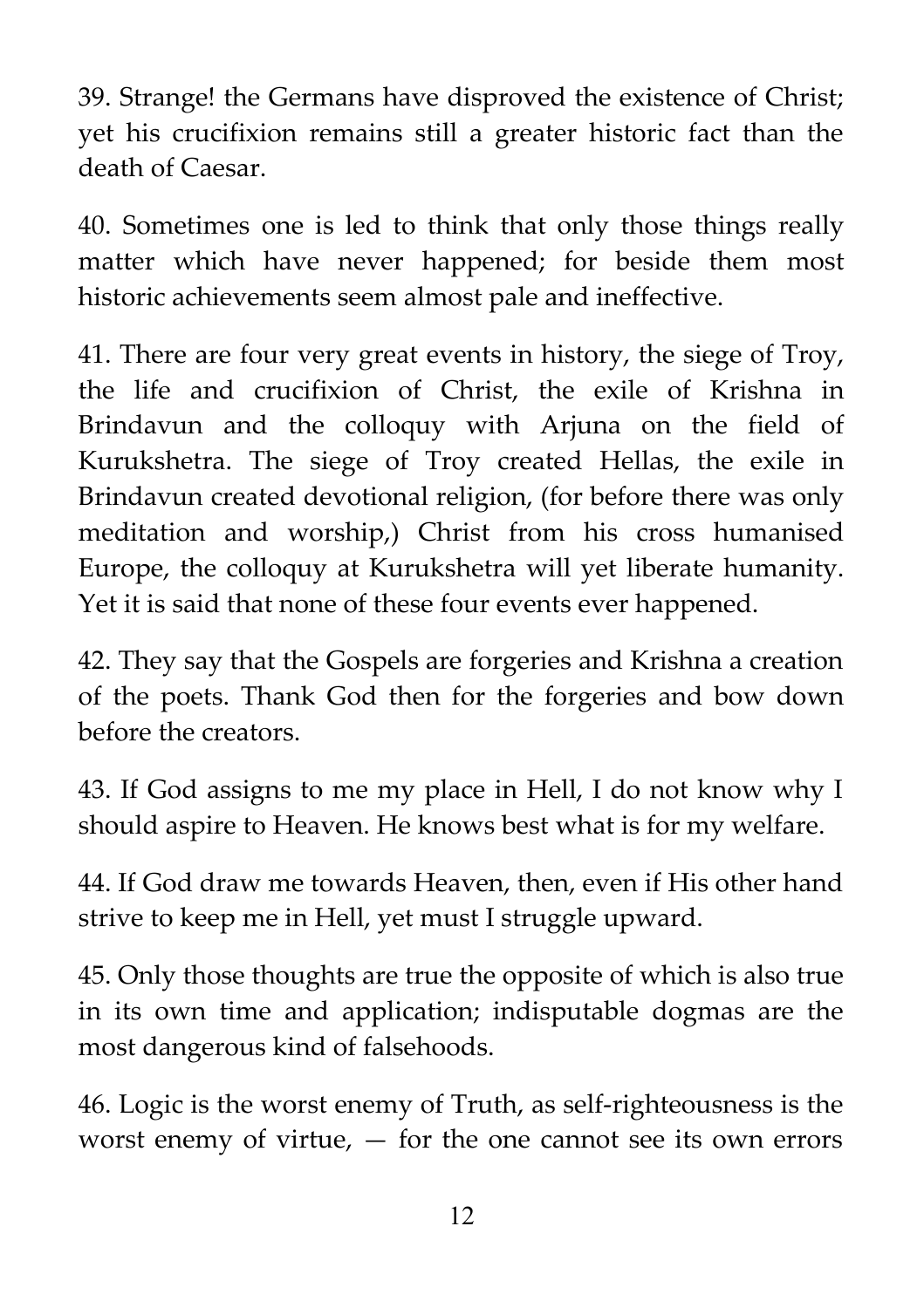39. Strange! the Germans have disproved the existence of Christ; yet his crucifixion remains still a greater historic fact than the death of Caesar.

40. Sometimes one is led to think that only those things really matter which have never happened; for beside them most historic achievements seem almost pale and ineffective.

41. There are four very great events in history, the siege of Troy, the life and crucifixion of Christ, the exile of Krishna in Brindavun and the colloquy with Arjuna on the field of Kurukshetra. The siege of Troy created Hellas, the exile in Brindavun created devotional religion, (for before there was only meditation and worship,) Christ from his cross humanised Europe, the colloquy at Kurukshetra will yet liberate humanity. Yet it is said that none of these four events ever happened.

42. They say that the Gospels are forgeries and Krishna a creation of the poets. Thank God then for the forgeries and bow down before the creators.

43. If God assigns to me my place in Hell, I do not know why I should aspire to Heaven. He knows best what is for my welfare.

44. If God draw me towards Heaven, then, even if His other hand strive to keep me in Hell, yet must I struggle upward.

45. Only those thoughts are true the opposite of which is also true in its own time and application; indisputable dogmas are the most dangerous kind of falsehoods.

46. Logic is the worst enemy of Truth, as self-righteousness is the worst enemy of virtue, — for the one cannot see its own errors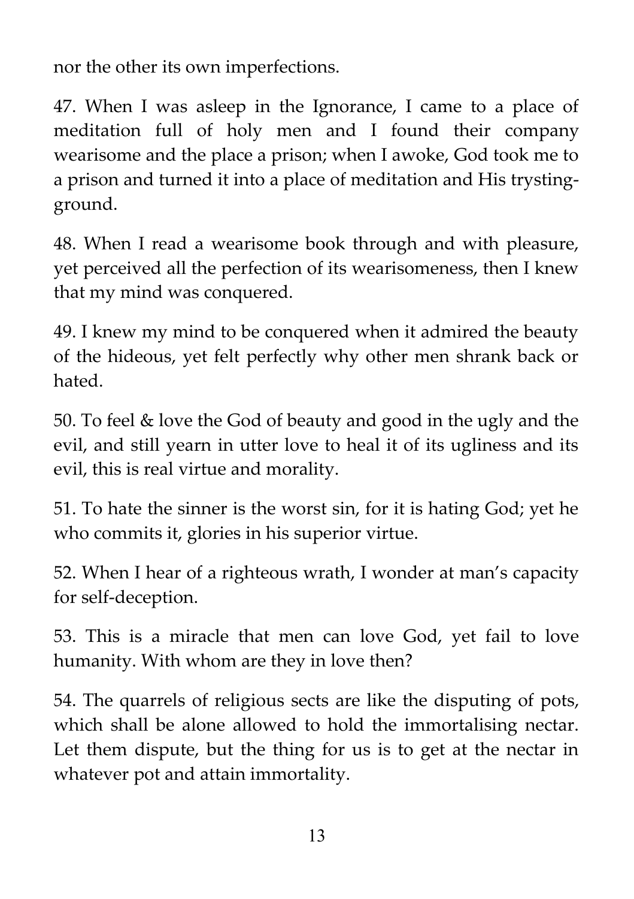nor the other its own imperfections.

47. When I was asleep in the Ignorance, I came to a place of meditation full of holy men and I found their company wearisome and the place a prison; when I awoke, God took me to a prison and turned it into a place of meditation and His trysting-ground.

48. When I read a wearisome book through and with pleasure, yet perceived all the perfection of its wearisomeness, then I knew that my mind was conquered.

49. I knew my mind to be conquered when it admired the beauty of the hideous, yet felt perfectly why other men shrank back or hated.

50. To feel & love the God of beauty and good in the ugly and the evil, and still yearn in utter love to heal it of its ugliness and its evil, this is real virtue and morality.

51. To hate the sinner is the worst sin, for it is hating God; yet he who commits it, glories in his superior virtue.

52. When I hear of a righteous wrath, I wonder at man's capacity for self-deception.

53. This is a miracle that men can love God, yet fail to love humanity. With whom are they in love then?

54. The quarrels of religious sects are like the disputing of pots, which shall be alone allowed to hold the immortalising nectar. Let them dispute, but the thing for us is to get at the nectar in whatever pot and attain immortality.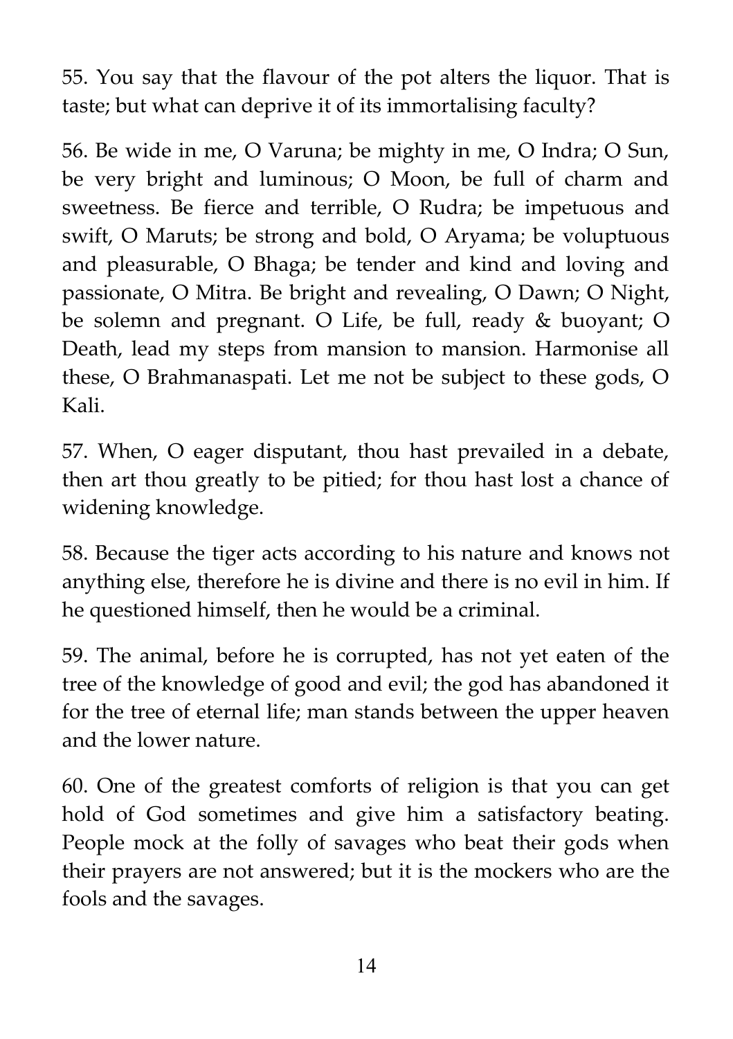55. You say that the flavour of the pot alters the liquor. That is taste; but what can deprive it of its immortalising faculty?

56. Be wide in me, O Varuna; be mighty in me, O Indra; O Sun, be very bright and luminous; O Moon, be full of charm and sweetness. Be fierce and terrible, O Rudra; be impetuous and swift, O Maruts; be strong and bold, O Aryama; be voluptuous and pleasurable, O Bhaga; be tender and kind and loving and passionate, O Mitra. Be bright and revealing, O Dawn; O Night, be solemn and pregnant. O Life, be full, ready & buoyant; O Death, lead my steps from mansion to mansion. Harmonise all these, O Brahmanaspati. Let me not be subject to these gods, O Kali.

57. When, O eager disputant, thou hast prevailed in a debate, then art thou greatly to be pitied; for thou hast lost a chance of widening knowledge.

58. Because the tiger acts according to his nature and knows not anything else, therefore he is divine and there is no evil in him. If he questioned himself, then he would be a criminal.

59. The animal, before he is corrupted, has not yet eaten of the tree of the knowledge of good and evil; the god has abandoned it for the tree of eternal life; man stands between the upper heaven and the lower nature.

60. One of the greatest comforts of religion is that you can get hold of God sometimes and give him a satisfactory beating. People mock at the folly of savages who beat their gods when their prayers are not answered; but it is the mockers who are the fools and the savages.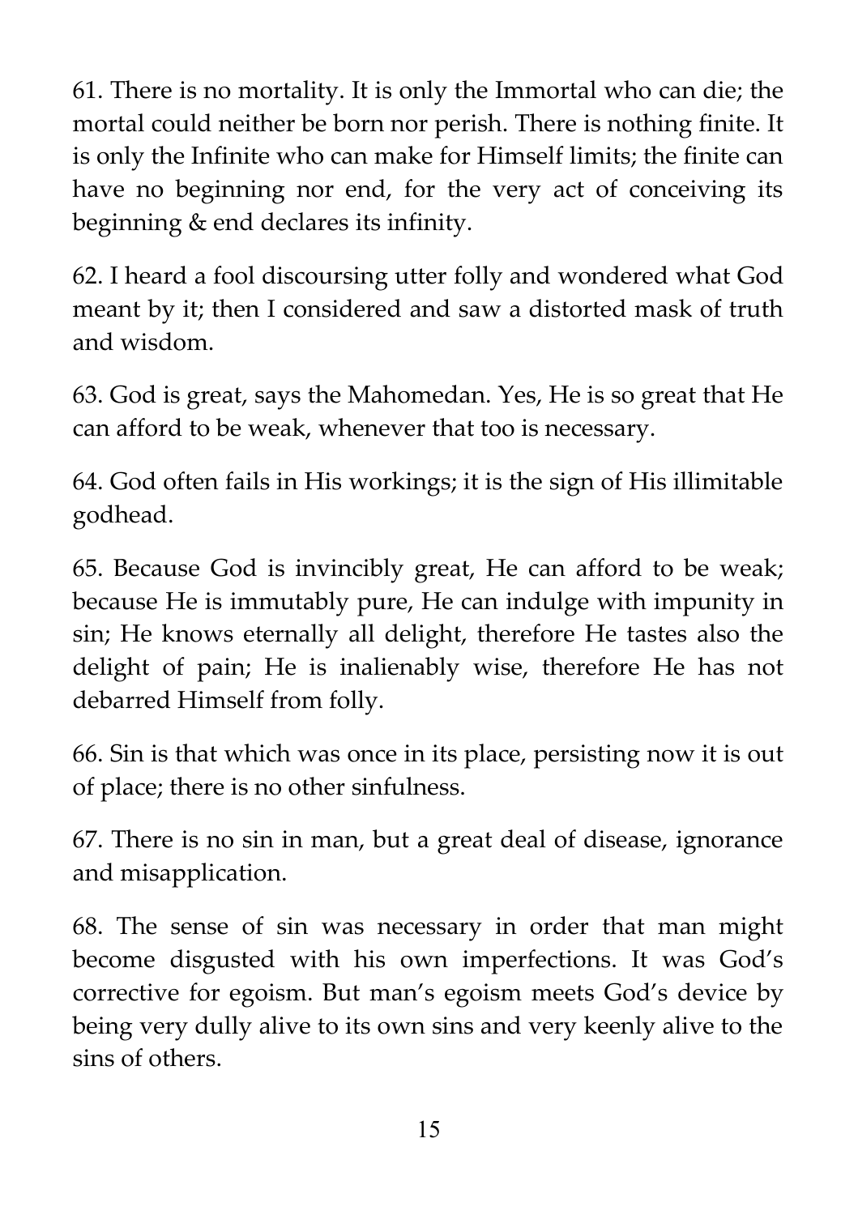61. There is no mortality. It is only the Immortal who can die; the mortal could neither be born nor perish. There is nothing finite. It is only the Infinite who can make for Himself limits; the finite can have no beginning nor end, for the very act of conceiving its beginning & end declares its infinity.

62. I heard a fool discoursing utter folly and wondered what God meant by it; then I considered and saw a distorted mask of truth and wisdom.

63. God is great, says the Mahomedan. Yes, He is so great that He can afford to be weak, whenever that too is necessary.

64. God often fails in His workings; it is the sign of His illimitable godhead.

65. Because God is invincibly great, He can afford to be weak; because He is immutably pure, He can indulge with impunity in sin; He knows eternally all delight, therefore He tastes also the delight of pain; He is inalienably wise, therefore He has not debarred Himself from folly.

66. Sin is that which was once in its place, persisting now it is out of place; there is no other sinfulness.

67. There is no sin in man, but a great deal of disease, ignorance and misapplication.

68. The sense of sin was necessary in order that man might become disgusted with his own imperfections. It was God's corrective for egoism. But man's egoism meets God's device by being very dully alive to its own sins and very keenly alive to the sins of others.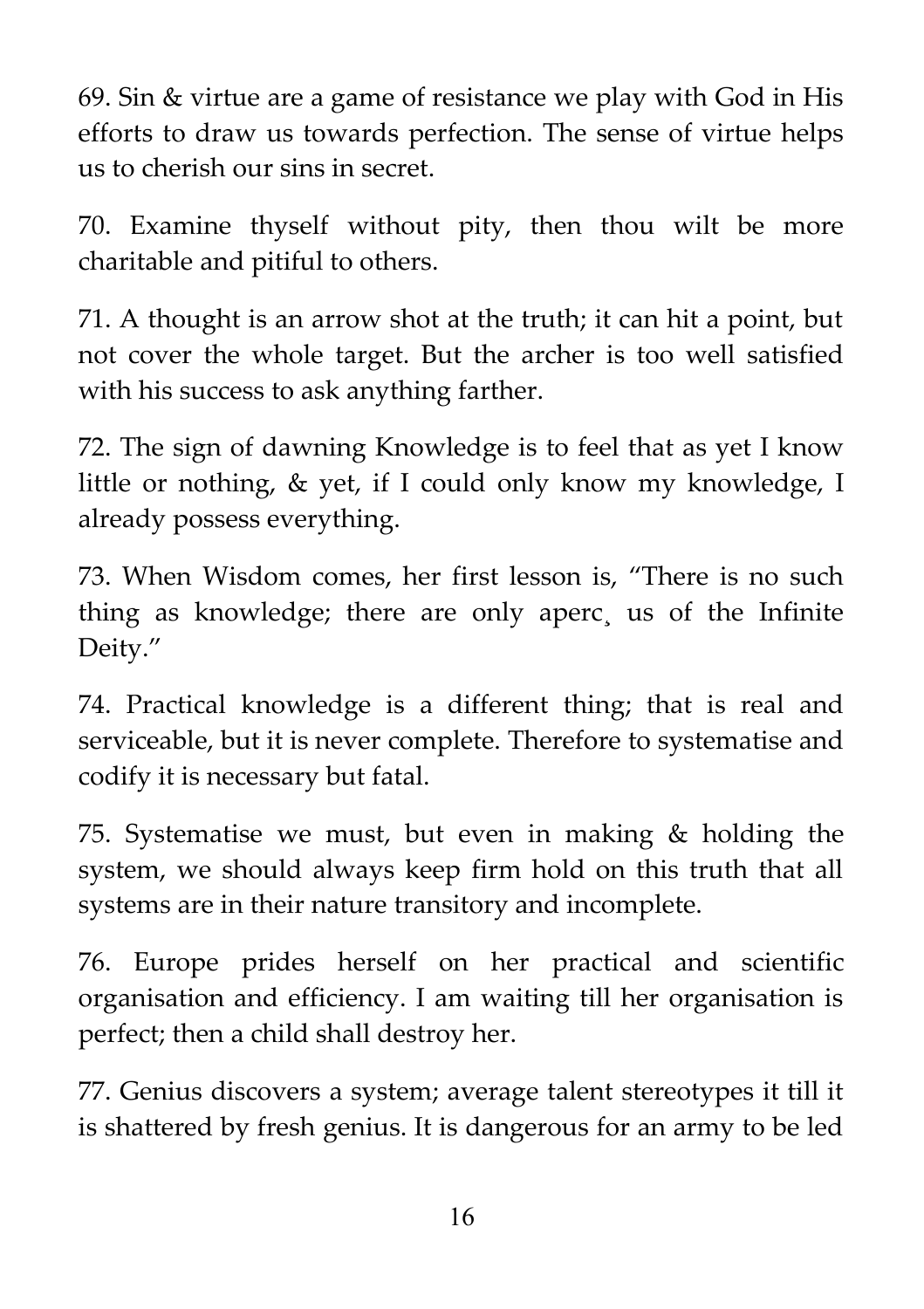69. Sin & virtue are a game of resistance we play with God in His efforts to draw us towards perfection. The sense of virtue helps us to cherish our sins in secret.

70. Examine thyself without pity, then thou wilt be more charitable and pitiful to others.

71. A thought is an arrow shot at the truth; it can hit a point, but not cover the whole target. But the archer is too well satisfied with his success to ask anything farther.

72. The sign of dawning Knowledge is to feel that as yet I know little or nothing, & yet, if I could only know my knowledge, I already possess everything.

73. When Wisdom comes, her first lesson is, "There is no such thing as knowledge; there are only aperçus of the Infinite Deity."

74. Practical knowledge is a different thing; that is real and serviceable, but it is never complete. Therefore to systematise and codify it is necessary but fatal.

75. Systematise we must, but even in making & holding the system, we should always keep firm hold on this truth that all systems are in their nature transitory and incomplete.

76. Europe prides herself on her practical and scientific organisation and efficiency. I am waiting till her organisation is perfect; then a child shall destroy her.

77. Genius discovers a system; average talent stereotypes it till it is shattered by fresh genius. It is dangerous for an army to be led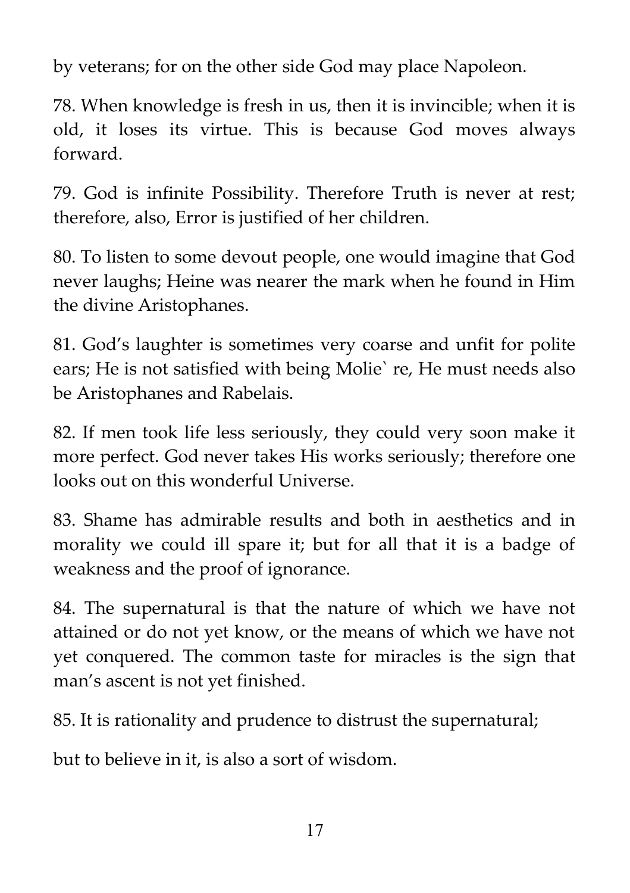by veterans; for on the other side God may place Napoleon.

78. When knowledge is fresh in us, then it is invincible; when it is old, it loses its virtue. This is because God moves always forward.

79. God is infinite Possibility. Therefore Truth is never at rest; therefore, also, Error is justified of her children.

80. To listen to some devout people, one would imagine that God never laughs; Heine was nearer the mark when he found in Him the divine Aristophanes.

81. God's laughter is sometimes very coarse and unfit for polite ears; He is not satisfied with being Molière, He must needs also be Aristophanes and Rabelais.

82. If men took life less seriously, they could very soon make it more perfect. God never takes His works seriously; therefore one looks out on this wonderful Universe.

83. Shame has admirable results and both in aesthetics and in morality we could ill spare it; but for all that it is a badge of weakness and the proof of ignorance.

84. The supernatural is that the nature of which we have not attained or do not yet know, or the means of which we have not yet conquered. The common taste for miracles is the sign that man's ascent is not yet finished.

85. It is rationality and prudence to distrust the supernatural; but to believe in it, is also a sort of wisdom.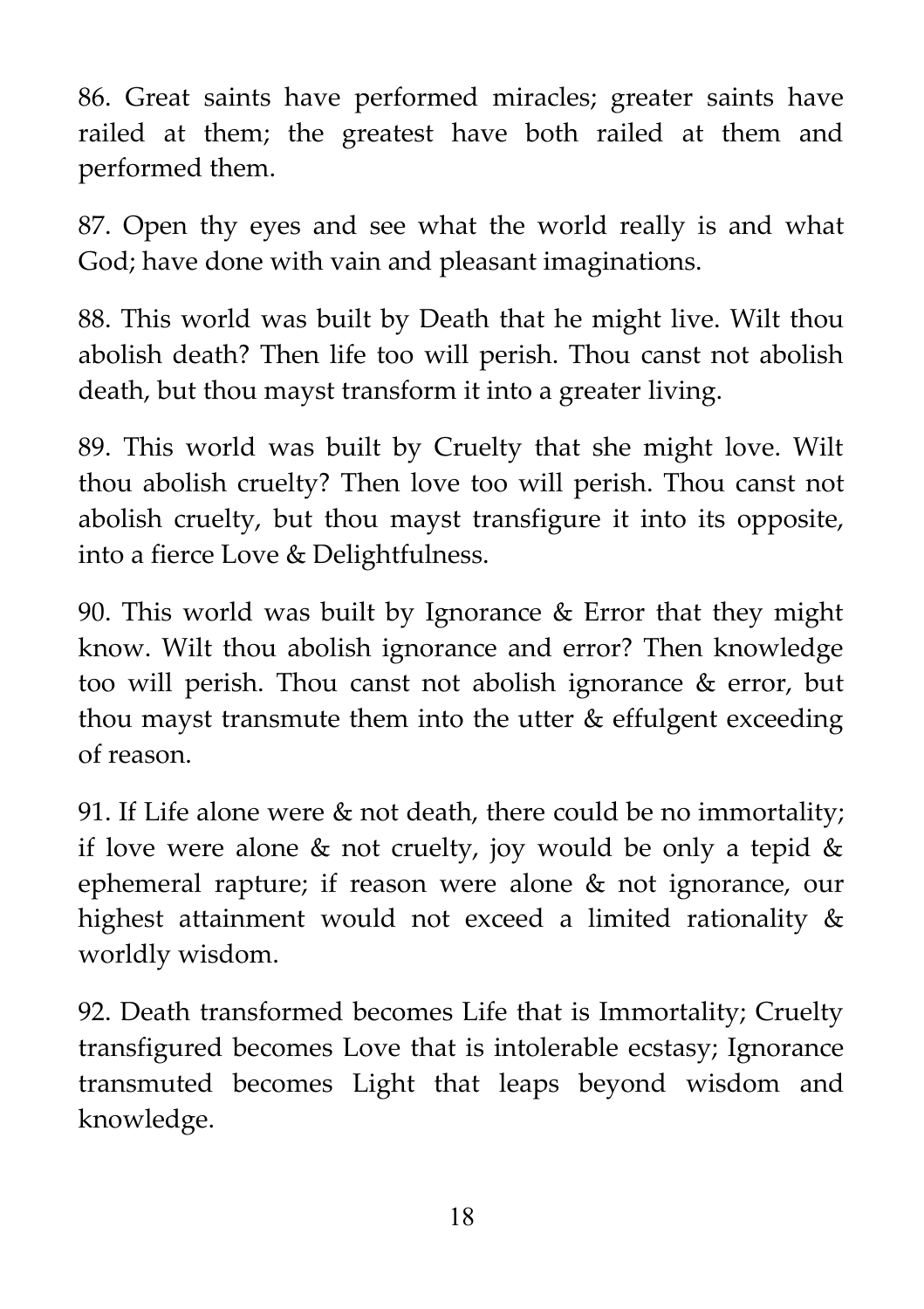86. Great saints have performed miracles; greater saints have railed at them; the greatest have both railed at them and performed them.

87. Open thy eyes and see what the world really is and what God; have done with vain and pleasant imaginations.

88. This world was built by Death that he might live. Wilt thou abolish death? Then life too will perish. Thou canst not abolish death, but thou mayst transform it into a greater living.

89. This world was built by Cruelty that she might love. Wilt thou abolish cruelty? Then love too will perish. Thou canst not abolish cruelty, but thou mayst transfigure it into its opposite, into a fierce Love & Delightfulness.

90. This world was built by Ignorance & Error that they might know. Wilt thou abolish ignorance and error? Then knowledge too will perish. Thou canst not abolish ignorance & error, but thou mayst transmute them into the utter & effulgent exceeding of reason.

91. If Life alone were & not death, there could be no immortality; if love were alone & not cruelty, joy would be only a tepid & ephemeral rapture; if reason were alone & not ignorance, our highest attainment would not exceed a limited rationality & worldly wisdom.

92. Death transformed becomes Life that is Immortality; Cruelty transfigured becomes Love that is intolerable ecstasy; Ignorance transmuted becomes Light that leaps beyond wisdom and knowledge.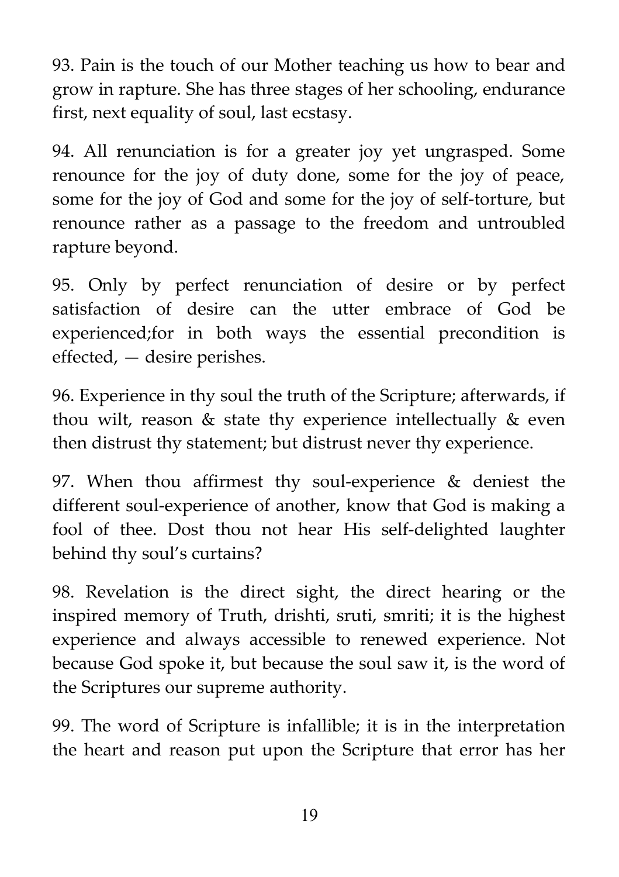93. Pain is the touch of our Mother teaching us how to bear and grow in rapture. She has three stages of her schooling, endurance first, next equality of soul, last ecstasy.

94. All renunciation is for a greater joy yet ungrasped. Some renounce for the joy of duty done, some for the joy of peace, some for the joy of God and some for the joy of self-torture, but renounce rather as a passage to the freedom and untroubled rapture beyond.

95. Only by perfect renunciation of desire or by perfect satisfaction of desire can the utter embrace of God be experienced;for in both ways the essential precondition is effected, — desire perishes.

96. Experience in thy soul the truth of the Scripture; afterwards, if thou wilt, reason & state thy experience intellectually & even then distrust thy statement; but distrust never thy experience.

97. When thou affirmest thy soul-experience & deniest the different soul-experience of another, know that God is making a fool of thee. Dost thou not hear His self-delighted laughter behind thy soul's curtains?

98. Revelation is the direct sight, the direct hearing or the inspired memory of Truth, drishti, sruti, smriti; it is the highest experience and always accessible to renewed experience. Not because God spoke it, but because the soul saw it, is the word of the Scriptures our supreme authority.

99. The word of Scripture is infallible; it is in the interpretation the heart and reason put upon the Scripture that error has her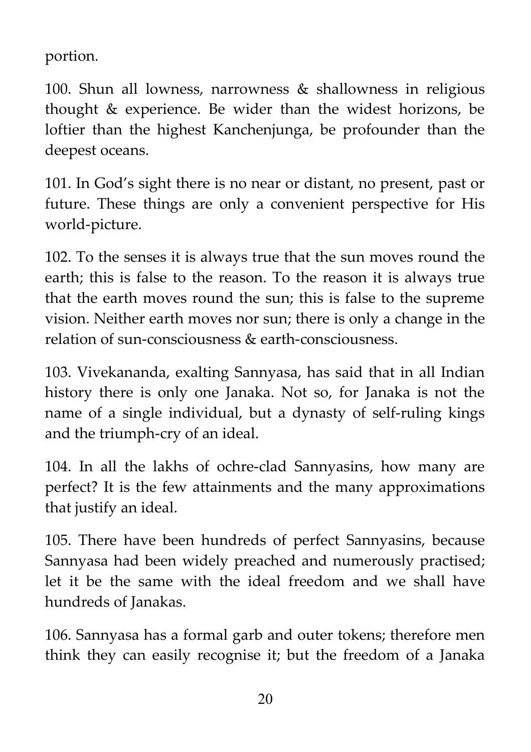portion.

100. Shun all lowness, narrowness & shallowness in religious thought & experience. Be wider than the widest horizons, be loftier than the highest Kanchenjunga, be profounder than the deepest oceans.

101. In God's sight there is no near or distant, no present, past or future. These things are only a convenient perspective for His world-picture.

102. To the senses it is always true that the sun moves round the earth; this is false to the reason. To the reason it is always true that the earth moves round the sun; this is false to the supreme vision. Neither earth moves nor sun; there is only a change in the relation of sun-consciousness & earth-consciousness.

103. Vivekananda, exalting Sannyasa, has said that in all Indian history there is only one Janaka. Not so, for Janaka is not the name of a single individual, but a dynasty of self-ruling kings and the triumph-cry of an ideal.

104. In all the lakhs of ochre-clad Sannyasins, how many are perfect? It is the few attainments and the many approximations that justify an ideal.

105. There have been hundreds of perfect Sannyasins, because Sannyasa had been widely preached and numerously practised; let it be the same with the ideal freedom and we shall have hundreds of Janakas.

106. Sannyasa has a formal garb and outer tokens; therefore men think they can easily recognise it; but the freedom of a Janaka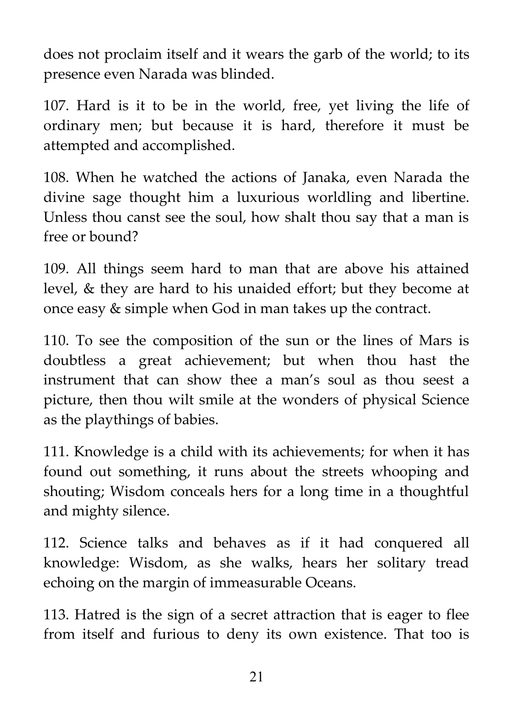does not proclaim itself and it wears the garb of the world; to its presence even Narada was blinded.

107. Hard is it to be in the world, free, yet living the life of ordinary men; but because it is hard, therefore it must be attempted and accomplished.

108. When he watched the actions of Janaka, even Narada the divine sage thought him a luxurious worldling and libertine. Unless thou canst see the soul, how shalt thou say that a man is free or bound?

109. All things seem hard to man that are above his attained level, & they are hard to his unaided effort; but they become at once easy & simple when God in man takes up the contract.

110. To see the composition of the sun or the lines of Mars is doubtless a great achievement; but when thou hast the instrument that can show thee a man's soul as thou seest a picture, then thou wilt smile at the wonders of physical Science as the playthings of babies.

111. Knowledge is a child with its achievements; for when it has found out something, it runs about the streets whooping and shouting; Wisdom conceals hers for a long time in a thoughtful and mighty silence.

112. Science talks and behaves as if it had conquered all knowledge: Wisdom, as she walks, hears her solitary tread echoing on the margin of immeasurable Oceans.

113. Hatred is the sign of a secret attraction that is eager to flee from itself and furious to deny its own existence. That too is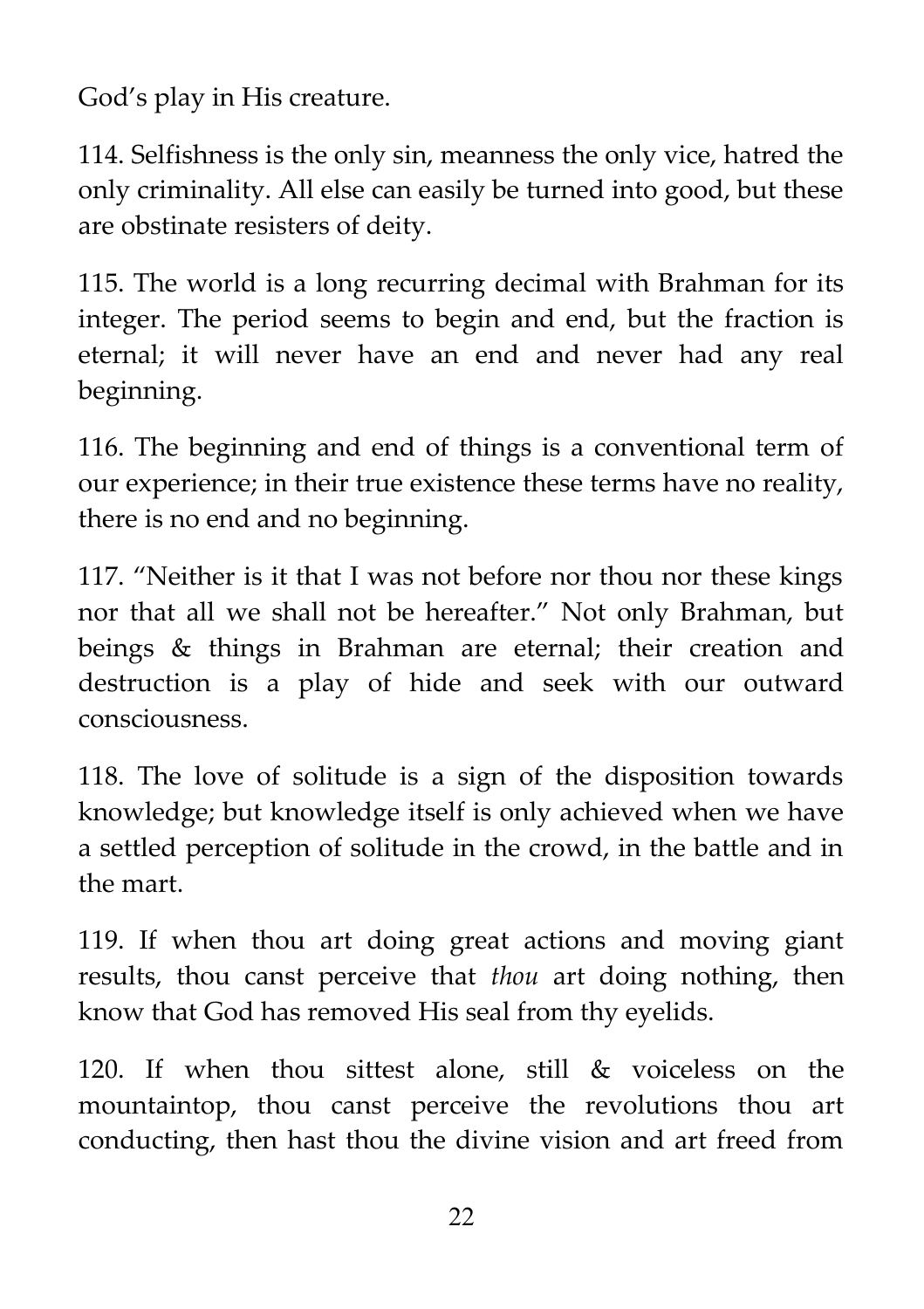God's play in His creature.

114. Selfishness is the only sin, meanness the only vice, hatred the only criminality. All else can easily be turned into good, but these are obstinate resisters of deity.

115. The world is a long recurring decimal with Brahman for its integer. The period seems to begin and end, but the fraction is eternal; it will never have an end and never had any real beginning.

116. The beginning and end of things is a conventional term of our experience; in their true existence these terms have no reality, there is no end and no beginning.

117. "Neither is it that I was not before nor thou nor these kings nor that all we shall not be hereafter." Not only Brahman, but beings & things in Brahman are eternal; their creation and destruction is a play of hide and seek with our outward consciousness.

118. The love of solitude is a sign of the disposition towards knowledge; but knowledge itself is only achieved when we have a settled perception of solitude in the crowd, in the battle and in the mart.

119. If when thou art doing great actions and moving giant results, thou canst perceive that *thou* art doing nothing, then know that God has removed His seal from thy eyelids.

120. If when thou sittest alone, still & voiceless on the mountaintop, thou canst perceive the revolutions thou art conducting, then hast thou the divine vision and art freed from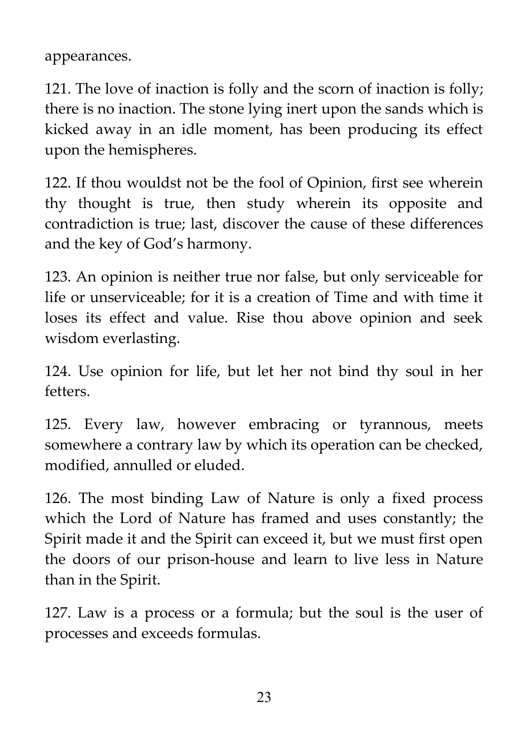appearances.

121. The love of inaction is folly and the scorn of inaction is folly; there is no inaction. The stone lying inert upon the sands which is kicked away in an idle moment, has been producing its effect upon the hemispheres.

122. If thou wouldst not be the fool of Opinion, first see wherein thy thought is true, then study wherein its opposite and contradiction is true; last, discover the cause of these differences and the key of God's harmony.

123. An opinion is neither true nor false, but only serviceable for life or unserviceable; for it is a creation of Time and with time it loses its effect and value. Rise thou above opinion and seek wisdom everlasting.

124. Use opinion for life, but let her not bind thy soul in her fetters.

125. Every law, however embracing or tyrannous, meets somewhere a contrary law by which its operation can be checked, modified, annulled or eluded.

126. The most binding Law of Nature is only a fixed process which the Lord of Nature has framed and uses constantly; the Spirit made it and the Spirit can exceed it, but we must first open the doors of our prison-house and learn to live less in Nature than in the Spirit.

127. Law is a process or a formula; but the soul is the user of processes and exceeds formulas.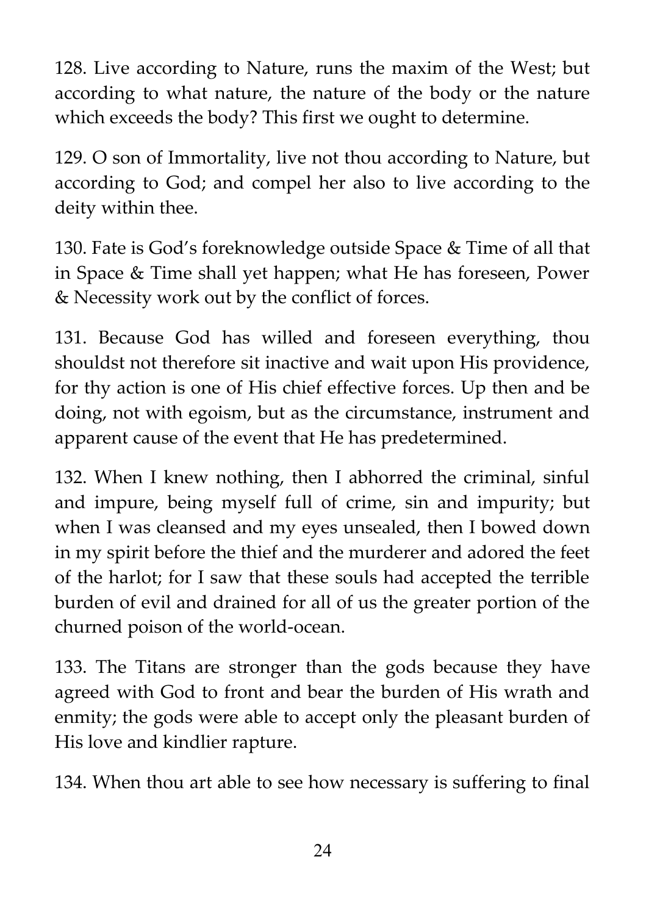128. Live according to Nature, runs the maxim of the West; but according to what nature, the nature of the body or the nature which exceeds the body? This first we ought to determine.

129. O son of Immortality, live not thou according to Nature, but according to God; and compel her also to live according to the deity within thee.

130. Fate is God's foreknowledge outside Space & Time of all that in Space & Time shall yet happen; what He has foreseen, Power & Necessity work out by the conflict of forces.

131. Because God has willed and foreseen everything, thou shouldst not therefore sit inactive and wait upon His providence, for thy action is one of His chief effective forces. Up then and be doing, not with egoism, but as the circumstance, instrument and apparent cause of the event that He has predetermined.

132. When I knew nothing, then I abhorred the criminal, sinful and impure, being myself full of crime, sin and impurity; but when I was cleansed and my eyes unsealed, then I bowed down in my spirit before the thief and the murderer and adored the feet of the harlot; for I saw that these souls had accepted the terrible burden of evil and drained for all of us the greater portion of the churned poison of the world-ocean.

133. The Titans are stronger than the gods because they have agreed with God to front and bear the burden of His wrath and enmity; the gods were able to accept only the pleasant burden of His love and kindlier rapture.

134. When thou art able to see how necessary is suffering to final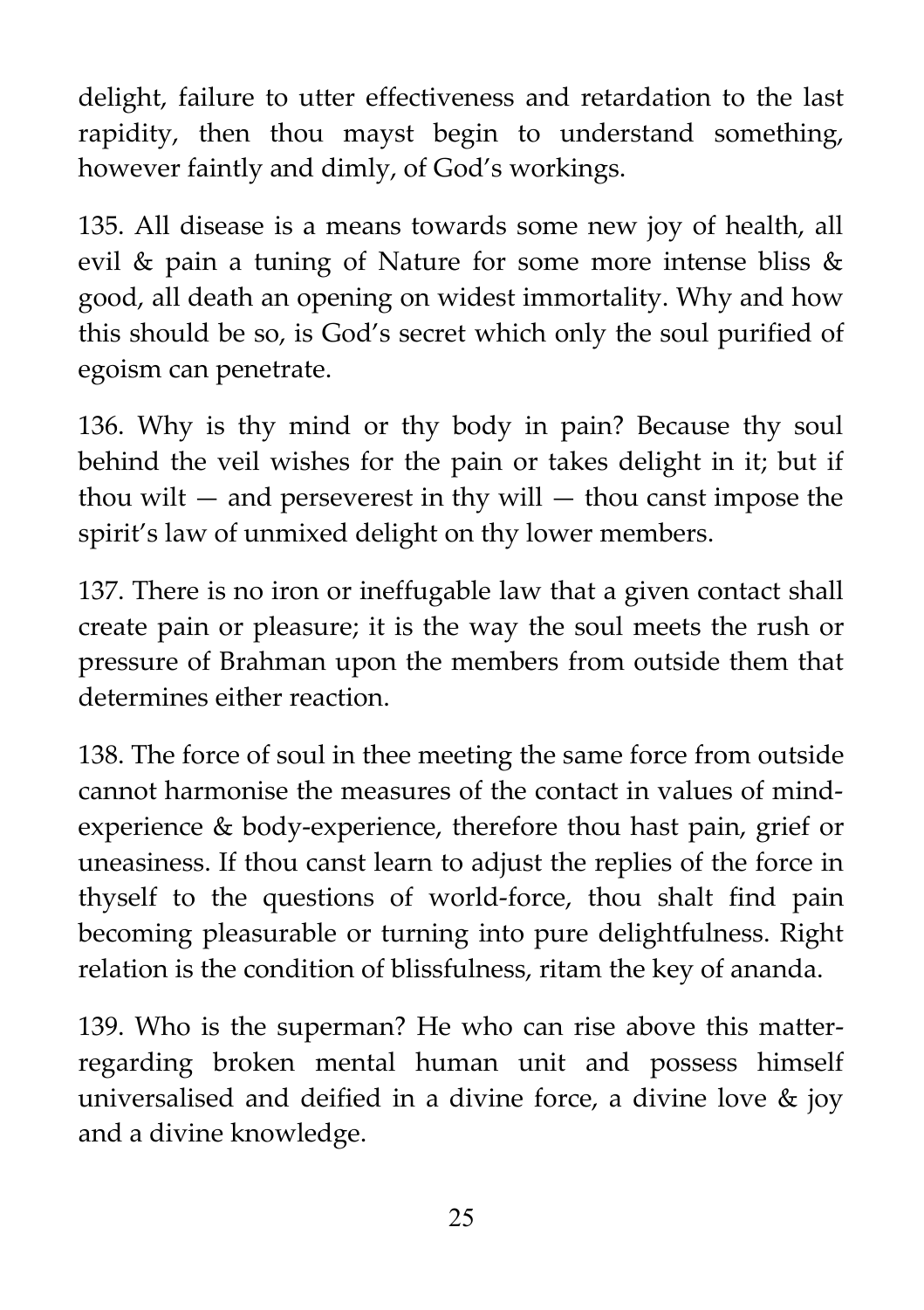delight, failure to utter effectiveness and retardation to the last rapidity, then thou mayst begin to understand something, however faintly and dimly, of God's workings.

135. All disease is a means towards some new joy of health, all evil & pain a tuning of Nature for some more intense bliss & good, all death an opening on widest immortality. Why and how this should be so, is God's secret which only the soul purified of egoism can penetrate.

136. Why is thy mind or thy body in pain? Because thy soul behind the veil wishes for the pain or takes delight in it; but if thou wilt — and perseverest in thy will — thou canst impose the spirit's law of unmixed delight on thy lower members.

137. There is no iron or ineffugable law that a given contact shall create pain or pleasure; it is the way the soul meets the rush or pressure of Brahman upon the members from outside them that determines either reaction.

138. The force of soul in thee meeting the same force from outside cannot harmonise the measures of the contact in values of mind-experience & body-experience, therefore thou hast pain, grief or uneasiness. If thou canst learn to adjust the replies of the force in thyself to the questions of world-force, thou shalt find pain becoming pleasurable or turning into pure delightfulness. Right relation is the condition of blissfulness, ritam the key of ananda.

139. Who is the superman? He who can rise above this matter-regarding broken mental human unit and possess himself universalised and deified in a divine force, a divine love & joy and a divine knowledge.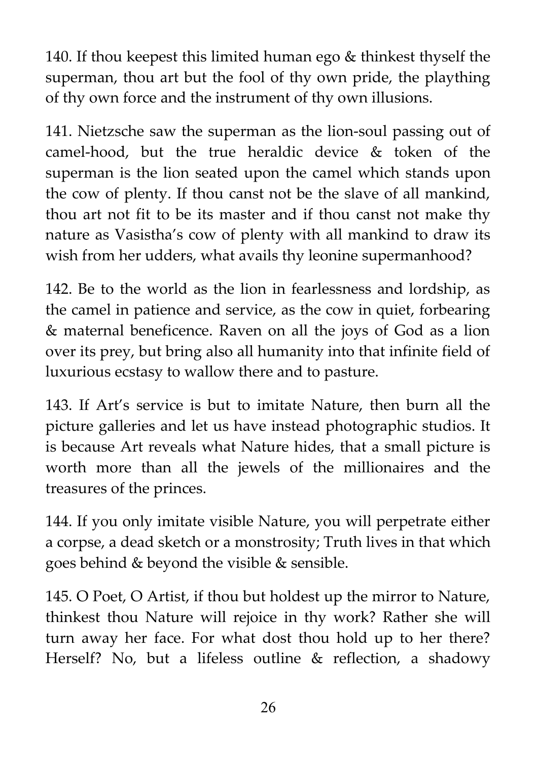140. If thou keepest this limited human ego & thinkest thyself the superman, thou art but the fool of thy own pride, the plaything of thy own force and the instrument of thy own illusions.

141. Nietzsche saw the superman as the lion-soul passing out of camel-hood, but the true heraldic device & token of the superman is the lion seated upon the camel which stands upon the cow of plenty. If thou canst not be the slave of all mankind, thou art not fit to be its master and if thou canst not make thy nature as Vasistha's cow of plenty with all mankind to draw its wish from her udders, what avails thy leonine supermanhood?

142. Be to the world as the lion in fearlessness and lordship, as the camel in patience and service, as the cow in quiet, forbearing & maternal beneficence. Raven on all the joys of God as a lion over its prey, but bring also all humanity into that infinite field of luxurious ecstasy to wallow there and to pasture.

143. If Art's service is but to imitate Nature, then burn all the picture galleries and let us have instead photographic studios. It is because Art reveals what Nature hides, that a small picture is worth more than all the jewels of the millionaires and the treasures of the princes.

144. If you only imitate visible Nature, you will perpetrate either a corpse, a dead sketch or a monstrosity; Truth lives in that which goes behind & beyond the visible & sensible.

145. O Poet, O Artist, if thou but holdest up the mirror to Nature, thinkest thou Nature will rejoice in thy work? Rather she will turn away her face. For what dost thou hold up to her there? Herself? No, but a lifeless outline & reflection, a shadowy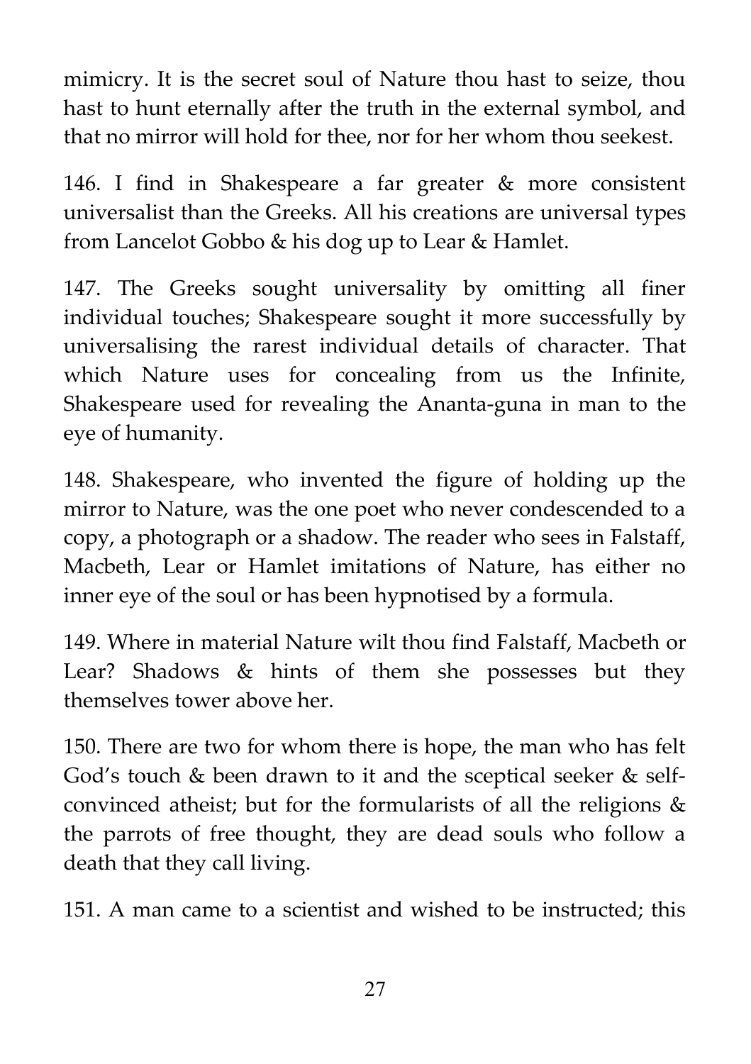mimicry. It is the secret soul of Nature thou hast to seize, thou hast to hunt eternally after the truth in the external symbol, and that no mirror will hold for thee, nor for her whom thou seekest.

146. I find in Shakespeare a far greater & more consistent universalist than the Greeks. All his creations are universal types from Lancelot Gobbo & his dog up to Lear & Hamlet.

147. The Greeks sought universality by omitting all finer individual touches; Shakespeare sought it more successfully by universalising the rarest individual details of character. That which Nature uses for concealing from us the Infinite, Shakespeare used for revealing the Ananta-guna in man to the eye of humanity.

148. Shakespeare, who invented the figure of holding up the mirror to Nature, was the one poet who never condescended to a copy, a photograph or a shadow. The reader who sees in Falstaff, Macbeth, Lear or Hamlet imitations of Nature, has either no inner eye of the soul or has been hypnotised by a formula.

149. Where in material Nature wilt thou find Falstaff, Macbeth or Lear? Shadows & hints of them she possesses but they themselves tower above her.

150. There are two for whom there is hope, the man who has felt God's touch & been drawn to it and the sceptical seeker & self-convinced atheist; but for the formularists of all the religions & the parrots of free thought, they are dead souls who follow a death that they call living.

151. A man came to a scientist and wished to be instructed; this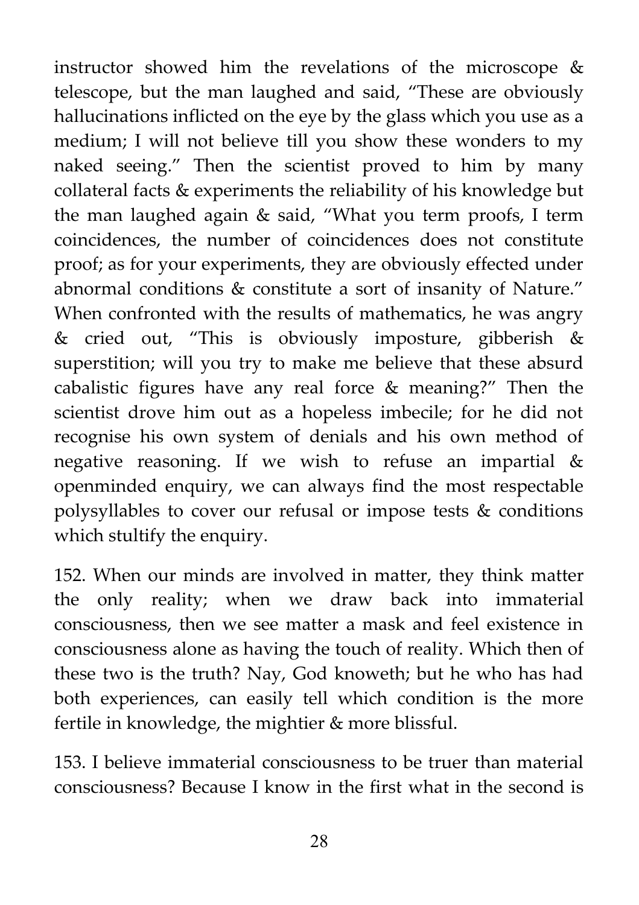instructor showed him the revelations of the microscope & telescope, but the man laughed and said, "These are obviously hallucinations inflicted on the eye by the glass which you use as a medium; I will not believe till you show these wonders to my naked seeing." Then the scientist proved to him by many collateral facts & experiments the reliability of his knowledge but the man laughed again & said, "What you term proofs, I term coincidences, the number of coincidences does not constitute proof; as for your experiments, they are obviously effected under abnormal conditions & constitute a sort of insanity of Nature." When confronted with the results of mathematics, he was angry & cried out, "This is obviously imposture, gibberish & superstition; will you try to make me believe that these absurd cabalistic figures have any real force & meaning?" Then the scientist drove him out as a hopeless imbecile; for he did not recognise his own system of denials and his own method of negative reasoning. If we wish to refuse an impartial & openminded enquiry, we can always find the most respectable polysyllables to cover our refusal or impose tests & conditions which stultify the enquiry.

152. When our minds are involved in matter, they think matter the only reality; when we draw back into immaterial consciousness, then we see matter a mask and feel existence in consciousness alone as having the touch of reality. Which then of these two is the truth? Nay, God knoweth; but he who has had both experiences, can easily tell which condition is the more fertile in knowledge, the mightier & more blissful.

153. I believe immaterial consciousness to be truer than material consciousness? Because I know in the first what in the second is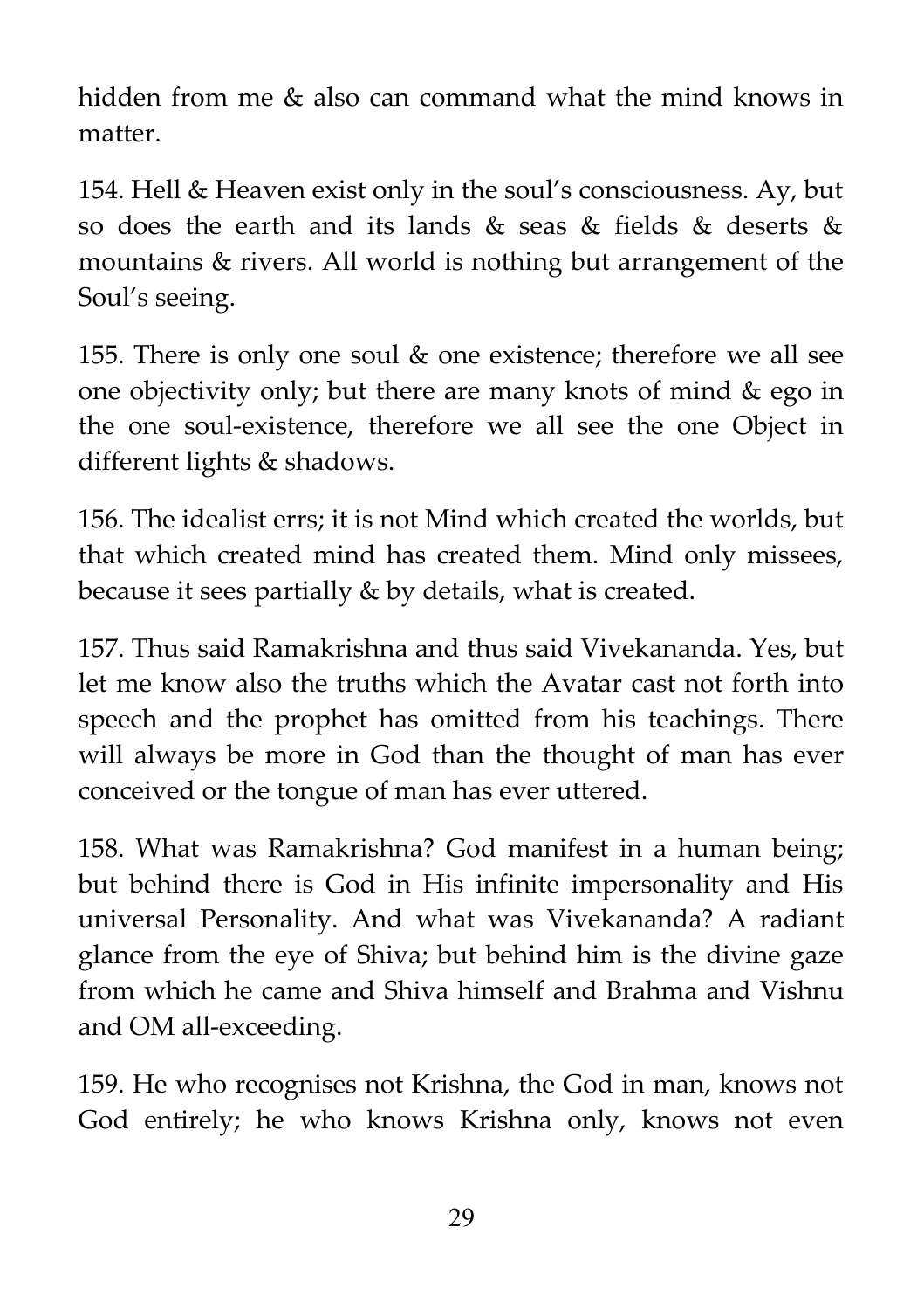hidden from me & also can command what the mind knows in matter.

154. Hell & Heaven exist only in the soul's consciousness. Ay, but so does the earth and its lands & seas & fields & deserts & mountains & rivers. All world is nothing but arrangement of the Soul's seeing.

155. There is only one soul & one existence; therefore we all see one objectivity only; but there are many knots of mind & ego in the one soul-existence, therefore we all see the one Object in different lights & shadows.

156. The idealist errs; it is not Mind which created the worlds, but that which created mind has created them. Mind only missees, because it sees partially & by details, what is created.

157. Thus said Ramakrishna and thus said Vivekananda. Yes, but let me know also the truths which the Avatar cast not forth into speech and the prophet has omitted from his teachings. There will always be more in God than the thought of man has ever conceived or the tongue of man has ever uttered.

158. What was Ramakrishna? God manifest in a human being; but behind there is God in His infinite impersonality and His universal Personality. And what was Vivekananda? A radiant glance from the eye of Shiva; but behind him is the divine gaze from which he came and Shiva himself and Brahma and Vishnu and OM all-exceeding.

159. He who recognises not Krishna, the God in man, knows not God entirely; he who knows Krishna only, knows not even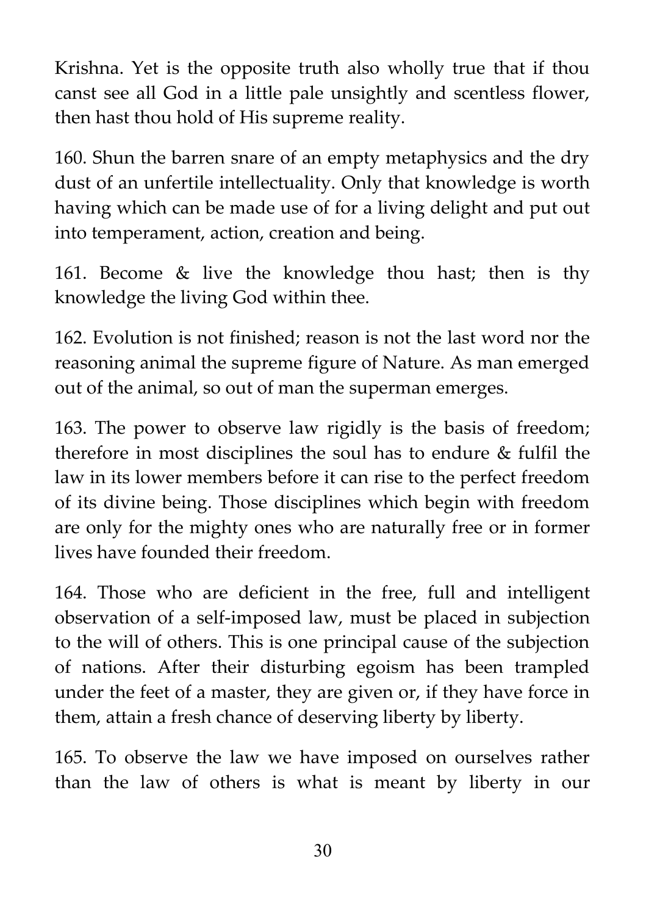Krishna. Yet is the opposite truth also wholly true that if thou canst see all God in a little pale unsightly and scentless flower, then hast thou hold of His supreme reality.

160. Shun the barren snare of an empty metaphysics and the dry dust of an unfertile intellectuality. Only that knowledge is worth having which can be made use of for a living delight and put out into temperament, action, creation and being.

161. Become & live the knowledge thou hast; then is thy knowledge the living God within thee.

162. Evolution is not finished; reason is not the last word nor the reasoning animal the supreme figure of Nature. As man emerged out of the animal, so out of man the superman emerges.

163. The power to observe law rigidly is the basis of freedom; therefore in most disciplines the soul has to endure & fulfil the law in its lower members before it can rise to the perfect freedom of its divine being. Those disciplines which begin with freedom are only for the mighty ones who are naturally free or in former lives have founded their freedom.

164. Those who are deficient in the free, full and intelligent observation of a self-imposed law, must be placed in subjection to the will of others. This is one principal cause of the subjection of nations. After their disturbing egoism has been trampled under the feet of a master, they are given or, if they have force in them, attain a fresh chance of deserving liberty by liberty.

165. To observe the law we have imposed on ourselves rather than the law of others is what is meant by liberty in our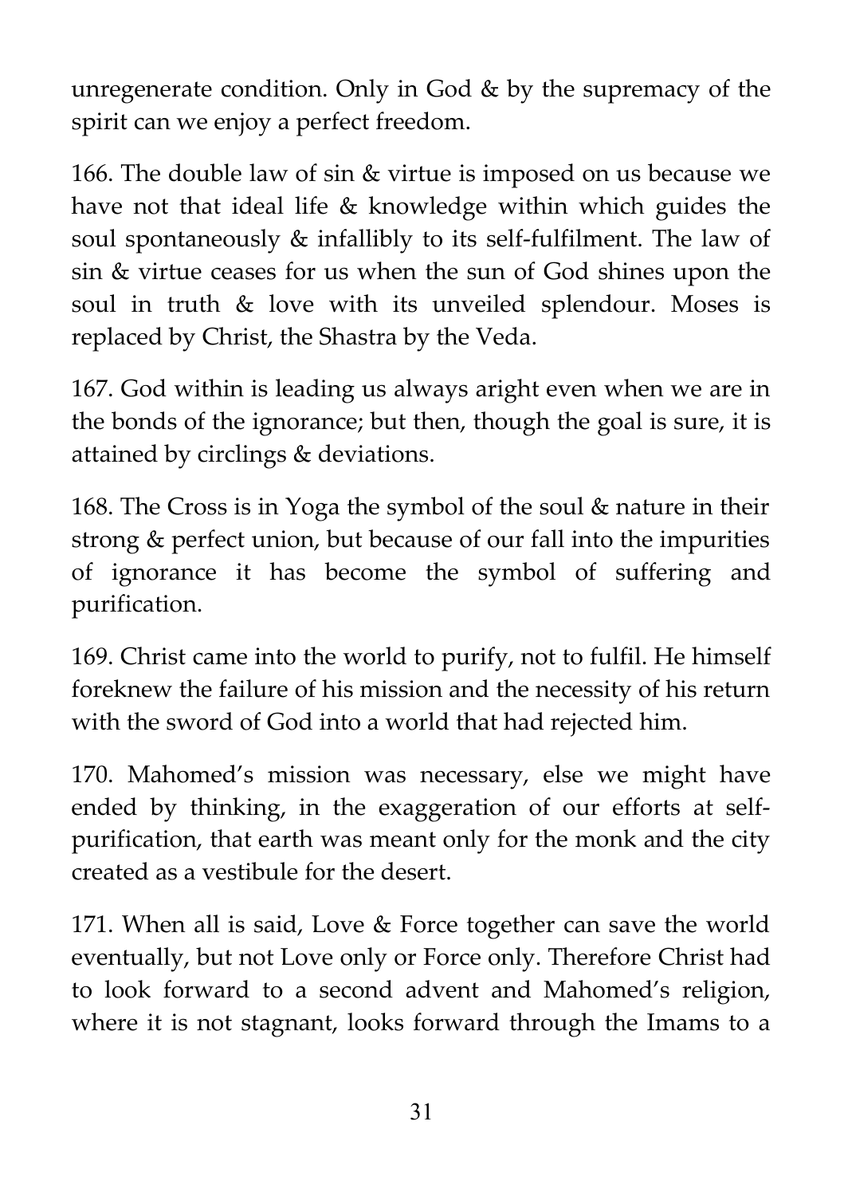unregenerate condition. Only in God & by the supremacy of the spirit can we enjoy a perfect freedom.

166. The double law of sin & virtue is imposed on us because we have not that ideal life & knowledge within which guides the soul spontaneously & infallibly to its self-fulfilment. The law of sin & virtue ceases for us when the sun of God shines upon the soul in truth & love with its unveiled splendour. Moses is replaced by Christ, the Shastra by the Veda.

167. God within is leading us always aright even when we are in the bonds of the ignorance; but then, though the goal is sure, it is attained by circlings & deviations.

168. The Cross is in Yoga the symbol of the soul & nature in their strong & perfect union, but because of our fall into the impurities of ignorance it has become the symbol of suffering and purification.

169. Christ came into the world to purify, not to fulfil. He himself foreknew the failure of his mission and the necessity of his return with the sword of God into a world that had rejected him.

170. Mahomed's mission was necessary, else we might have ended by thinking, in the exaggeration of our efforts at self-purification, that earth was meant only for the monk and the city created as a vestibule for the desert.

171. When all is said, Love & Force together can save the world eventually, but not Love only or Force only. Therefore Christ had to look forward to a second advent and Mahomed's religion, where it is not stagnant, looks forward through the Imams to a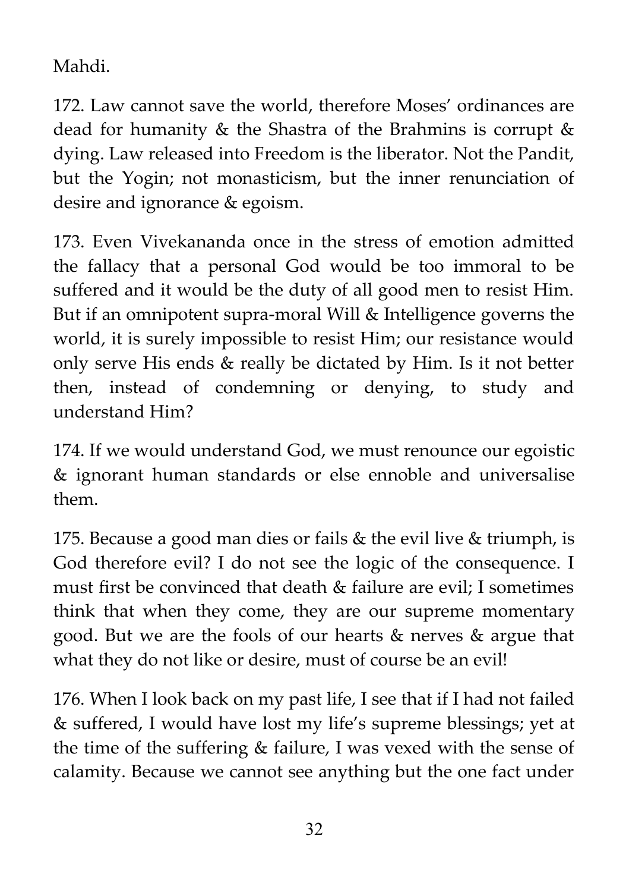Mahdi.

172. Law cannot save the world, therefore Moses' ordinances are dead for humanity & the Shastra of the Brahmins is corrupt & dying. Law released into Freedom is the liberator. Not the Pandit, but the Yogin; not monasticism, but the inner renunciation of desire and ignorance & egoism.

173. Even Vivekananda once in the stress of emotion admitted the fallacy that a personal God would be too immoral to be suffered and it would be the duty of all good men to resist Him. But if an omnipotent supra-moral Will & Intelligence governs the world, it is surely impossible to resist Him; our resistance would only serve His ends & really be dictated by Him. Is it not better then, instead of condemning or denying, to study and understand Him?

174. If we would understand God, we must renounce our egoistic & ignorant human standards or else ennoble and universalise them.

175. Because a good man dies or fails & the evil live & triumph, is God therefore evil? I do not see the logic of the consequence. I must first be convinced that death & failure are evil; I sometimes think that when they come, they are our supreme momentary good. But we are the fools of our hearts & nerves & argue that what they do not like or desire, must of course be an evil!

176. When I look back on my past life, I see that if I had not failed & suffered, I would have lost my life's supreme blessings; yet at the time of the suffering & failure, I was vexed with the sense of calamity. Because we cannot see anything but the one fact under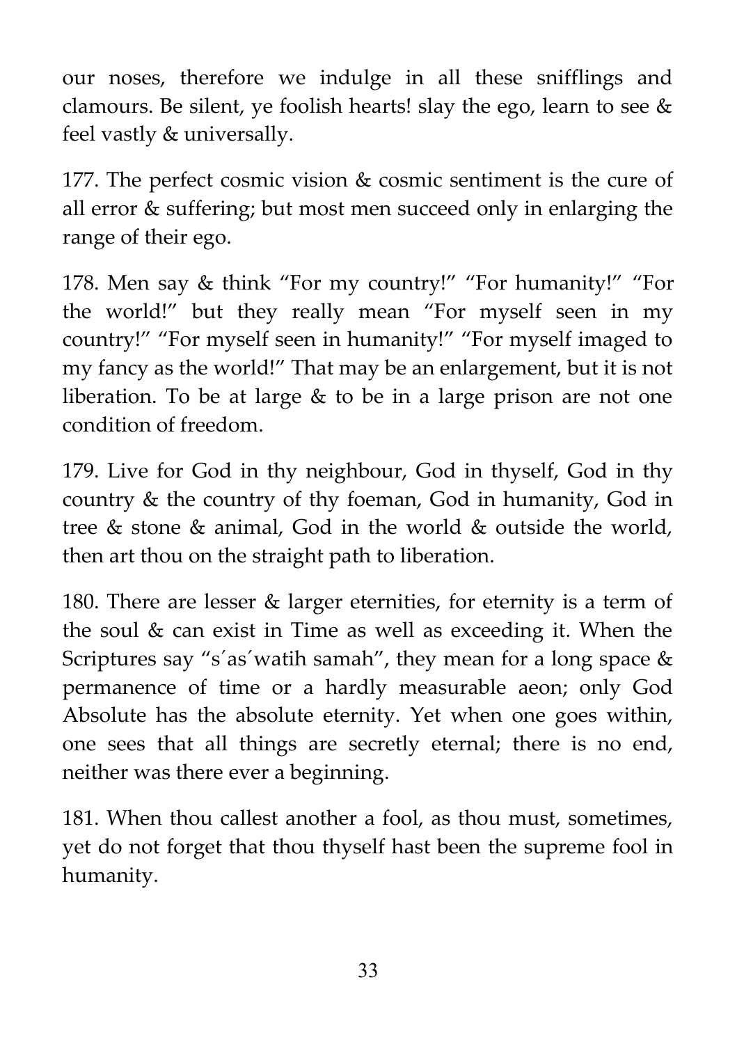our noses, therefore we indulge in all these snifflings and clamours. Be silent, ye foolish hearts! slay the ego, learn to see & feel vastly & universally.

177. The perfect cosmic vision & cosmic sentiment is the cure of all error & suffering; but most men succeed only in enlarging the range of their ego.

178. Men say & think "For my country!" "For humanity!" "For the world!" but they really mean "For myself seen in my country!" "For myself seen in humanity!" "For myself imaged to my fancy as the world!" That may be an enlargement, but it is not liberation. To be at large & to be in a large prison are not one condition of freedom.

179. Live for God in thy neighbour, God in thyself, God in thy country & the country of thy foeman, God in humanity, God in tree & stone & animal, God in the world & outside the world, then art thou on the straight path to liberation.

180. There are lesser & larger eternities, for eternity is a term of the soul & can exist in Time as well as exceeding it. When the Scriptures say "s´as´watih samah", they mean for a long space & permanence of time or a hardly measurable aeon; only God Absolute has the absolute eternity. Yet when one goes within, one sees that all things are secretly eternal; there is no end, neither was there ever a beginning.

181. When thou callest another a fool, as thou must, sometimes, yet do not forget that thou thyself hast been the supreme fool in humanity.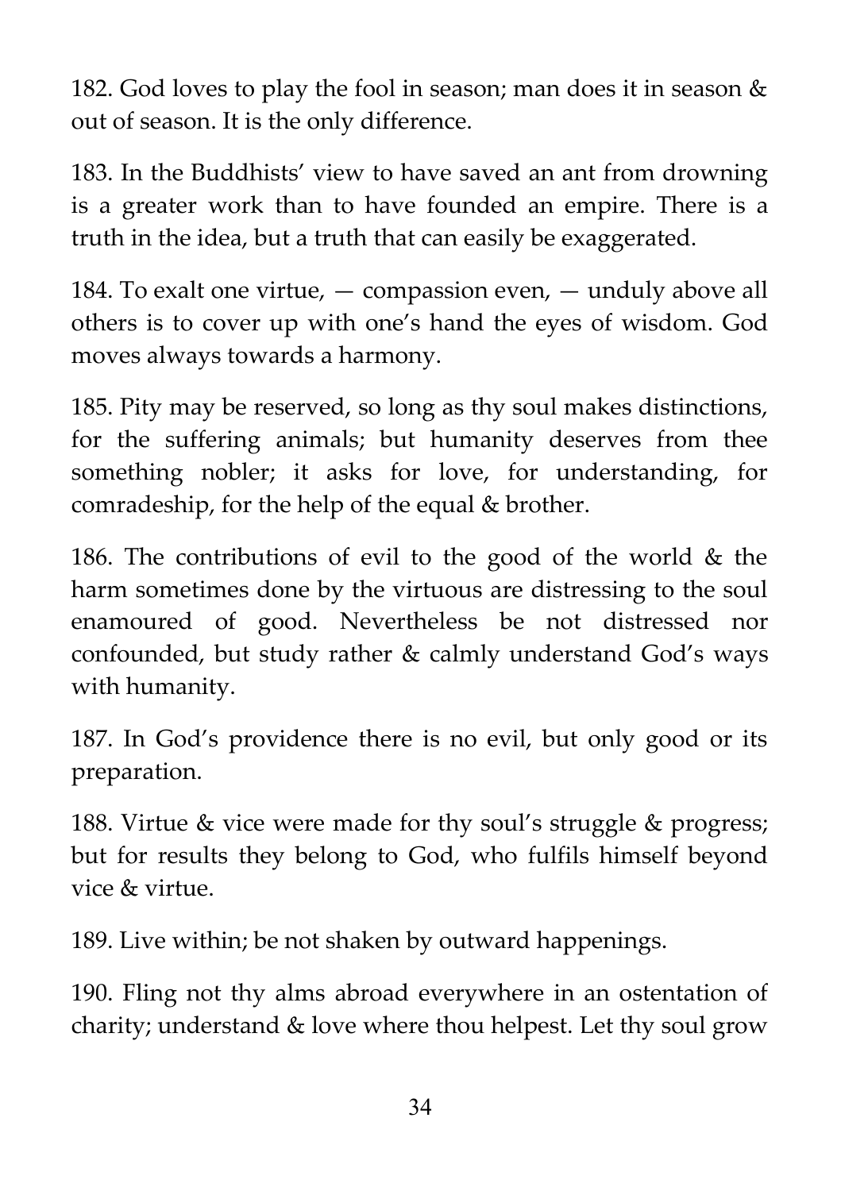182. God loves to play the fool in season; man does it in season & out of season. It is the only difference.

183. In the Buddhists' view to have saved an ant from drowning is a greater work than to have founded an empire. There is a truth in the idea, but a truth that can easily be exaggerated.

184. To exalt one virtue, — compassion even, — unduly above all others is to cover up with one's hand the eyes of wisdom. God moves always towards a harmony.

185. Pity may be reserved, so long as thy soul makes distinctions, for the suffering animals; but humanity deserves from thee something nobler; it asks for love, for understanding, for comradeship, for the help of the equal & brother.

186. The contributions of evil to the good of the world & the harm sometimes done by the virtuous are distressing to the soul enamoured of good. Nevertheless be not distressed nor confounded, but study rather & calmly understand God's ways with humanity.

187. In God's providence there is no evil, but only good or its preparation.

188. Virtue & vice were made for thy soul's struggle & progress; but for results they belong to God, who fulfils himself beyond vice & virtue.

189. Live within; be not shaken by outward happenings.

190. Fling not thy alms abroad everywhere in an ostentation of charity; understand & love where thou helpest. Let thy soul grow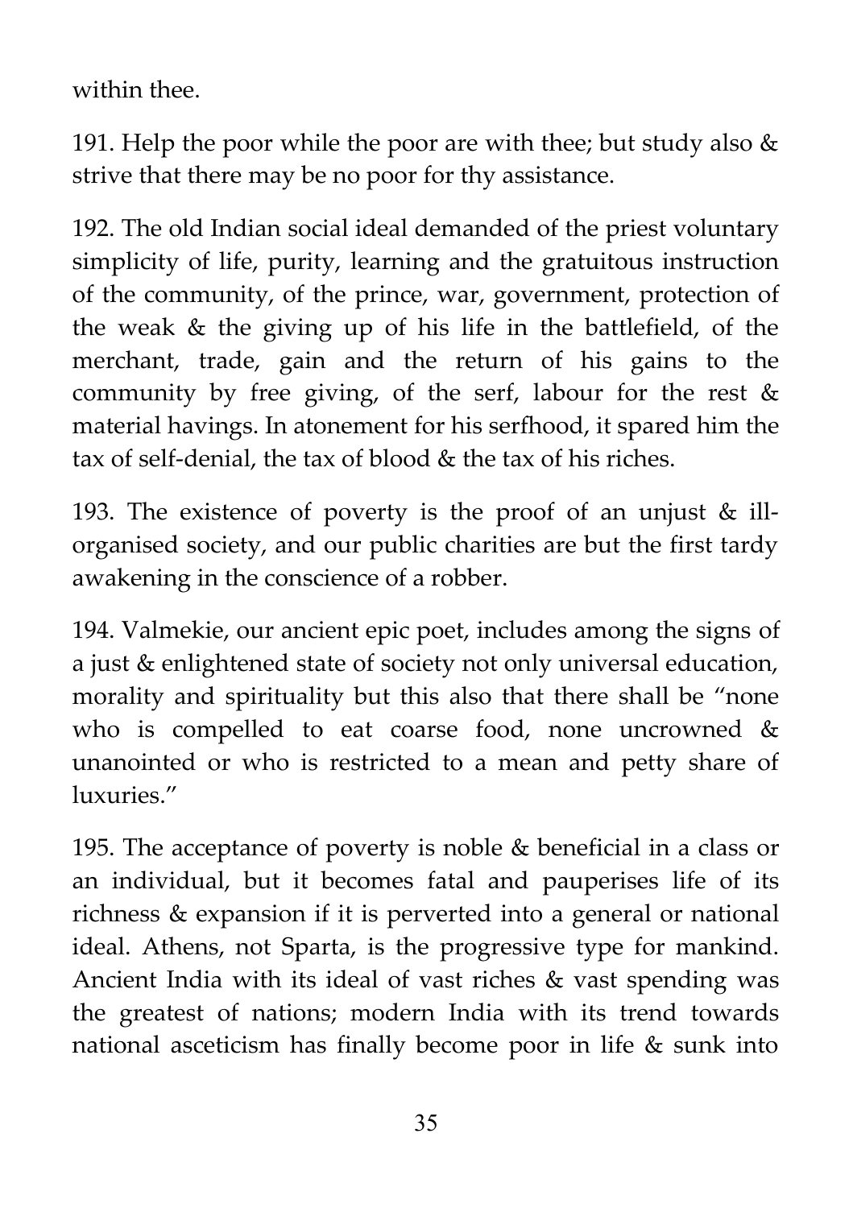within thee.

191. Help the poor while the poor are with thee; but study also & strive that there may be no poor for thy assistance.

192. The old Indian social ideal demanded of the priest voluntary simplicity of life, purity, learning and the gratuitous instruction of the community, of the prince, war, government, protection of the weak & the giving up of his life in the battlefield, of the merchant, trade, gain and the return of his gains to the community by free giving, of the serf, labour for the rest & material havings. In atonement for his serfhood, it spared him the tax of self-denial, the tax of blood & the tax of his riches.

193. The existence of poverty is the proof of an unjust & ill-organised society, and our public charities are but the first tardy awakening in the conscience of a robber.

194. Valmekie, our ancient epic poet, includes among the signs of a just & enlightened state of society not only universal education, morality and spirituality but this also that there shall be "none who is compelled to eat coarse food, none uncrowned & unanointed or who is restricted to a mean and petty share of luxuries."

195. The acceptance of poverty is noble & beneficial in a class or an individual, but it becomes fatal and pauperises life of its richness & expansion if it is perverted into a general or national ideal. Athens, not Sparta, is the progressive type for mankind. Ancient India with its ideal of vast riches & vast spending was the greatest of nations; modern India with its trend towards national asceticism has finally become poor in life & sunk into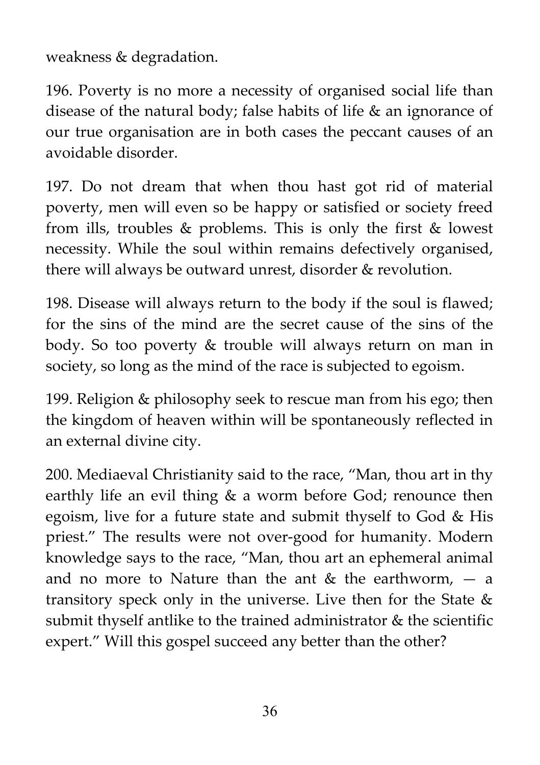weakness & degradation.

196. Poverty is no more a necessity of organised social life than disease of the natural body; false habits of life & an ignorance of our true organisation are in both cases the peccant causes of an avoidable disorder.

197. Do not dream that when thou hast got rid of material poverty, men will even so be happy or satisfied or society freed from ills, troubles & problems. This is only the first & lowest necessity. While the soul within remains defectively organised, there will always be outward unrest, disorder & revolution.

198. Disease will always return to the body if the soul is flawed; for the sins of the mind are the secret cause of the sins of the body. So too poverty & trouble will always return on man in society, so long as the mind of the race is subjected to egoism.

199. Religion & philosophy seek to rescue man from his ego; then the kingdom of heaven within will be spontaneously reflected in an external divine city.

200. Mediaeval Christianity said to the race, "Man, thou art in thy earthly life an evil thing & a worm before God; renounce then egoism, live for a future state and submit thyself to God & His priest." The results were not over-good for humanity. Modern knowledge says to the race, "Man, thou art an ephemeral animal and no more to Nature than the ant & the earthworm, — a transitory speck only in the universe. Live then for the State & submit thyself antlike to the trained administrator & the scientific expert." Will this gospel succeed any better than the other?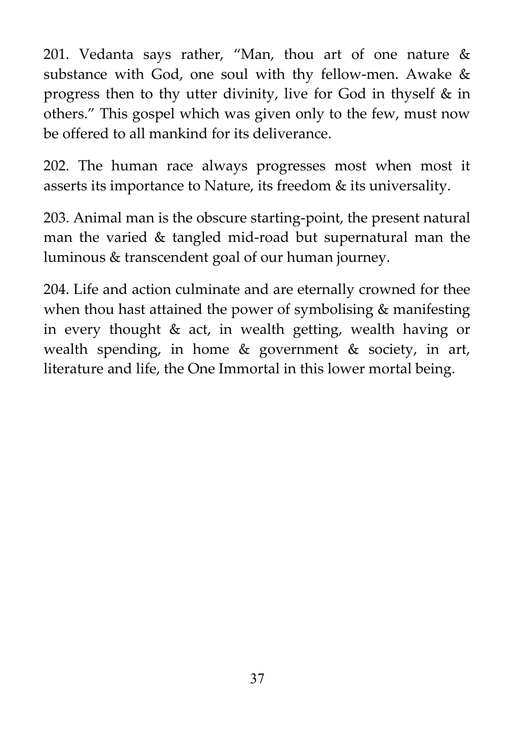201. Vedanta says rather, "Man, thou art of one nature & substance with God, one soul with thy fellow-men. Awake & progress then to thy utter divinity, live for God in thyself & in others." This gospel which was given only to the few, must now be offered to all mankind for its deliverance.

202. The human race always progresses most when most it asserts its importance to Nature, its freedom & its universality.

203. Animal man is the obscure starting-point, the present natural man the varied & tangled mid-road but supernatural man the luminous & transcendent goal of our human journey.

204. Life and action culminate and are eternally crowned for thee when thou hast attained the power of symbolising & manifesting in every thought & act, in wealth getting, wealth having or wealth spending, in home & government & society, in art, literature and life, the One Immortal in this lower mortal being.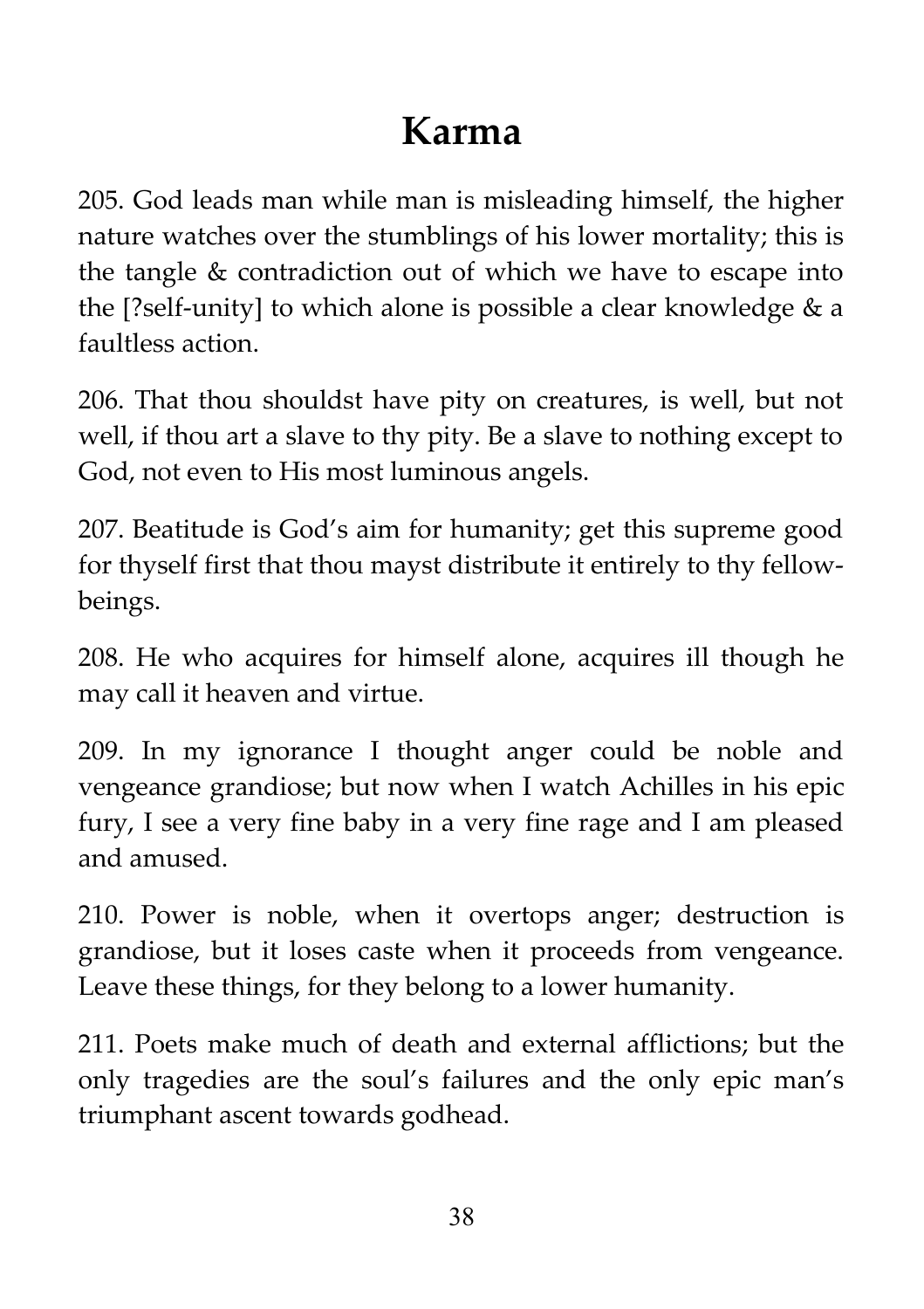# Karma

205. God leads man while man is misleading himself, the higher nature watches over the stumblings of his lower mortality; this is the tangle & contradiction out of which we have to escape into the [?self-unity] to which alone is possible a clear knowledge & a faultless action.

206. That thou shouldst have pity on creatures, is well, but not well, if thou art a slave to thy pity. Be a slave to nothing except to God, not even to His most luminous angels.

207. Beatitude is God's aim for humanity; get this supreme good for thyself first that thou mayst distribute it entirely to thy fellow-beings.

208. He who acquires for himself alone, acquires ill though he may call it heaven and virtue.

209. In my ignorance I thought anger could be noble and vengeance grandiose; but now when I watch Achilles in his epic fury, I see a very fine baby in a very fine rage and I am pleased and amused.

210. Power is noble, when it overtops anger; destruction is grandiose, but it loses caste when it proceeds from vengeance. Leave these things, for they belong to a lower humanity.

211. Poets make much of death and external afflictions; but the only tragedies are the soul's failures and the only epic man's triumphant ascent towards godhead.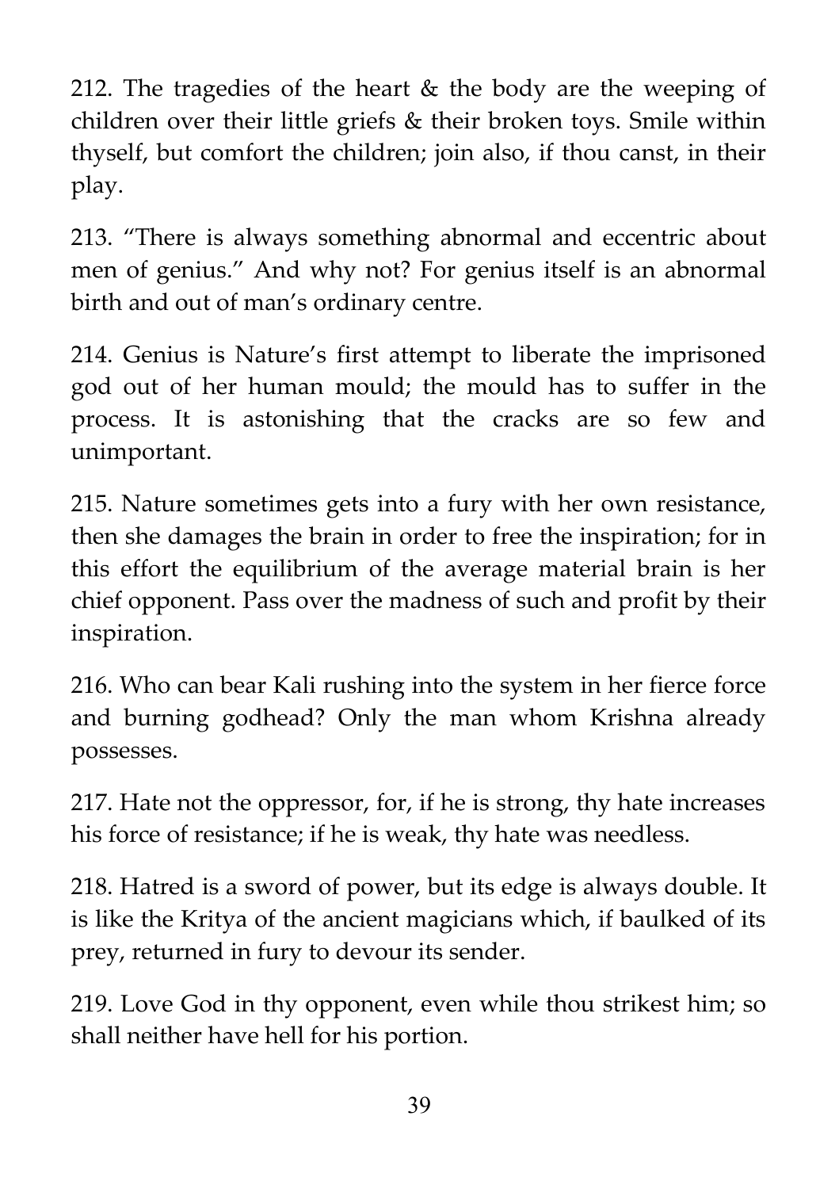212. The tragedies of the heart & the body are the weeping of children over their little griefs & their broken toys. Smile within thyself, but comfort the children; join also, if thou canst, in their play.

213. "There is always something abnormal and eccentric about men of genius." And why not? For genius itself is an abnormal birth and out of man's ordinary centre.

214. Genius is Nature's first attempt to liberate the imprisoned god out of her human mould; the mould has to suffer in the process. It is astonishing that the cracks are so few and unimportant.

215. Nature sometimes gets into a fury with her own resistance, then she damages the brain in order to free the inspiration; for in this effort the equilibrium of the average material brain is her chief opponent. Pass over the madness of such and profit by their inspiration.

216. Who can bear Kali rushing into the system in her fierce force and burning godhead? Only the man whom Krishna already possesses.

217. Hate not the oppressor, for, if he is strong, thy hate increases his force of resistance; if he is weak, thy hate was needless.

218. Hatred is a sword of power, but its edge is always double. It is like the Kritya of the ancient magicians which, if baulked of its prey, returned in fury to devour its sender.

219. Love God in thy opponent, even while thou strikest him; so shall neither have hell for his portion.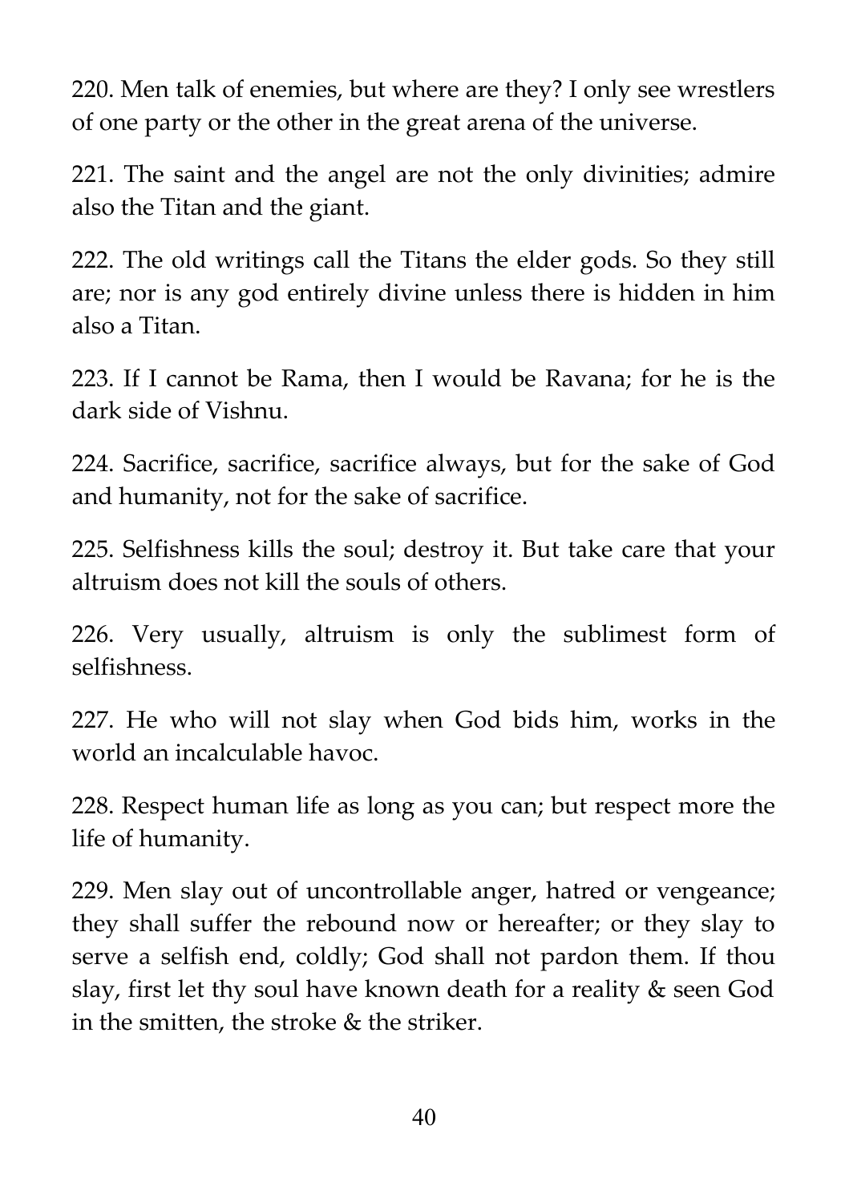220. Men talk of enemies, but where are they? I only see wrestlers of one party or the other in the great arena of the universe.

221. The saint and the angel are not the only divinities; admire also the Titan and the giant.

222. The old writings call the Titans the elder gods. So they still are; nor is any god entirely divine unless there is hidden in him also a Titan.

223. If I cannot be Rama, then I would be Ravana; for he is the dark side of Vishnu.

224. Sacrifice, sacrifice, sacrifice always, but for the sake of God and humanity, not for the sake of sacrifice.

225. Selfishness kills the soul; destroy it. But take care that your altruism does not kill the souls of others.

226. Very usually, altruism is only the sublimest form of selfishness.

227. He who will not slay when God bids him, works in the world an incalculable havoc.

228. Respect human life as long as you can; but respect more the life of humanity.

229. Men slay out of uncontrollable anger, hatred or vengeance; they shall suffer the rebound now or hereafter; or they slay to serve a selfish end, coldly; God shall not pardon them. If thou slay, first let thy soul have known death for a reality & seen God in the smitten, the stroke & the striker.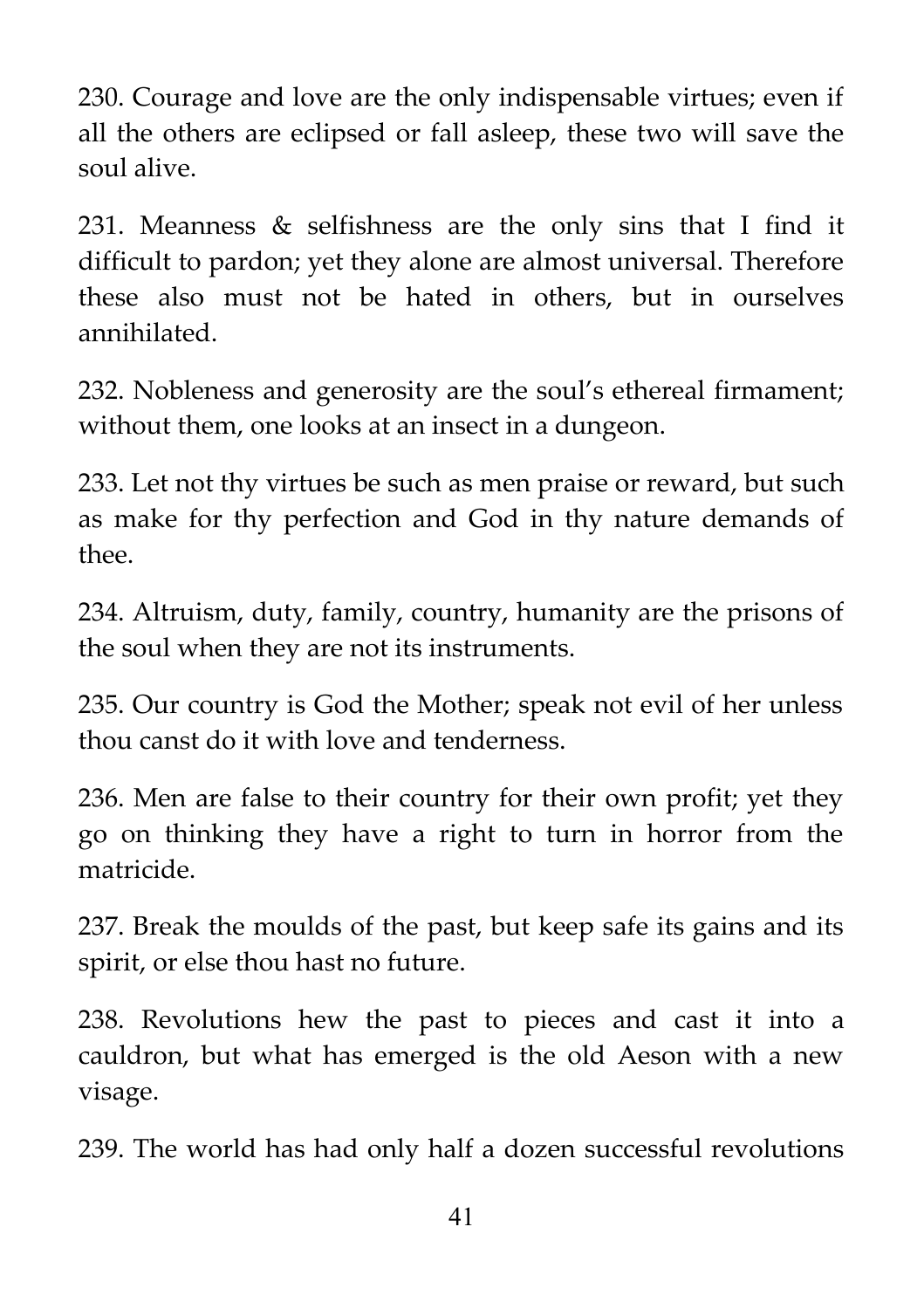230. Courage and love are the only indispensable virtues; even if all the others are eclipsed or fall asleep, these two will save the soul alive.

231. Meanness & selfishness are the only sins that I find it difficult to pardon; yet they alone are almost universal. Therefore these also must not be hated in others, but in ourselves annihilated.

232. Nobleness and generosity are the soul's ethereal firmament; without them, one looks at an insect in a dungeon.

233. Let not thy virtues be such as men praise or reward, but such as make for thy perfection and God in thy nature demands of thee.

234. Altruism, duty, family, country, humanity are the prisons of the soul when they are not its instruments.

235. Our country is God the Mother; speak not evil of her unless thou canst do it with love and tenderness.

236. Men are false to their country for their own profit; yet they go on thinking they have a right to turn in horror from the matricide.

237. Break the moulds of the past, but keep safe its gains and its spirit, or else thou hast no future.

238. Revolutions hew the past to pieces and cast it into a cauldron, but what has emerged is the old Aeson with a new visage.

239. The world has had only half a dozen successful revolutions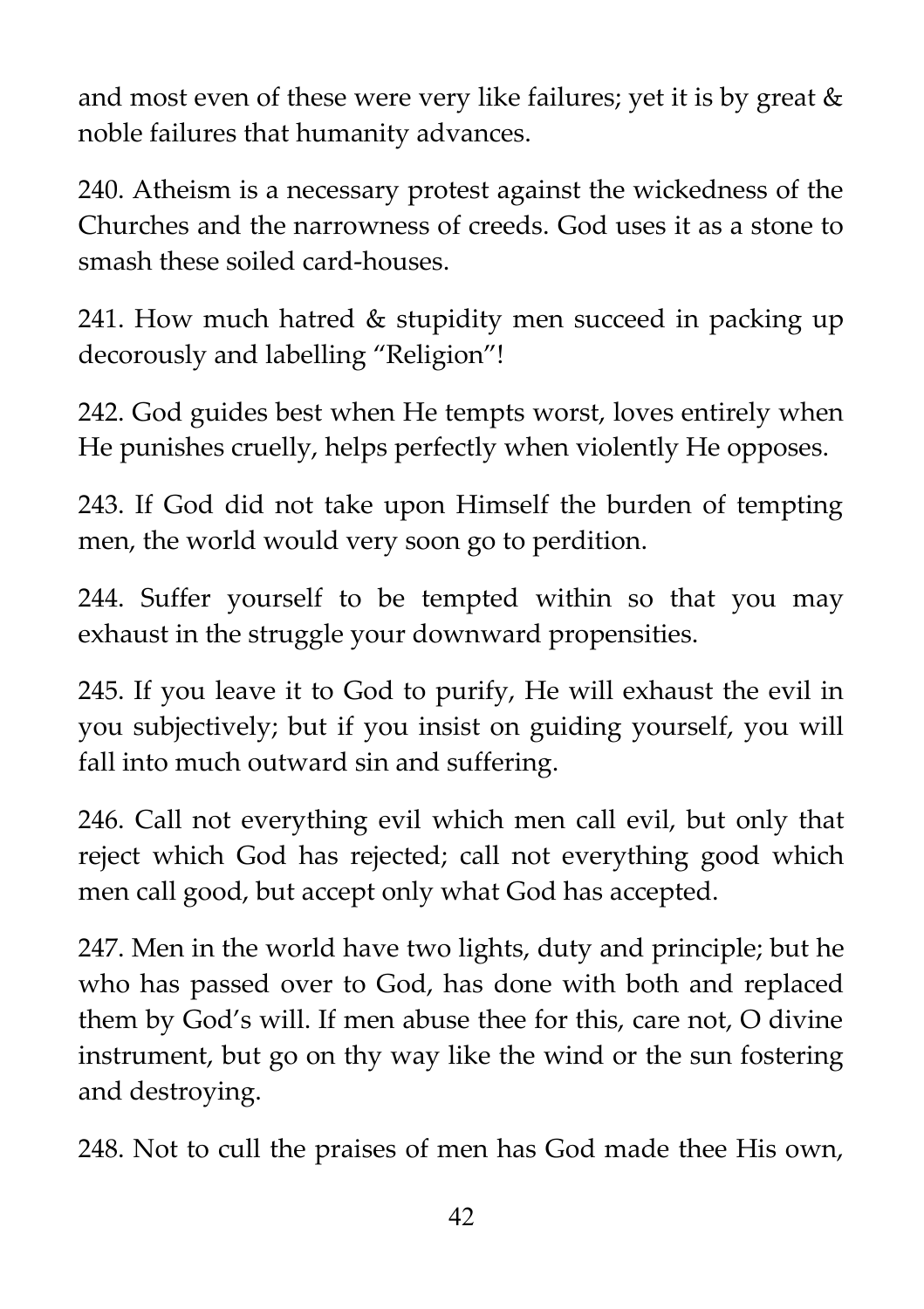and most even of these were very like failures; yet it is by great & noble failures that humanity advances.

240. Atheism is a necessary protest against the wickedness of the Churches and the narrowness of creeds. God uses it as a stone to smash these soiled card-houses.

241. How much hatred & stupidity men succeed in packing up decorously and labelling "Religion"!

242. God guides best when He tempts worst, loves entirely when He punishes cruelly, helps perfectly when violently He opposes.

243. If God did not take upon Himself the burden of tempting men, the world would very soon go to perdition.

244. Suffer yourself to be tempted within so that you may exhaust in the struggle your downward propensities.

245. If you leave it to God to purify, He will exhaust the evil in you subjectively; but if you insist on guiding yourself, you will fall into much outward sin and suffering.

246. Call not everything evil which men call evil, but only that reject which God has rejected; call not everything good which men call good, but accept only what God has accepted.

247. Men in the world have two lights, duty and principle; but he who has passed over to God, has done with both and replaced them by God's will. If men abuse thee for this, care not, O divine instrument, but go on thy way like the wind or the sun fostering and destroying.

248. Not to cull the praises of men has God made thee His own,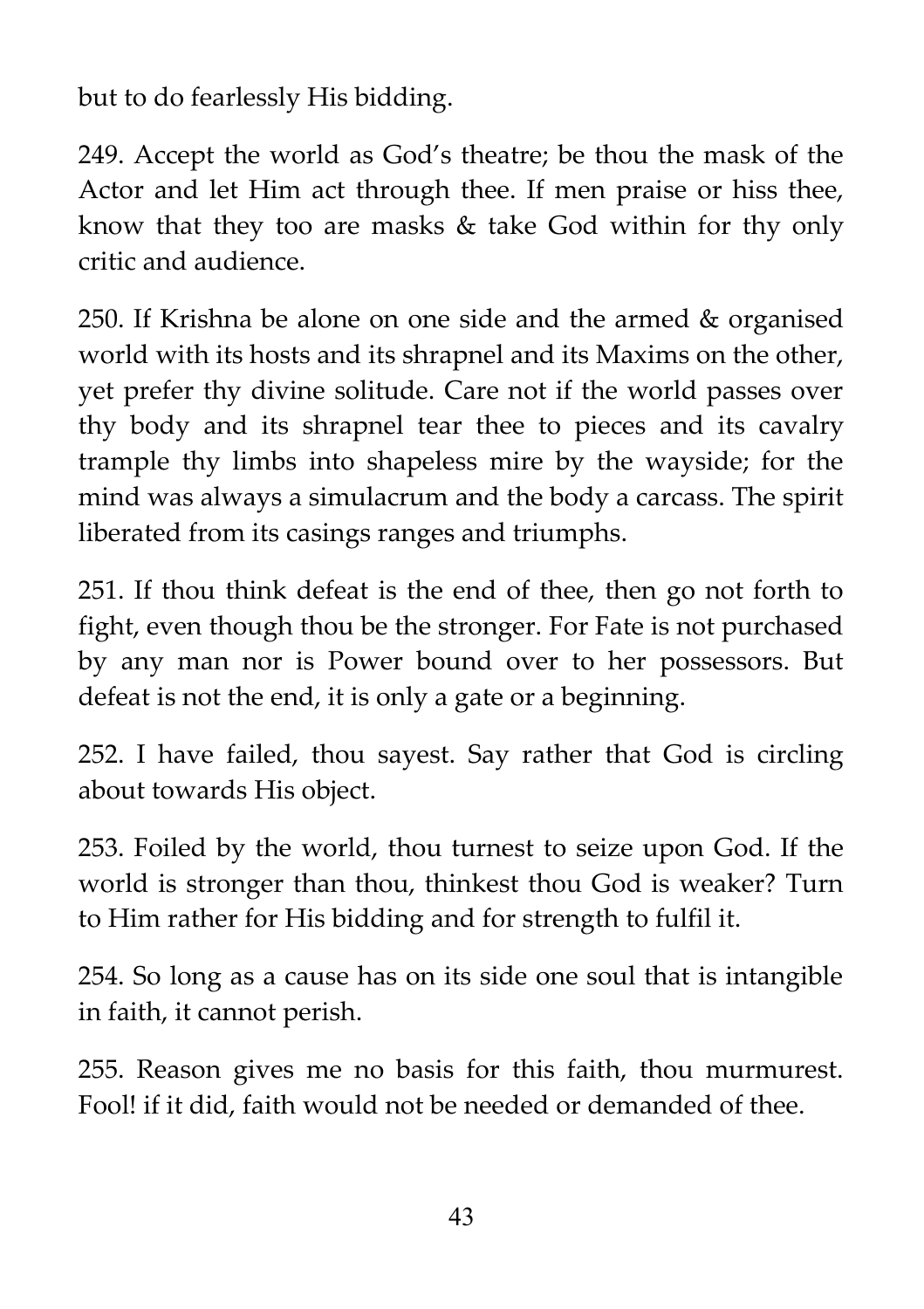but to do fearlessly His bidding.

249. Accept the world as God's theatre; be thou the mask of the Actor and let Him act through thee. If men praise or hiss thee, know that they too are masks & take God within for thy only critic and audience.

250. If Krishna be alone on one side and the armed & organised world with its hosts and its shrapnel and its Maxims on the other, yet prefer thy divine solitude. Care not if the world passes over thy body and its shrapnel tear thee to pieces and its cavalry trample thy limbs into shapeless mire by the wayside; for the mind was always a simulacrum and the body a carcass. The spirit liberated from its casings ranges and triumphs.

251. If thou think defeat is the end of thee, then go not forth to fight, even though thou be the stronger. For Fate is not purchased by any man nor is Power bound over to her possessors. But defeat is not the end, it is only a gate or a beginning.

252. I have failed, thou sayest. Say rather that God is circling about towards His object.

253. Foiled by the world, thou turnest to seize upon God. If the world is stronger than thou, thinkest thou God is weaker? Turn to Him rather for His bidding and for strength to fulfil it.

254. So long as a cause has on its side one soul that is intangible in faith, it cannot perish.

255. Reason gives me no basis for this faith, thou murmurest. Fool! if it did, faith would not be needed or demanded of thee.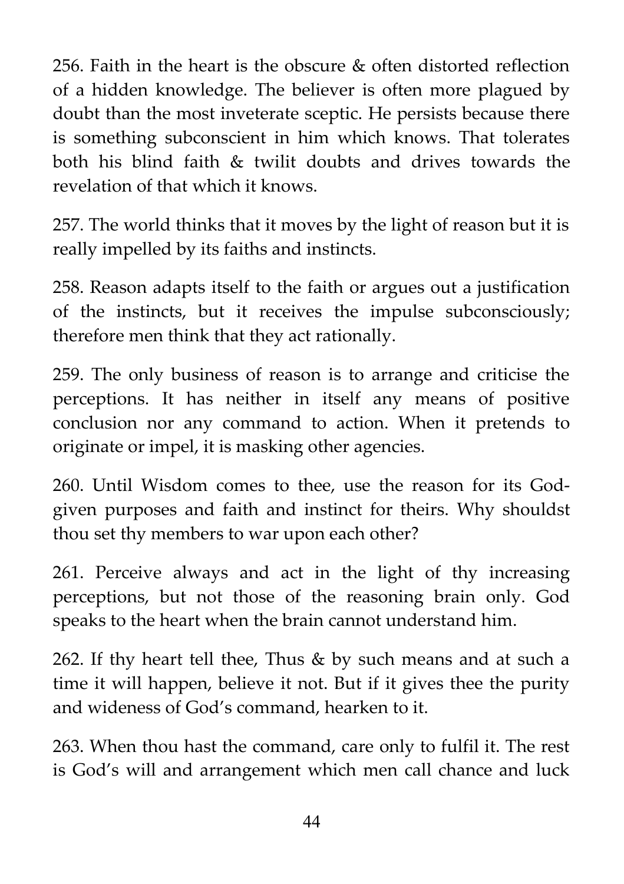256. Faith in the heart is the obscure & often distorted reflection of a hidden knowledge. The believer is often more plagued by doubt than the most inveterate sceptic. He persists because there is something subconscient in him which knows. That tolerates both his blind faith & twilit doubts and drives towards the revelation of that which it knows.

257. The world thinks that it moves by the light of reason but it is really impelled by its faiths and instincts.

258. Reason adapts itself to the faith or argues out a justification of the instincts, but it receives the impulse subconsciously; therefore men think that they act rationally.

259. The only business of reason is to arrange and criticise the perceptions. It has neither in itself any means of positive conclusion nor any command to action. When it pretends to originate or impel, it is masking other agencies.

260. Until Wisdom comes to thee, use the reason for its God-given purposes and faith and instinct for theirs. Why shouldst thou set thy members to war upon each other?

261. Perceive always and act in the light of thy increasing perceptions, but not those of the reasoning brain only. God speaks to the heart when the brain cannot understand him.

262. If thy heart tell thee, Thus & by such means and at such a time it will happen, believe it not. But if it gives thee the purity and wideness of God's command, hearken to it.

263. When thou hast the command, care only to fulfil it. The rest is God's will and arrangement which men call chance and luck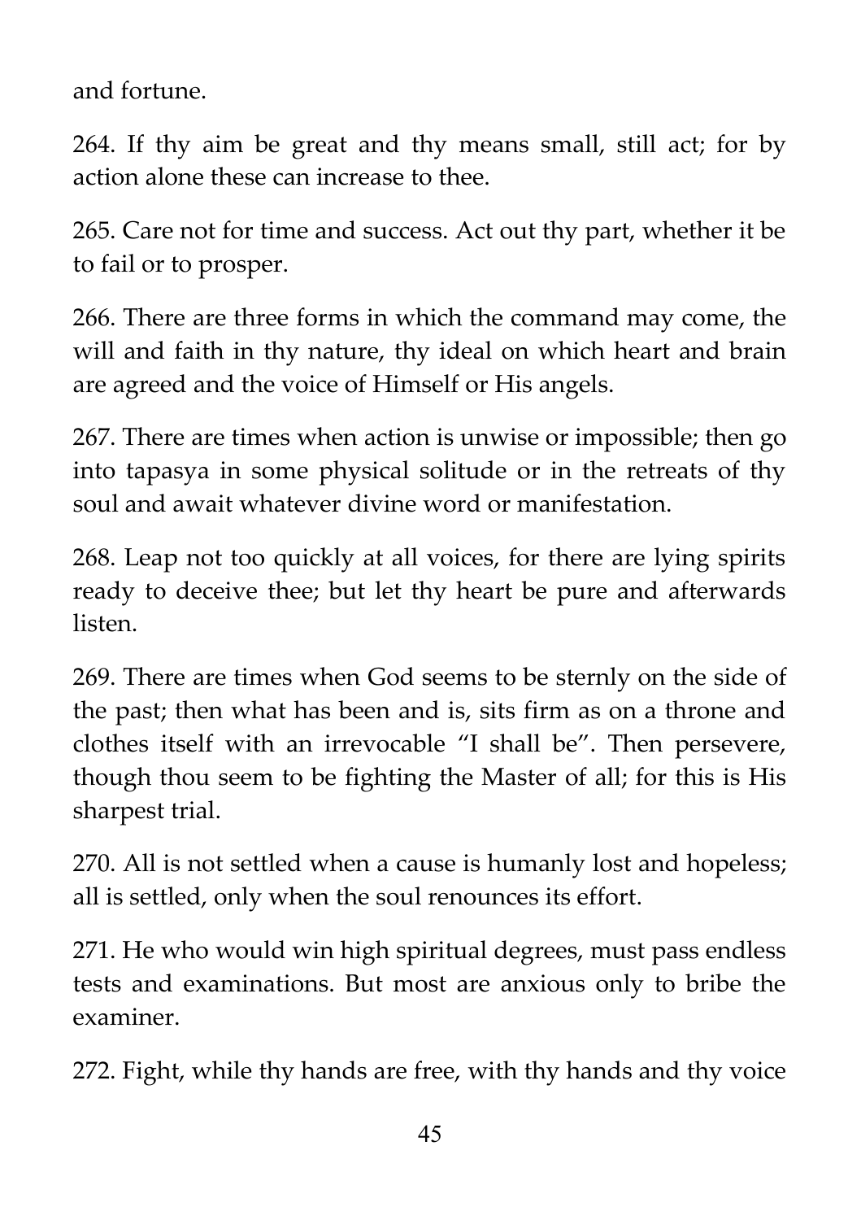and fortune.

264. If thy aim be great and thy means small, still act; for by action alone these can increase to thee.

265. Care not for time and success. Act out thy part, whether it be to fail or to prosper.

266. There are three forms in which the command may come, the will and faith in thy nature, thy ideal on which heart and brain are agreed and the voice of Himself or His angels.

267. There are times when action is unwise or impossible; then go into tapasya in some physical solitude or in the retreats of thy soul and await whatever divine word or manifestation.

268. Leap not too quickly at all voices, for there are lying spirits ready to deceive thee; but let thy heart be pure and afterwards listen.

269. There are times when God seems to be sternly on the side of the past; then what has been and is, sits firm as on a throne and clothes itself with an irrevocable "I shall be". Then persevere, though thou seem to be fighting the Master of all; for this is His sharpest trial.

270. All is not settled when a cause is humanly lost and hopeless; all is settled, only when the soul renounces its effort.

271. He who would win high spiritual degrees, must pass endless tests and examinations. But most are anxious only to bribe the examiner.

272. Fight, while thy hands are free, with thy hands and thy voice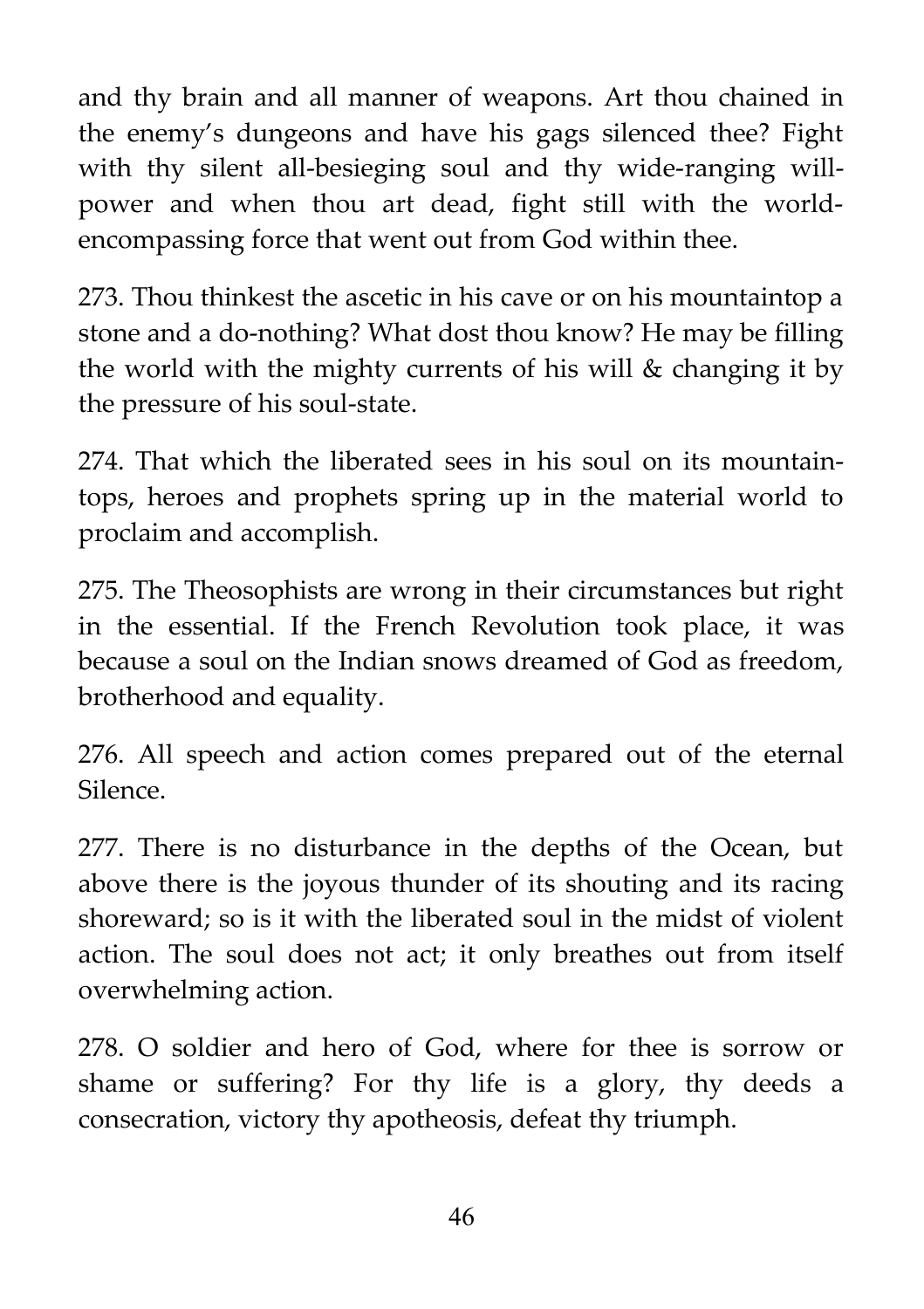and thy brain and all manner of weapons. Art thou chained in the enemy's dungeons and have his gags silenced thee? Fight with thy silent all-besieging soul and thy wide-ranging will-power and when thou art dead, fight still with the world-encompassing force that went out from God within thee.

273. Thou thinkest the ascetic in his cave or on his mountaintop a stone and a do-nothing? What dost thou know? He may be filling the world with the mighty currents of his will & changing it by the pressure of his soul-state.

274. That which the liberated sees in his soul on its mountain-tops, heroes and prophets spring up in the material world to proclaim and accomplish.

275. The Theosophists are wrong in their circumstances but right in the essential. If the French Revolution took place, it was because a soul on the Indian snows dreamed of God as freedom, brotherhood and equality.

276. All speech and action comes prepared out of the eternal Silence.

277. There is no disturbance in the depths of the Ocean, but above there is the joyous thunder of its shouting and its racing shoreward; so is it with the liberated soul in the midst of violent action. The soul does not act; it only breathes out from itself overwhelming action.

278. O soldier and hero of God, where for thee is sorrow or shame or suffering? For thy life is a glory, thy deeds a consecration, victory thy apotheosis, defeat thy triumph.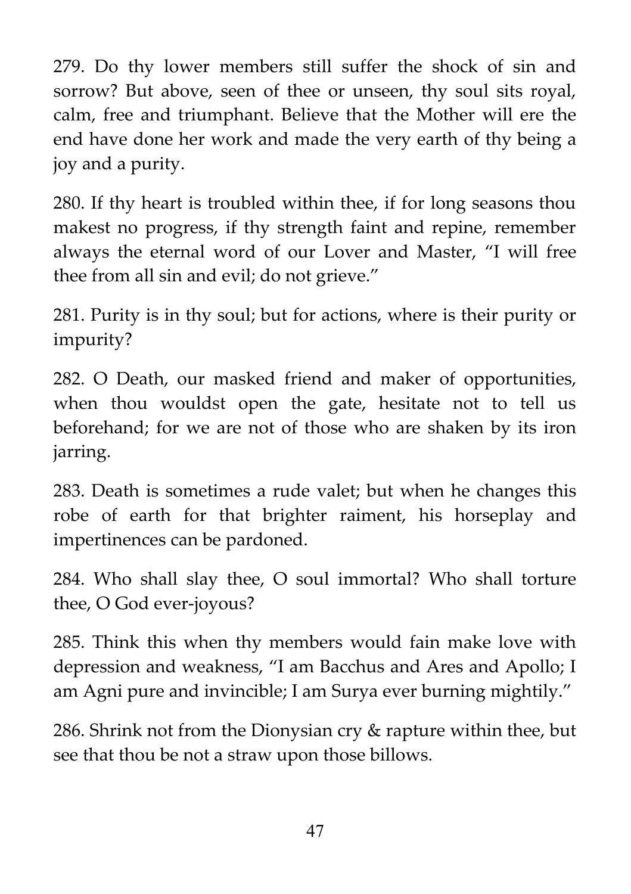279. Do thy lower members still suffer the shock of sin and sorrow? But above, seen of thee or unseen, thy soul sits royal, calm, free and triumphant. Believe that the Mother will ere the end have done her work and made the very earth of thy being a joy and a purity.

280. If thy heart is troubled within thee, if for long seasons thou makest no progress, if thy strength faint and repine, remember always the eternal word of our Lover and Master, "I will free thee from all sin and evil; do not grieve."

281. Purity is in thy soul; but for actions, where is their purity or impurity?

282. O Death, our masked friend and maker of opportunities, when thou wouldst open the gate, hesitate not to tell us beforehand; for we are not of those who are shaken by its iron jarring.

283. Death is sometimes a rude valet; but when he changes this robe of earth for that brighter raiment, his horseplay and impertinences can be pardoned.

284. Who shall slay thee, O soul immortal? Who shall torture thee, O God ever-joyous?

285. Think this when thy members would fain make love with depression and weakness, "I am Bacchus and Ares and Apollo; I am Agni pure and invincible; I am Surya ever burning mightily."

286. Shrink not from the Dionysian cry & rapture within thee, but see that thou be not a straw upon those billows.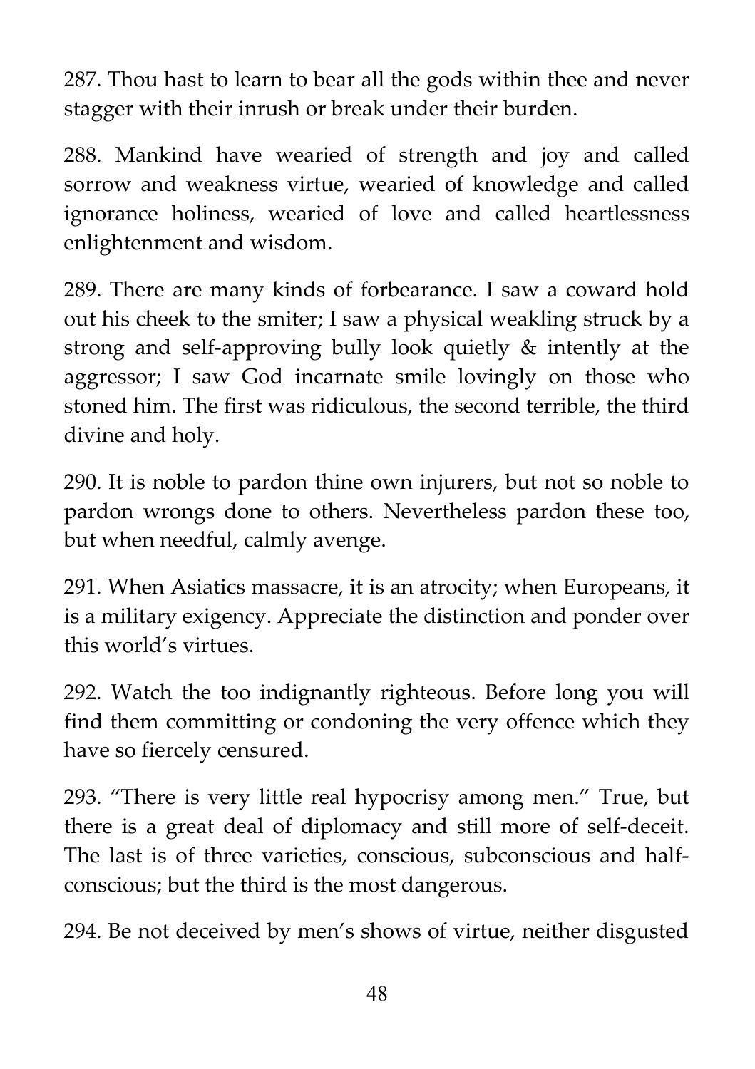287. Thou hast to learn to bear all the gods within thee and never stagger with their inrush or break under their burden.

288. Mankind have wearied of strength and joy and called sorrow and weakness virtue, wearied of knowledge and called ignorance holiness, wearied of love and called heartlessness enlightenment and wisdom.

289. There are many kinds of forbearance. I saw a coward hold out his cheek to the smiter; I saw a physical weakling struck by a strong and self-approving bully look quietly & intently at the aggressor; I saw God incarnate smile lovingly on those who stoned him. The first was ridiculous, the second terrible, the third divine and holy.

290. It is noble to pardon thine own injurers, but not so noble to pardon wrongs done to others. Nevertheless pardon these too, but when needful, calmly avenge.

291. When Asiatics massacre, it is an atrocity; when Europeans, it is a military exigency. Appreciate the distinction and ponder over this world's virtues.

292. Watch the too indignantly righteous. Before long you will find them committing or condoning the very offence which they have so fiercely censured.

293. "There is very little real hypocrisy among men." True, but there is a great deal of diplomacy and still more of self-deceit. The last is of three varieties, conscious, subconscious and half-conscious; but the third is the most dangerous.

294. Be not deceived by men's shows of virtue, neither disgusted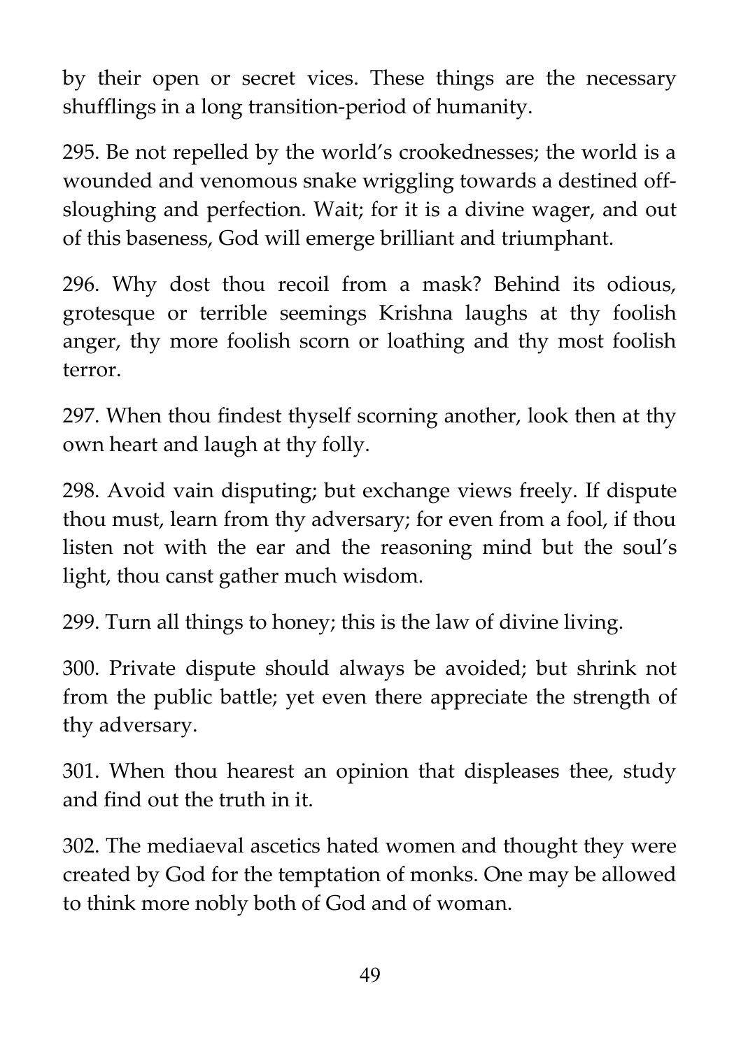by their open or secret vices. These things are the necessary shufflings in a long transition-period of humanity.

295. Be not repelled by the world's crookednesses; the world is a wounded and venomous snake wriggling towards a destined off-sloughing and perfection. Wait; for it is a divine wager, and out of this baseness, God will emerge brilliant and triumphant.

296. Why dost thou recoil from a mask? Behind its odious, grotesque or terrible seemings Krishna laughs at thy foolish anger, thy more foolish scorn or loathing and thy most foolish terror.

297. When thou findest thyself scorning another, look then at thy own heart and laugh at thy folly.

298. Avoid vain disputing; but exchange views freely. If dispute thou must, learn from thy adversary; for even from a fool, if thou listen not with the ear and the reasoning mind but the soul's light, thou canst gather much wisdom.

299. Turn all things to honey; this is the law of divine living.

300. Private dispute should always be avoided; but shrink not from the public battle; yet even there appreciate the strength of thy adversary.

301. When thou hearest an opinion that displeases thee, study and find out the truth in it.

302. The mediaeval ascetics hated women and thought they were created by God for the temptation of monks. One may be allowed to think more nobly both of God and of woman.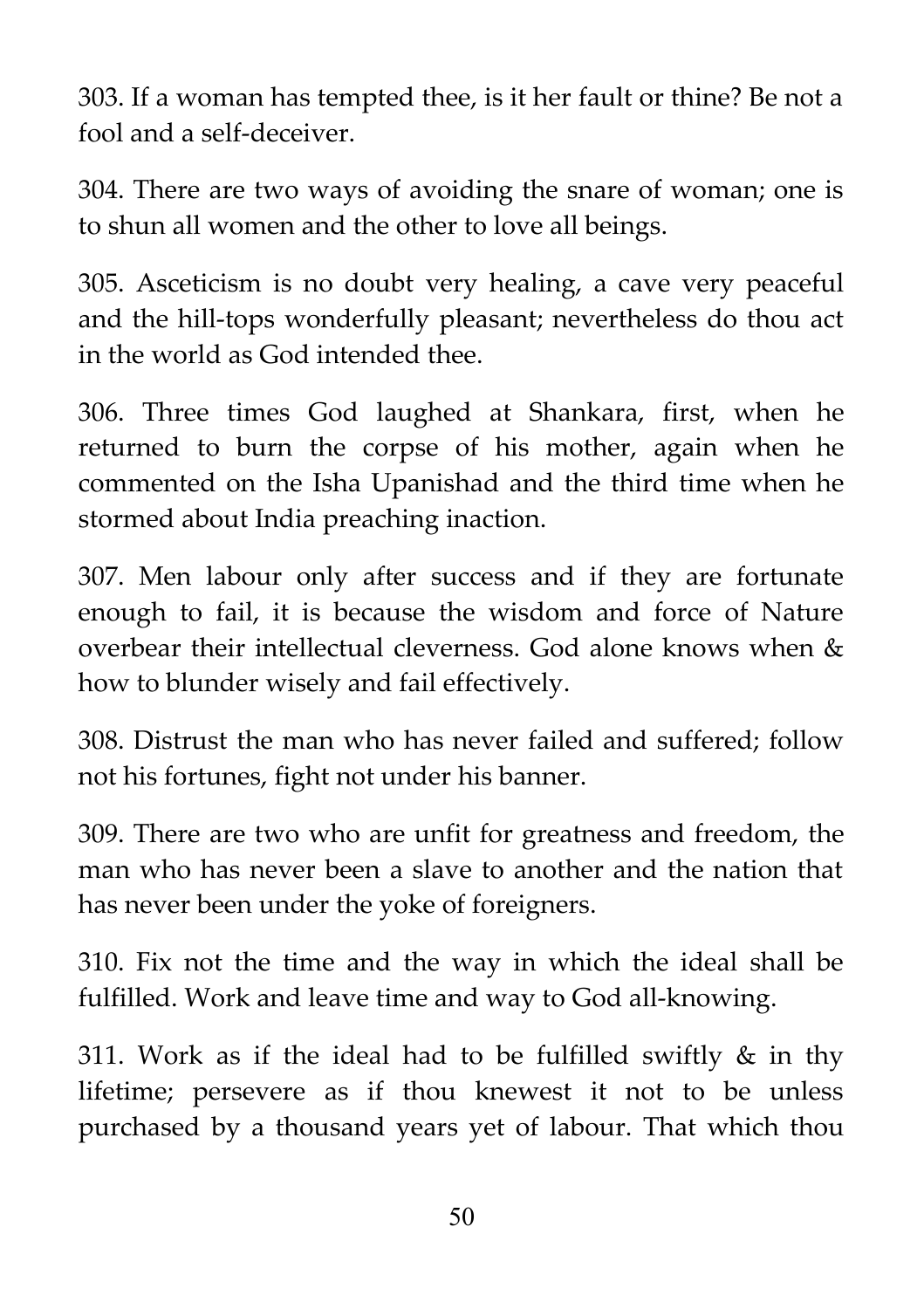303. If a woman has tempted thee, is it her fault or thine? Be not a fool and a self-deceiver.

304. There are two ways of avoiding the snare of woman; one is to shun all women and the other to love all beings.

305. Asceticism is no doubt very healing, a cave very peaceful and the hill-tops wonderfully pleasant; nevertheless do thou act in the world as God intended thee.

306. Three times God laughed at Shankara, first, when he returned to burn the corpse of his mother, again when he commented on the Isha Upanishad and the third time when he stormed about India preaching inaction.

307. Men labour only after success and if they are fortunate enough to fail, it is because the wisdom and force of Nature overbear their intellectual cleverness. God alone knows when & how to blunder wisely and fail effectively.

308. Distrust the man who has never failed and suffered; follow not his fortunes, fight not under his banner.

309. There are two who are unfit for greatness and freedom, the man who has never been a slave to another and the nation that has never been under the yoke of foreigners.

310. Fix not the time and the way in which the ideal shall be fulfilled. Work and leave time and way to God all-knowing.

311. Work as if the ideal had to be fulfilled swiftly & in thy lifetime; persevere as if thou knewest it not to be unless purchased by a thousand years yet of labour. That which thou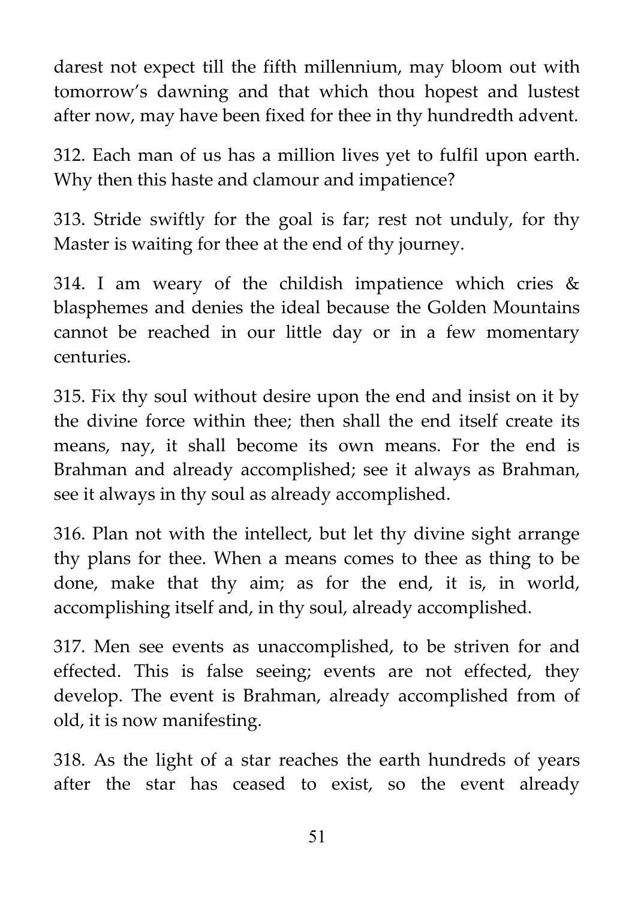darest not expect till the fifth millennium, may bloom out with tomorrow's dawning and that which thou hopest and lustest after now, may have been fixed for thee in thy hundredth advent.

312. Each man of us has a million lives yet to fulfil upon earth. Why then this haste and clamour and impatience?

313. Stride swiftly for the goal is far; rest not unduly, for thy Master is waiting for thee at the end of thy journey.

314. I am weary of the childish impatience which cries & blasphemes and denies the ideal because the Golden Mountains cannot be reached in our little day or in a few momentary centuries.

315. Fix thy soul without desire upon the end and insist on it by the divine force within thee; then shall the end itself create its means, nay, it shall become its own means. For the end is Brahman and already accomplished; see it always as Brahman, see it always in thy soul as already accomplished.

316. Plan not with the intellect, but let thy divine sight arrange thy plans for thee. When a means comes to thee as thing to be done, make that thy aim; as for the end, it is, in world, accomplishing itself and, in thy soul, already accomplished.

317. Men see events as unaccomplished, to be striven for and effected. This is false seeing; events are not effected, they develop. The event is Brahman, already accomplished from of old, it is now manifesting.

318. As the light of a star reaches the earth hundreds of years after the star has ceased to exist, so the event already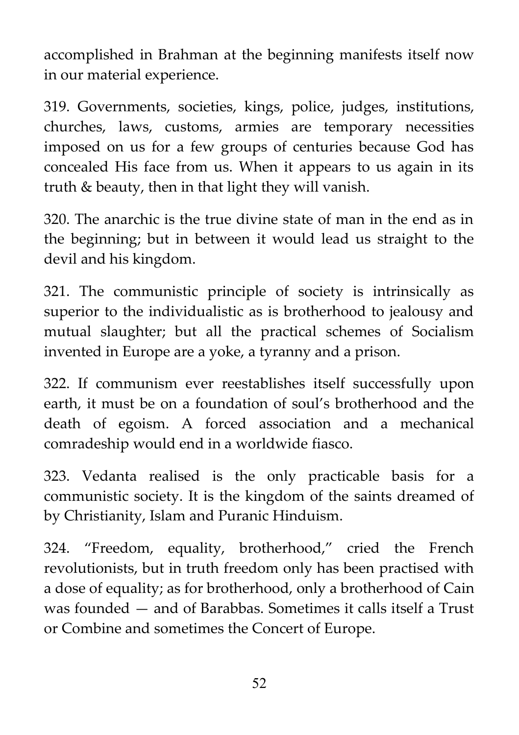accomplished in Brahman at the beginning manifests itself now in our material experience.

319. Governments, societies, kings, police, judges, institutions, churches, laws, customs, armies are temporary necessities imposed on us for a few groups of centuries because God has concealed His face from us. When it appears to us again in its truth & beauty, then in that light they will vanish.

320. The anarchic is the true divine state of man in the end as in the beginning; but in between it would lead us straight to the devil and his kingdom.

321. The communistic principle of society is intrinsically as superior to the individualistic as is brotherhood to jealousy and mutual slaughter; but all the practical schemes of Socialism invented in Europe are a yoke, a tyranny and a prison.

322. If communism ever reestablishes itself successfully upon earth, it must be on a foundation of soul's brotherhood and the death of egoism. A forced association and a mechanical comradeship would end in a worldwide fiasco.

323. Vedanta realised is the only practicable basis for a communistic society. It is the kingdom of the saints dreamed of by Christianity, Islam and Puranic Hinduism.

324. "Freedom, equality, brotherhood," cried the French revolutionists, but in truth freedom only has been practised with a dose of equality; as for brotherhood, only a brotherhood of Cain was founded — and of Barabbas. Sometimes it calls itself a Trust or Combine and sometimes the Concert of Europe.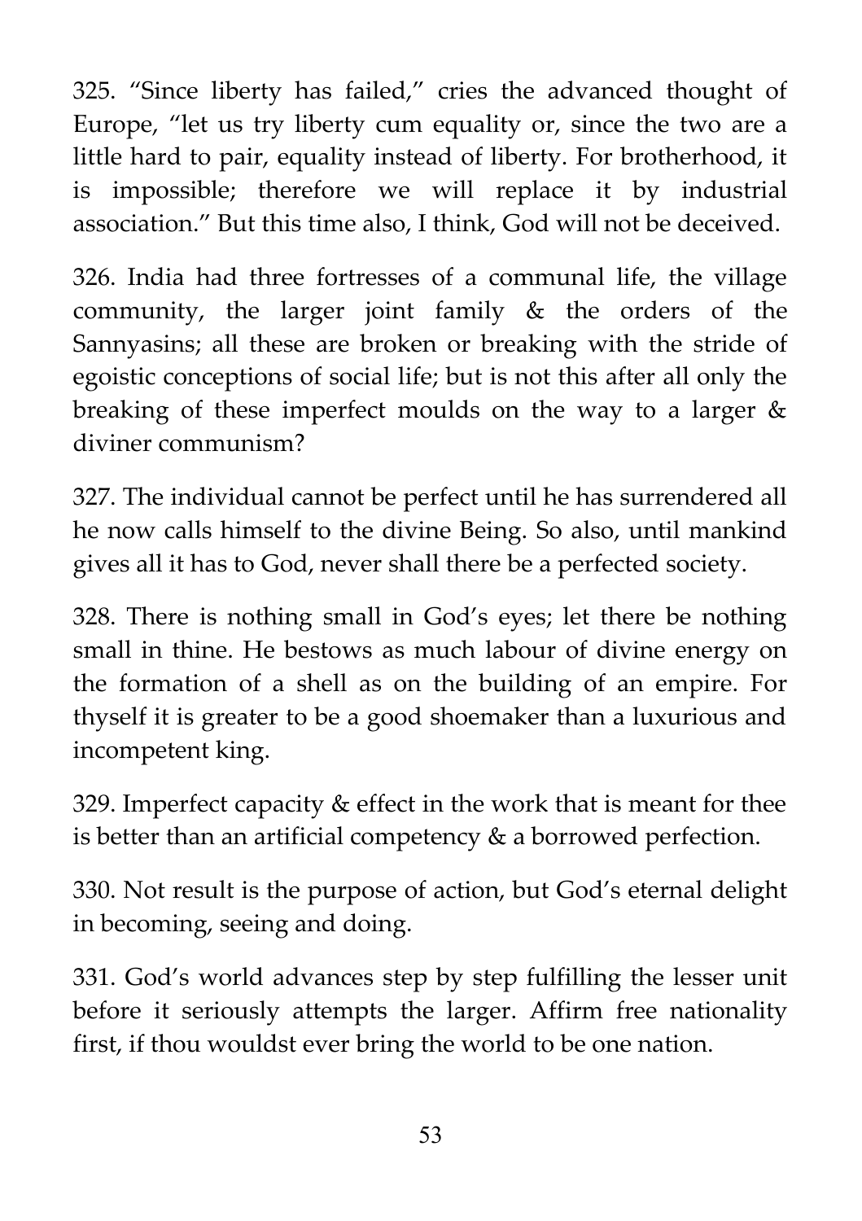325. "Since liberty has failed," cries the advanced thought of Europe, "let us try liberty cum equality or, since the two are a little hard to pair, equality instead of liberty. For brotherhood, it is impossible; therefore we will replace it by industrial association." But this time also, I think, God will not be deceived.

326. India had three fortresses of a communal life, the village community, the larger joint family & the orders of the Sannyasins; all these are broken or breaking with the stride of egoistic conceptions of social life; but is not this after all only the breaking of these imperfect moulds on the way to a larger & diviner communism?

327. The individual cannot be perfect until he has surrendered all he now calls himself to the divine Being. So also, until mankind gives all it has to God, never shall there be a perfected society.

328. There is nothing small in God's eyes; let there be nothing small in thine. He bestows as much labour of divine energy on the formation of a shell as on the building of an empire. For thyself it is greater to be a good shoemaker than a luxurious and incompetent king.

329. Imperfect capacity & effect in the work that is meant for thee is better than an artificial competency & a borrowed perfection.

330. Not result is the purpose of action, but God's eternal delight in becoming, seeing and doing.

331. God's world advances step by step fulfilling the lesser unit before it seriously attempts the larger. Affirm free nationality first, if thou wouldst ever bring the world to be one nation.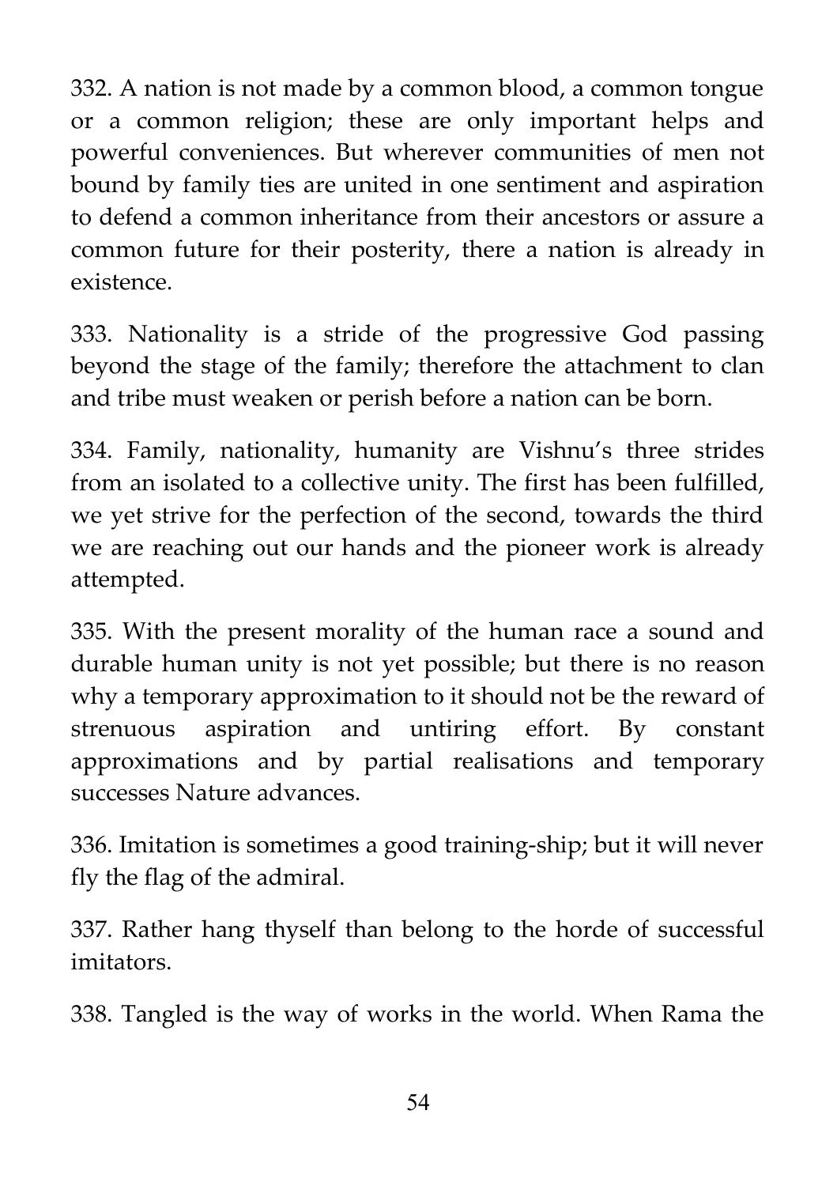332. A nation is not made by a common blood, a common tongue or a common religion; these are only important helps and powerful conveniences. But wherever communities of men not bound by family ties are united in one sentiment and aspiration to defend a common inheritance from their ancestors or assure a common future for their posterity, there a nation is already in existence.

333. Nationality is a stride of the progressive God passing beyond the stage of the family; therefore the attachment to clan and tribe must weaken or perish before a nation can be born.

334. Family, nationality, humanity are Vishnu's three strides from an isolated to a collective unity. The first has been fulfilled, we yet strive for the perfection of the second, towards the third we are reaching out our hands and the pioneer work is already attempted.

335. With the present morality of the human race a sound and durable human unity is not yet possible; but there is no reason why a temporary approximation to it should not be the reward of strenuous aspiration and untiring effort. By constant approximations and by partial realisations and temporary successes Nature advances.

336. Imitation is sometimes a good training-ship; but it will never fly the flag of the admiral.

337. Rather hang thyself than belong to the horde of successful imitators.

338. Tangled is the way of works in the world. When Rama the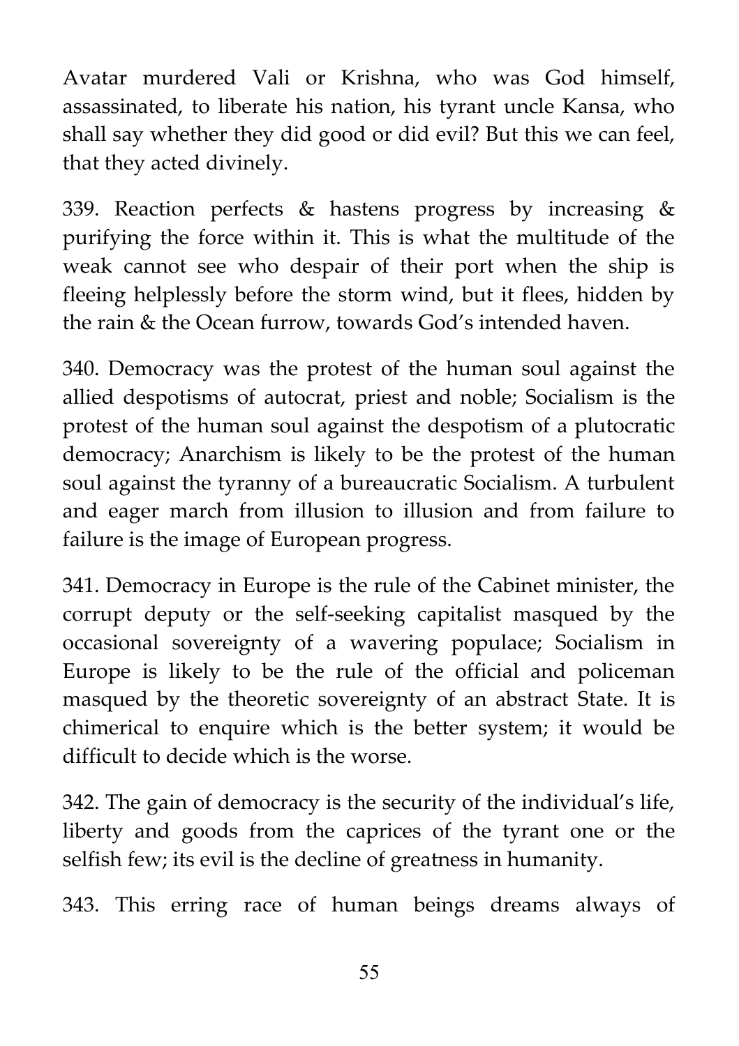Avatar murdered Vali or Krishna, who was God himself, assassinated, to liberate his nation, his tyrant uncle Kansa, who shall say whether they did good or did evil? But this we can feel, that they acted divinely.

339. Reaction perfects & hastens progress by increasing & purifying the force within it. This is what the multitude of the weak cannot see who despair of their port when the ship is fleeing helplessly before the storm wind, but it flees, hidden by the rain & the Ocean furrow, towards God's intended haven.

340. Democracy was the protest of the human soul against the allied despotisms of autocrat, priest and noble; Socialism is the protest of the human soul against the despotism of a plutocratic democracy; Anarchism is likely to be the protest of the human soul against the tyranny of a bureaucratic Socialism. A turbulent and eager march from illusion to illusion and from failure to failure is the image of European progress.

341. Democracy in Europe is the rule of the Cabinet minister, the corrupt deputy or the self-seeking capitalist masqued by the occasional sovereignty of a wavering populace; Socialism in Europe is likely to be the rule of the official and policeman masqued by the theoretic sovereignty of an abstract State. It is chimerical to enquire which is the better system; it would be difficult to decide which is the worse.

342. The gain of democracy is the security of the individual's life, liberty and goods from the caprices of the tyrant one or the selfish few; its evil is the decline of greatness in humanity.

343. This erring race of human beings dreams always of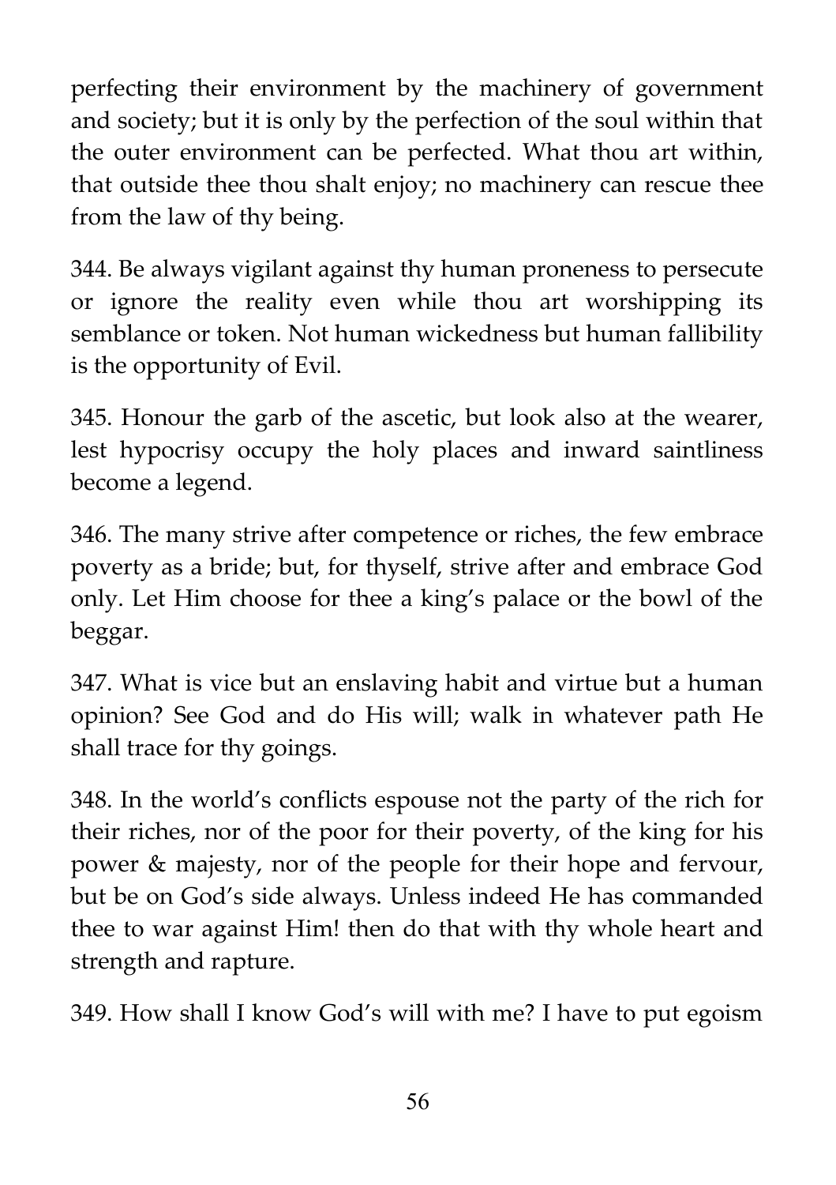perfecting their environment by the machinery of government and society; but it is only by the perfection of the soul within that the outer environment can be perfected. What thou art within, that outside thee thou shalt enjoy; no machinery can rescue thee from the law of thy being.

344. Be always vigilant against thy human proneness to persecute or ignore the reality even while thou art worshipping its semblance or token. Not human wickedness but human fallibility is the opportunity of Evil.

345. Honour the garb of the ascetic, but look also at the wearer, lest hypocrisy occupy the holy places and inward saintliness become a legend.

346. The many strive after competence or riches, the few embrace poverty as a bride; but, for thyself, strive after and embrace God only. Let Him choose for thee a king's palace or the bowl of the beggar.

347. What is vice but an enslaving habit and virtue but a human opinion? See God and do His will; walk in whatever path He shall trace for thy goings.

348. In the world's conflicts espouse not the party of the rich for their riches, nor of the poor for their poverty, of the king for his power & majesty, nor of the people for their hope and fervour, but be on God's side always. Unless indeed He has commanded thee to war against Him! then do that with thy whole heart and strength and rapture.

349. How shall I know God's will with me? I have to put egoism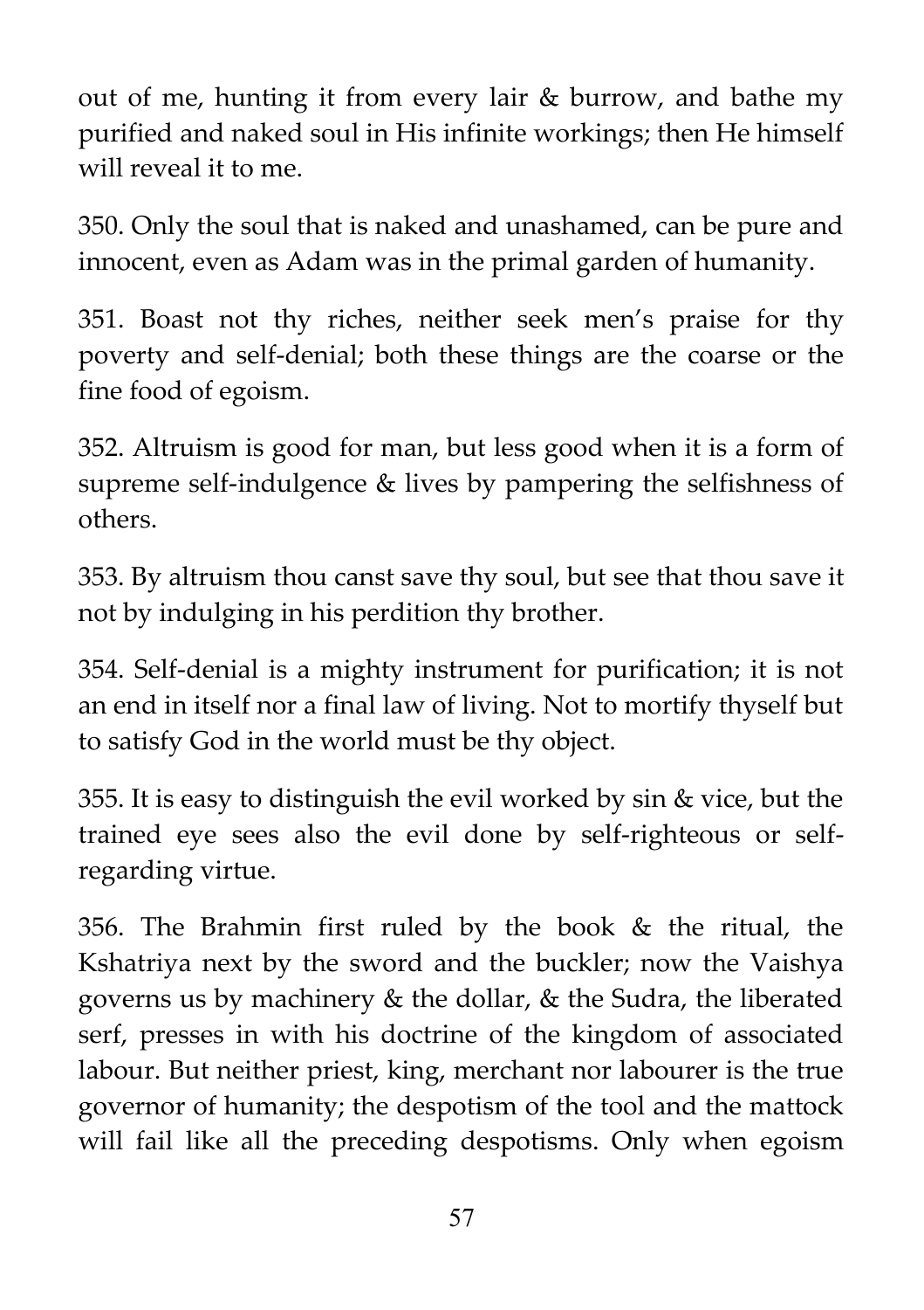out of me, hunting it from every lair & burrow, and bathe my purified and naked soul in His infinite workings; then He himself will reveal it to me.

350. Only the soul that is naked and unashamed, can be pure and innocent, even as Adam was in the primal garden of humanity.

351. Boast not thy riches, neither seek men's praise for thy poverty and self-denial; both these things are the coarse or the fine food of egoism.

352. Altruism is good for man, but less good when it is a form of supreme self-indulgence & lives by pampering the selfishness of others.

353. By altruism thou canst save thy soul, but see that thou save it not by indulging in his perdition thy brother.

354. Self-denial is a mighty instrument for purification; it is not an end in itself nor a final law of living. Not to mortify thyself but to satisfy God in the world must be thy object.

355. It is easy to distinguish the evil worked by sin & vice, but the trained eye sees also the evil done by self-righteous or self-regarding virtue.

356. The Brahmin first ruled by the book & the ritual, the Kshatriya next by the sword and the buckler; now the Vaishya governs us by machinery & the dollar, & the Sudra, the liberated serf, presses in with his doctrine of the kingdom of associated labour. But neither priest, king, merchant nor labourer is the true governor of humanity; the despotism of the tool and the mattock will fail like all the preceding despotisms. Only when egoism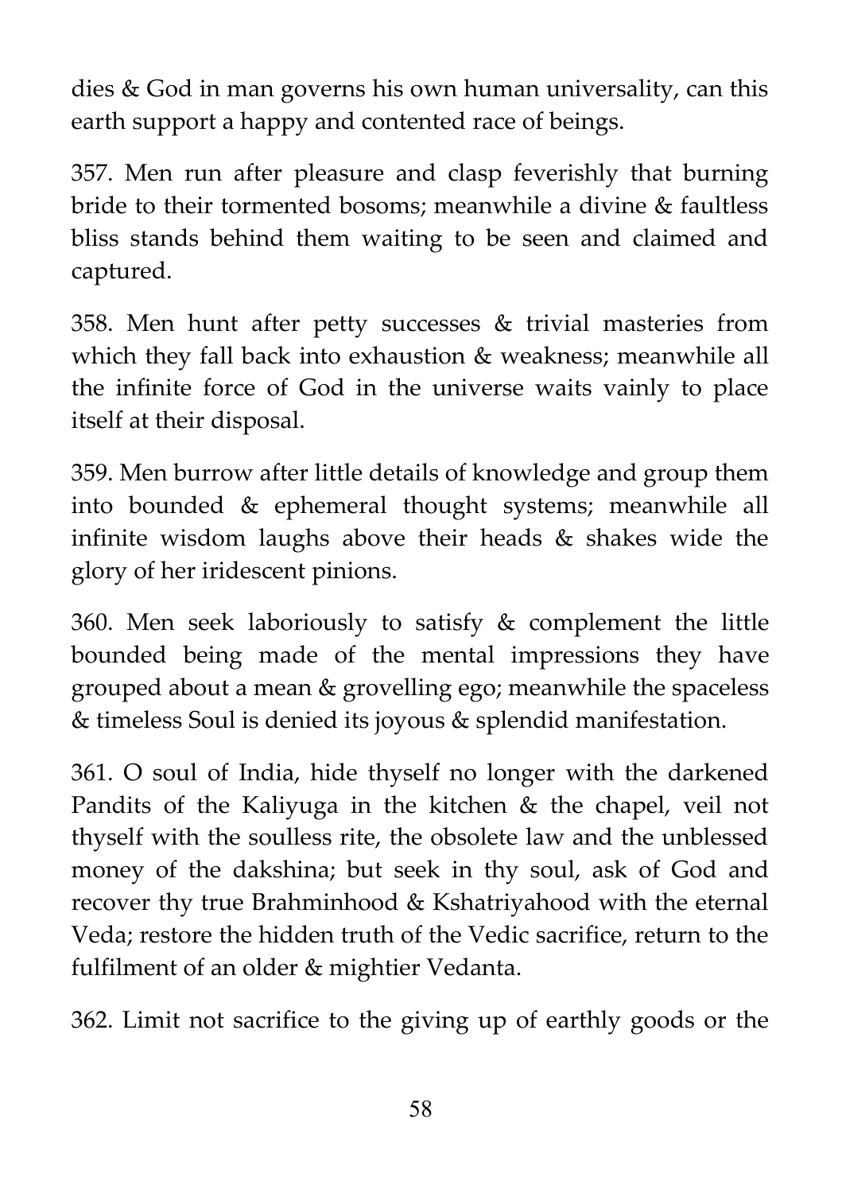dies & God in man governs his own human universality, can this earth support a happy and contented race of beings.

357. Men run after pleasure and clasp feverishly that burning bride to their tormented bosoms; meanwhile a divine & faultless bliss stands behind them waiting to be seen and claimed and captured.

358. Men hunt after petty successes & trivial masteries from which they fall back into exhaustion & weakness; meanwhile all the infinite force of God in the universe waits vainly to place itself at their disposal.

359. Men burrow after little details of knowledge and group them into bounded & ephemeral thought systems; meanwhile all infinite wisdom laughs above their heads & shakes wide the glory of her iridescent pinions.

360. Men seek laboriously to satisfy & complement the little bounded being made of the mental impressions they have grouped about a mean & grovelling ego; meanwhile the spaceless & timeless Soul is denied its joyous & splendid manifestation.

361. O soul of India, hide thyself no longer with the darkened Pandits of the Kaliyuga in the kitchen & the chapel, veil not thyself with the soulless rite, the obsolete law and the unblessed money of the dakshina; but seek in thy soul, ask of God and recover thy true Brahminhood & Kshatriyahood with the eternal Veda; restore the hidden truth of the Vedic sacrifice, return to the fulfilment of an older & mightier Vedanta.

362. Limit not sacrifice to the giving up of earthly goods or the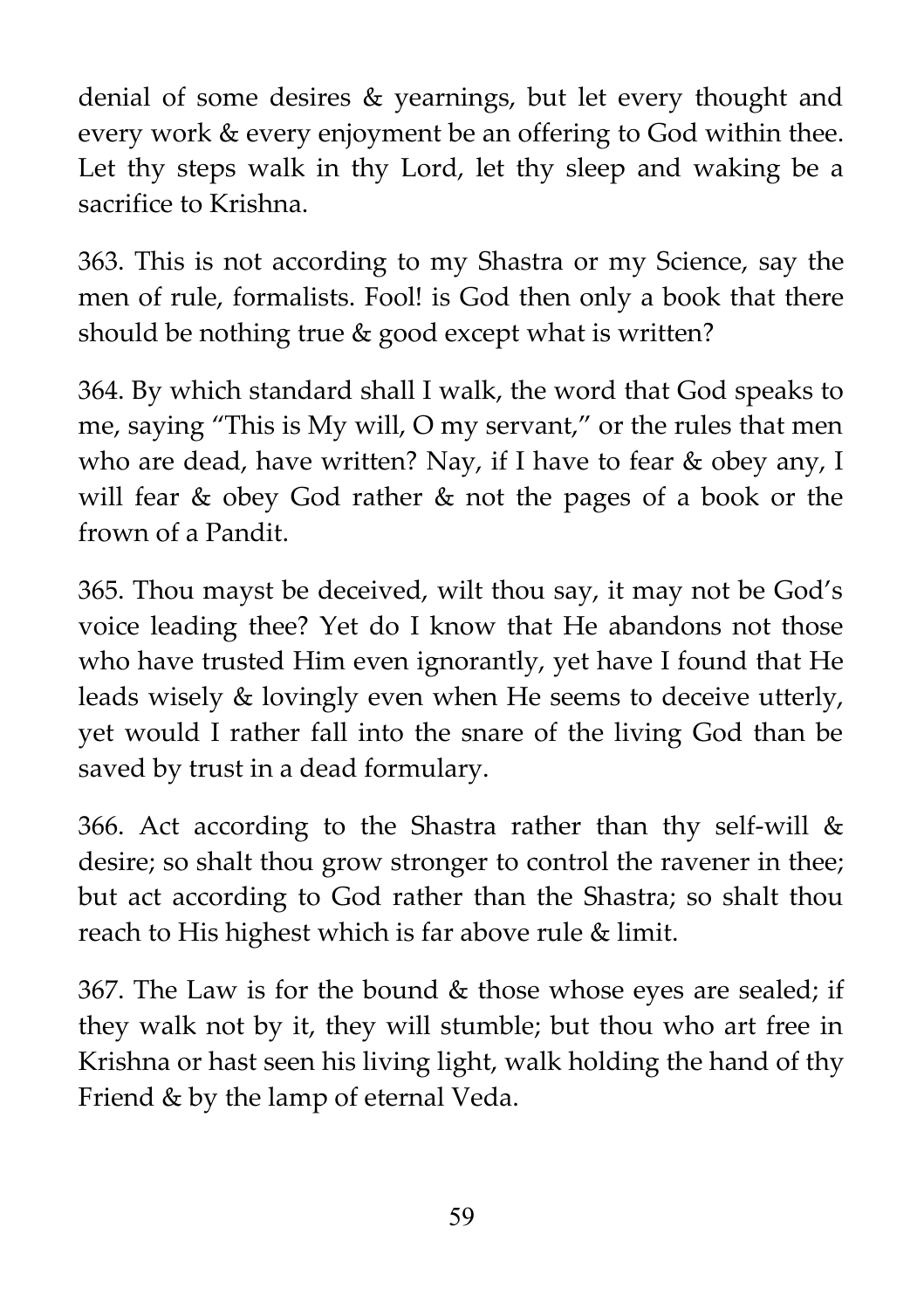denial of some desires & yearnings, but let every thought and every work & every enjoyment be an offering to God within thee. Let thy steps walk in thy Lord, let thy sleep and waking be a sacrifice to Krishna.

363. This is not according to my Shastra or my Science, say the men of rule, formalists. Fool! is God then only a book that there should be nothing true & good except what is written?

364. By which standard shall I walk, the word that God speaks to me, saying "This is My will, O my servant," or the rules that men who are dead, have written? Nay, if I have to fear & obey any, I will fear & obey God rather & not the pages of a book or the frown of a Pandit.

365. Thou mayst be deceived, wilt thou say, it may not be God's voice leading thee? Yet do I know that He abandons not those who have trusted Him even ignorantly, yet have I found that He leads wisely & lovingly even when He seems to deceive utterly, yet would I rather fall into the snare of the living God than be saved by trust in a dead formulary.

366. Act according to the Shastra rather than thy self-will & desire; so shalt thou grow stronger to control the ravener in thee; but act according to God rather than the Shastra; so shalt thou reach to His highest which is far above rule & limit.

367. The Law is for the bound & those whose eyes are sealed; if they walk not by it, they will stumble; but thou who art free in Krishna or hast seen his living light, walk holding the hand of thy Friend & by the lamp of eternal Veda.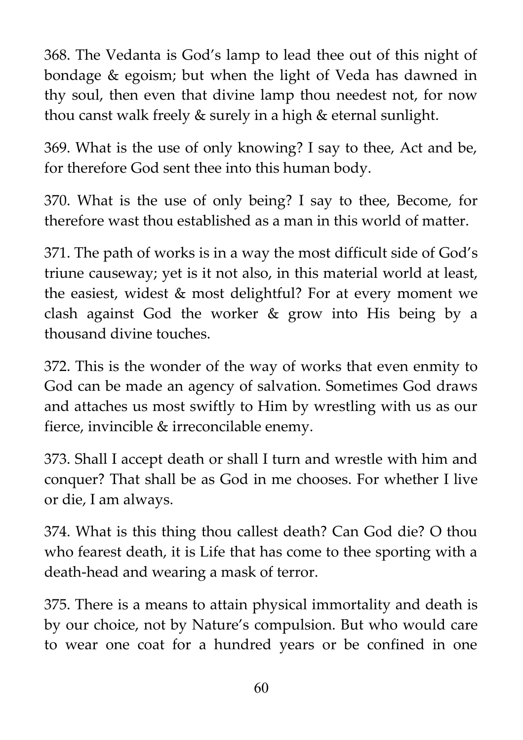368. The Vedanta is God's lamp to lead thee out of this night of bondage & egoism; but when the light of Veda has dawned in thy soul, then even that divine lamp thou needest not, for now thou canst walk freely & surely in a high & eternal sunlight.

369. What is the use of only knowing? I say to thee, Act and be, for therefore God sent thee into this human body.

370. What is the use of only being? I say to thee, Become, for therefore wast thou established as a man in this world of matter.

371. The path of works is in a way the most difficult side of God's triune causeway; yet is it not also, in this material world at least, the easiest, widest & most delightful? For at every moment we clash against God the worker & grow into His being by a thousand divine touches.

372. This is the wonder of the way of works that even enmity to God can be made an agency of salvation. Sometimes God draws and attaches us most swiftly to Him by wrestling with us as our fierce, invincible & irreconcilable enemy.

373. Shall I accept death or shall I turn and wrestle with him and conquer? That shall be as God in me chooses. For whether I live or die, I am always.

374. What is this thing thou callest death? Can God die? O thou who fearest death, it is Life that has come to thee sporting with a death-head and wearing a mask of terror.

375. There is a means to attain physical immortality and death is by our choice, not by Nature's compulsion. But who would care to wear one coat for a hundred years or be confined in one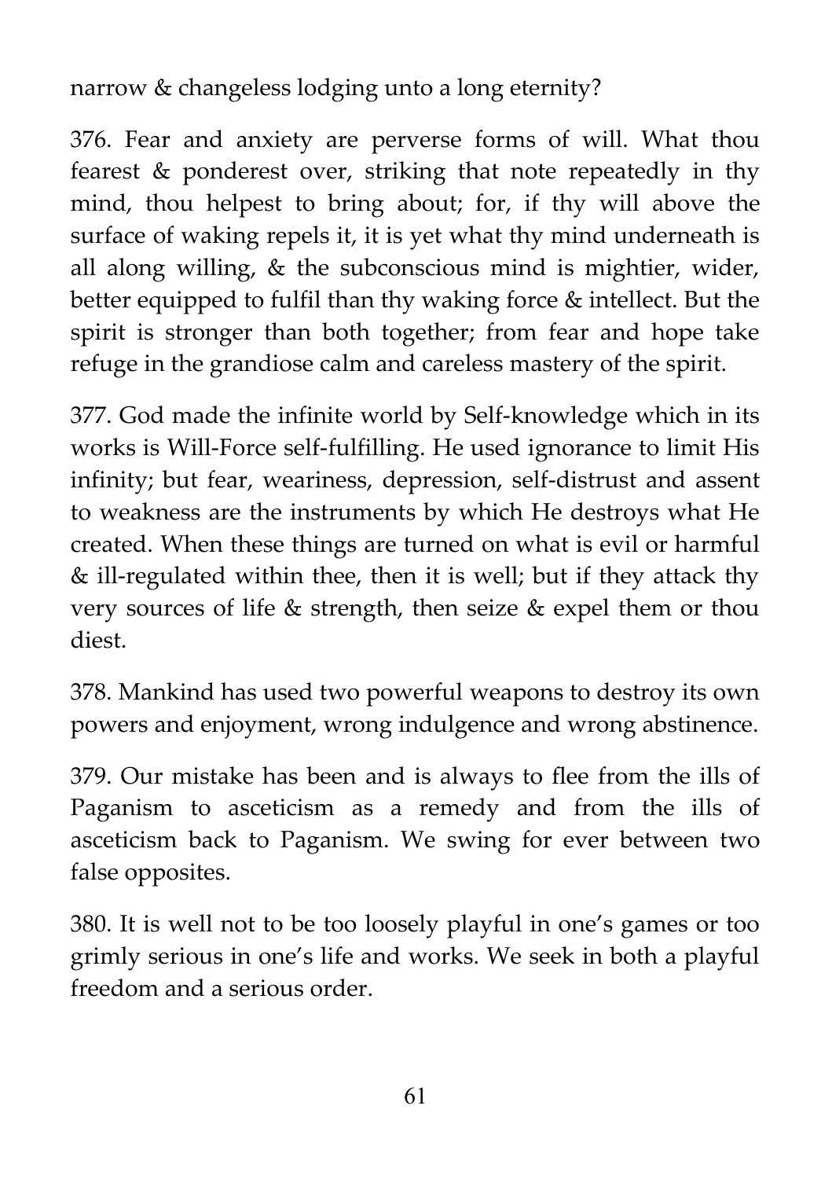narrow & changeless lodging unto a long eternity?

376. Fear and anxiety are perverse forms of will. What thou fearest & ponderest over, striking that note repeatedly in thy mind, thou helpest to bring about; for, if thy will above the surface of waking repels it, it is yet what thy mind underneath is all along willing, & the subconscious mind is mightier, wider, better equipped to fulfil than thy waking force & intellect. But the spirit is stronger than both together; from fear and hope take refuge in the grandiose calm and careless mastery of the spirit.

377. God made the infinite world by Self-knowledge which in its works is Will-Force self-fulfilling. He used ignorance to limit His infinity; but fear, weariness, depression, self-distrust and assent to weakness are the instruments by which He destroys what He created. When these things are turned on what is evil or harmful & ill-regulated within thee, then it is well; but if they attack thy very sources of life & strength, then seize & expel them or thou diest.

378. Mankind has used two powerful weapons to destroy its own powers and enjoyment, wrong indulgence and wrong abstinence.

379. Our mistake has been and is always to flee from the ills of Paganism to asceticism as a remedy and from the ills of asceticism back to Paganism. We swing for ever between two false opposites.

380. It is well not to be too loosely playful in one's games or too grimly serious in one's life and works. We seek in both a playful freedom and a serious order.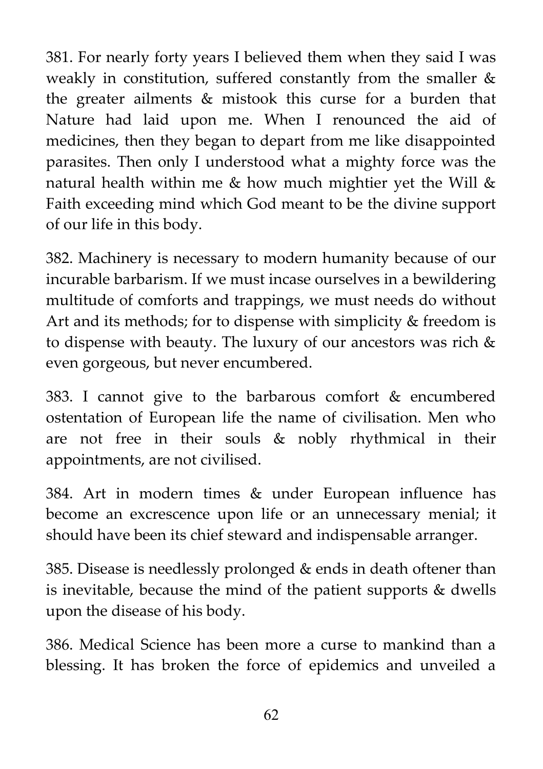381. For nearly forty years I believed them when they said I was weakly in constitution, suffered constantly from the smaller & the greater ailments & mistook this curse for a burden that Nature had laid upon me. When I renounced the aid of medicines, then they began to depart from me like disappointed parasites. Then only I understood what a mighty force was the natural health within me & how much mightier yet the Will & Faith exceeding mind which God meant to be the divine support of our life in this body.

382. Machinery is necessary to modern humanity because of our incurable barbarism. If we must incase ourselves in a bewildering multitude of comforts and trappings, we must needs do without Art and its methods; for to dispense with simplicity & freedom is to dispense with beauty. The luxury of our ancestors was rich & even gorgeous, but never encumbered.

383. I cannot give to the barbarous comfort & encumbered ostentation of European life the name of civilisation. Men who are not free in their souls & nobly rhythmical in their appointments, are not civilised.

384. Art in modern times & under European influence has become an excrescence upon life or an unnecessary menial; it should have been its chief steward and indispensable arranger.

385. Disease is needlessly prolonged & ends in death oftener than is inevitable, because the mind of the patient supports & dwells upon the disease of his body.

386. Medical Science has been more a curse to mankind than a blessing. It has broken the force of epidemics and unveiled a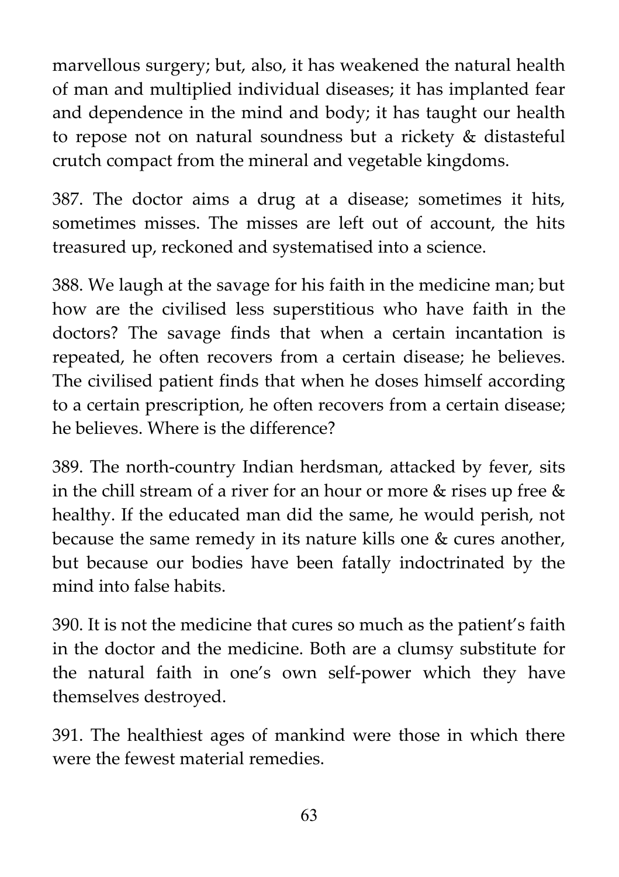marvellous surgery; but, also, it has weakened the natural health of man and multiplied individual diseases; it has implanted fear and dependence in the mind and body; it has taught our health to repose not on natural soundness but a rickety & distasteful crutch compact from the mineral and vegetable kingdoms.

387. The doctor aims a drug at a disease; sometimes it hits, sometimes misses. The misses are left out of account, the hits treasured up, reckoned and systematised into a science.

388. We laugh at the savage for his faith in the medicine man; but how are the civilised less superstitious who have faith in the doctors? The savage finds that when a certain incantation is repeated, he often recovers from a certain disease; he believes. The civilised patient finds that when he doses himself according to a certain prescription, he often recovers from a certain disease; he believes. Where is the difference?

389. The north-country Indian herdsman, attacked by fever, sits in the chill stream of a river for an hour or more & rises up free & healthy. If the educated man did the same, he would perish, not because the same remedy in its nature kills one & cures another, but because our bodies have been fatally indoctrinated by the mind into false habits.

390. It is not the medicine that cures so much as the patient's faith in the doctor and the medicine. Both are a clumsy substitute for the natural faith in one's own self-power which they have themselves destroyed.

391. The healthiest ages of mankind were those in which there were the fewest material remedies.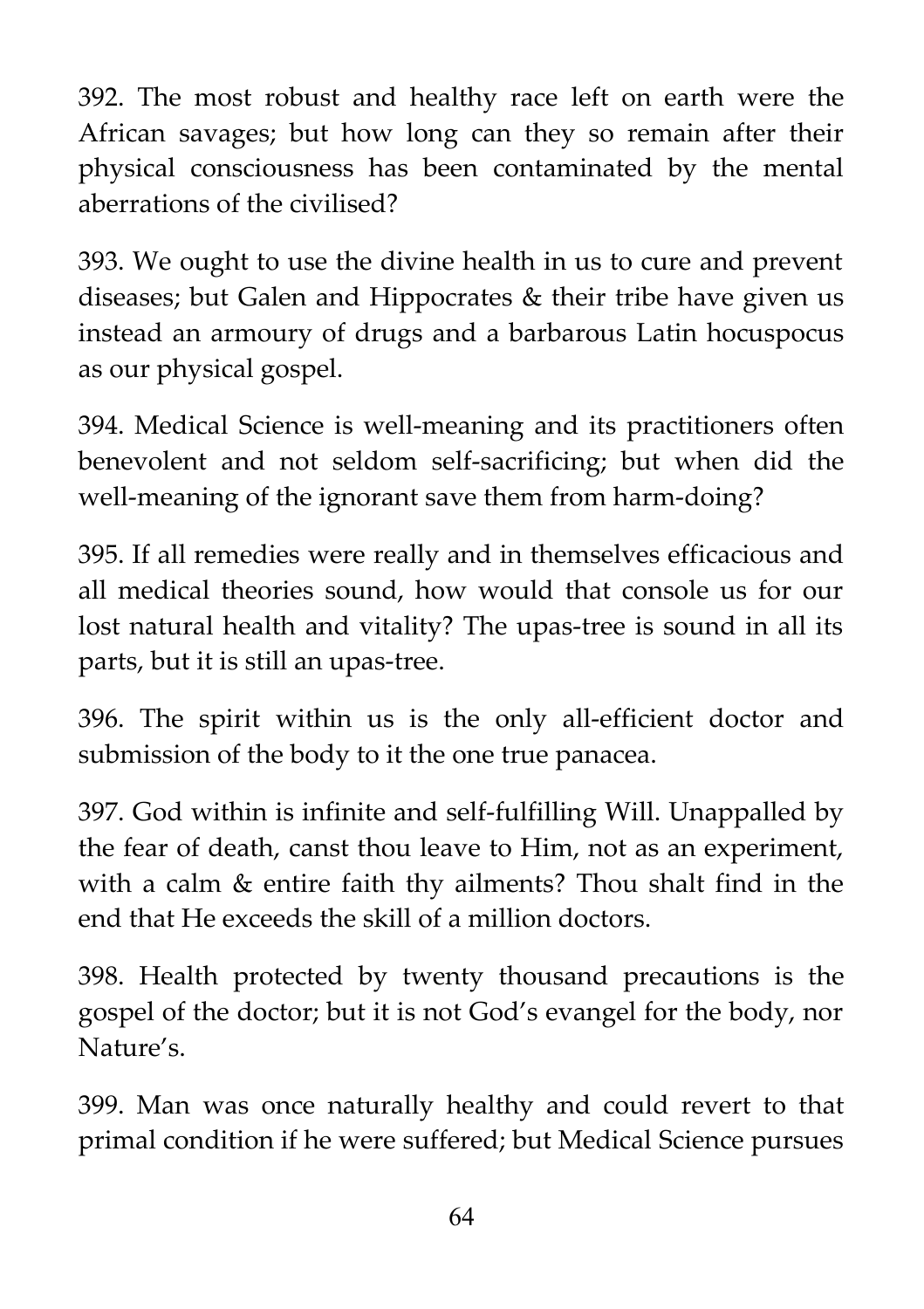392. The most robust and healthy race left on earth were the African savages; but how long can they so remain after their physical consciousness has been contaminated by the mental aberrations of the civilised?

393. We ought to use the divine health in us to cure and prevent diseases; but Galen and Hippocrates & their tribe have given us instead an armoury of drugs and a barbarous Latin hocuspocus as our physical gospel.

394. Medical Science is well-meaning and its practitioners often benevolent and not seldom self-sacrificing; but when did the well-meaning of the ignorant save them from harm-doing?

395. If all remedies were really and in themselves efficacious and all medical theories sound, how would that console us for our lost natural health and vitality? The upas-tree is sound in all its parts, but it is still an upas-tree.

396. The spirit within us is the only all-efficient doctor and submission of the body to it the one true panacea.

397. God within is infinite and self-fulfilling Will. Unappalled by the fear of death, canst thou leave to Him, not as an experiment, with a calm & entire faith thy ailments? Thou shalt find in the end that He exceeds the skill of a million doctors.

398. Health protected by twenty thousand precautions is the gospel of the doctor; but it is not God's evangel for the body, nor Nature's.

399. Man was once naturally healthy and could revert to that primal condition if he were suffered; but Medical Science pursues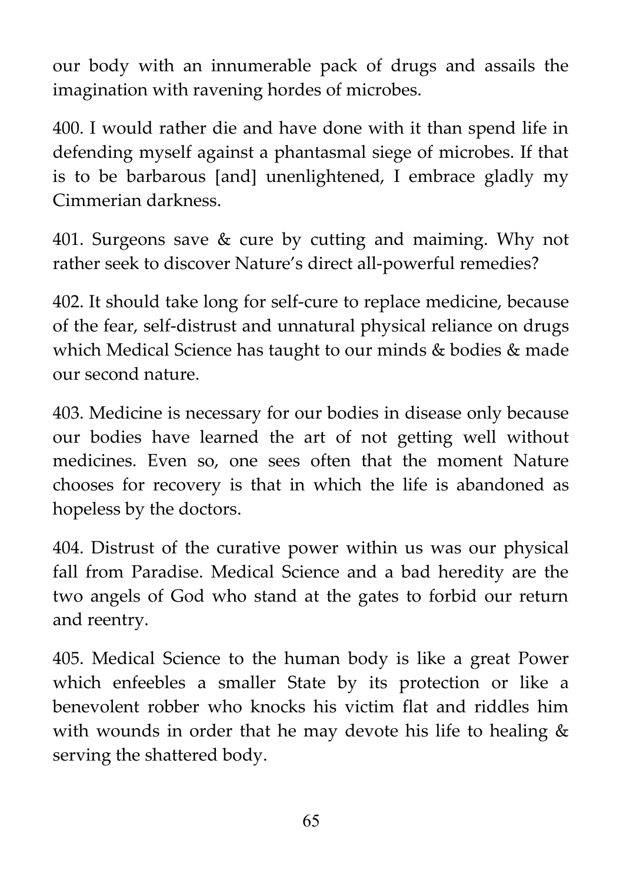our body with an innumerable pack of drugs and assails the imagination with ravening hordes of microbes.

400. I would rather die and have done with it than spend life in defending myself against a phantasmal siege of microbes. If that is to be barbarous [and] unenlightened, I embrace gladly my Cimmerian darkness.

401. Surgeons save & cure by cutting and maiming. Why not rather seek to discover Nature's direct all-powerful remedies?

402. It should take long for self-cure to replace medicine, because of the fear, self-distrust and unnatural physical reliance on drugs which Medical Science has taught to our minds & bodies & made our second nature.

403. Medicine is necessary for our bodies in disease only because our bodies have learned the art of not getting well without medicines. Even so, one sees often that the moment Nature chooses for recovery is that in which the life is abandoned as hopeless by the doctors.

404. Distrust of the curative power within us was our physical fall from Paradise. Medical Science and a bad heredity are the two angels of God who stand at the gates to forbid our return and reentry.

405. Medical Science to the human body is like a great Power which enfeebles a smaller State by its protection or like a benevolent robber who knocks his victim flat and riddles him with wounds in order that he may devote his life to healing & serving the shattered body.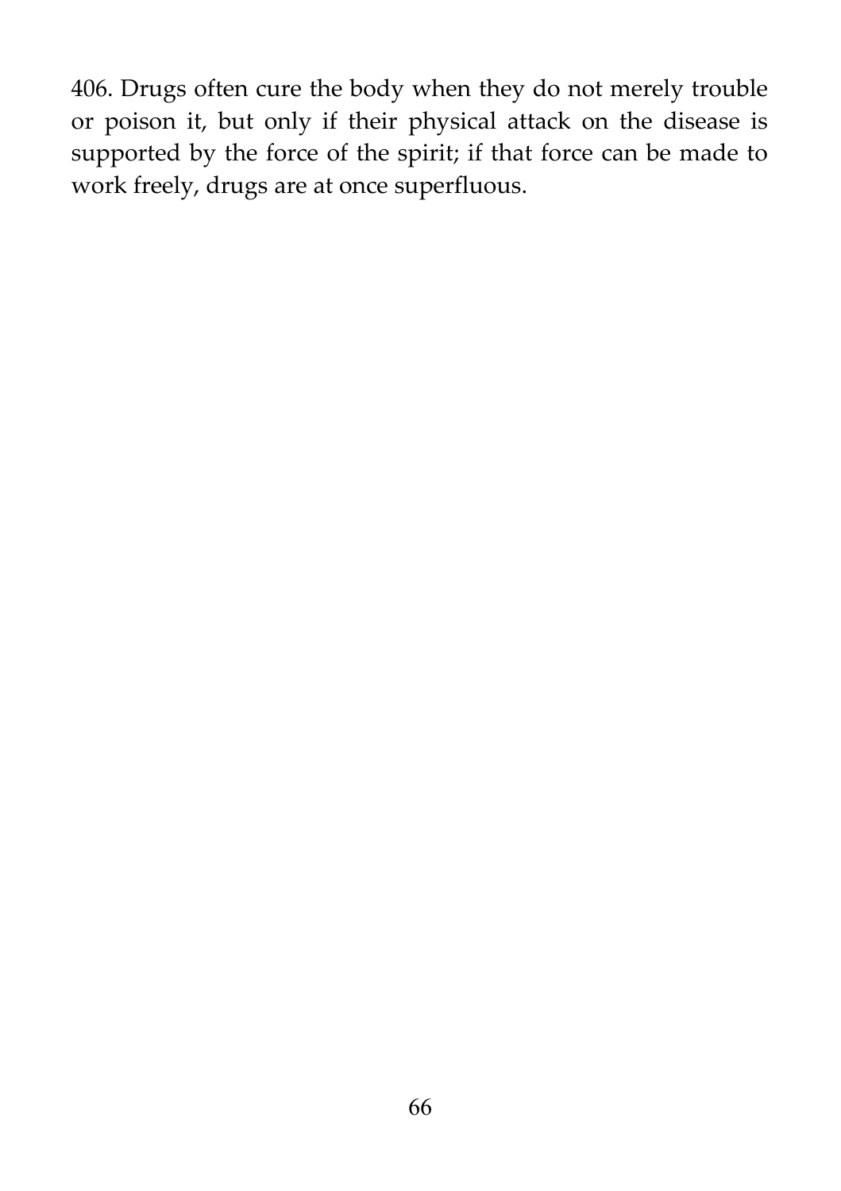406. Drugs often cure the body when they do not merely trouble or poison it, but only if their physical attack on the disease is supported by the force of the spirit; if that force can be made to work freely, drugs are at once superfluous.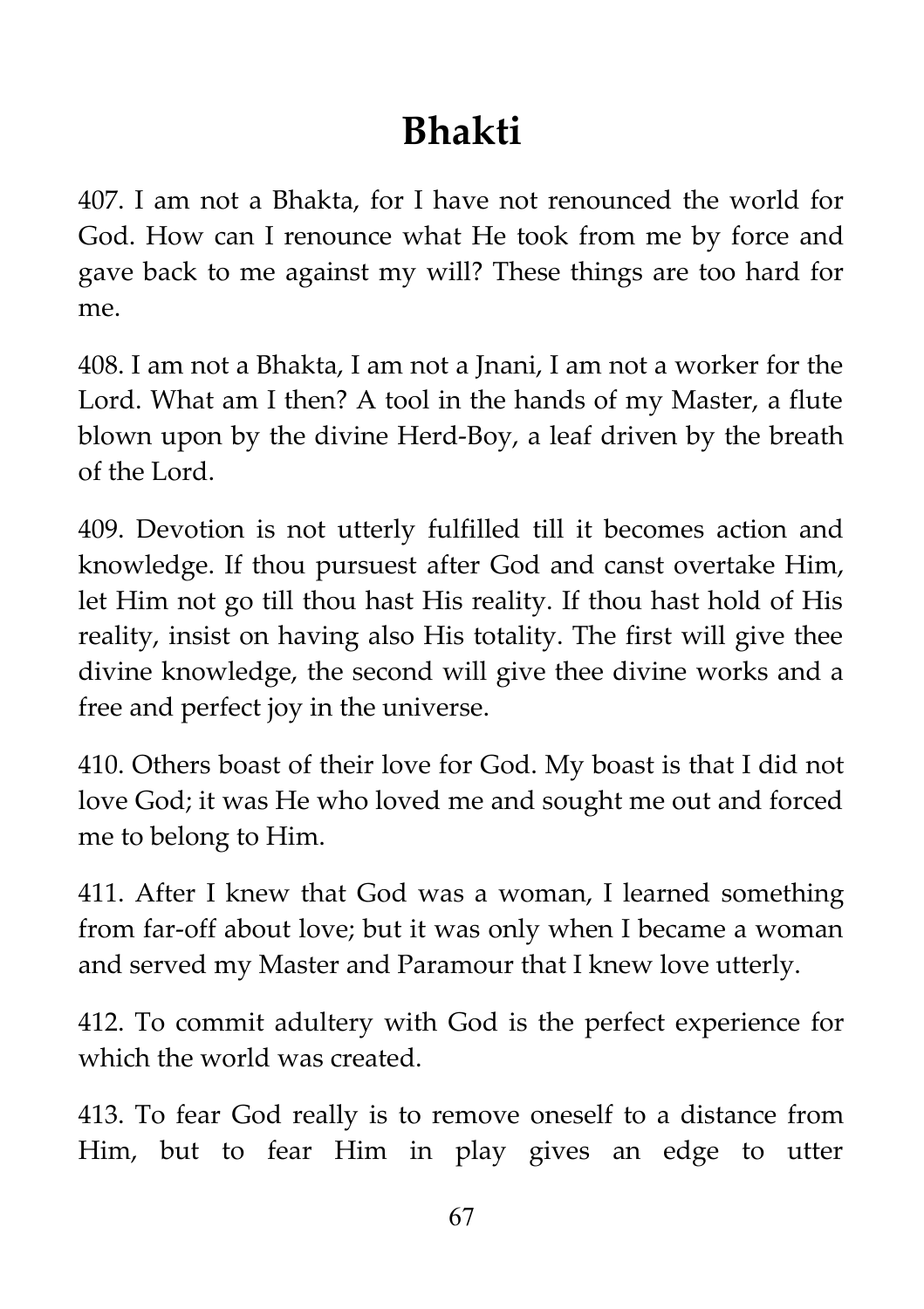# Bhakti

407. I am not a Bhakta, for I have not renounced the world for God. How can I renounce what He took from me by force and gave back to me against my will? These things are too hard for me.

408. I am not a Bhakta, I am not a Jnani, I am not a worker for the Lord. What am I then? A tool in the hands of my Master, a flute blown upon by the divine Herd-Boy, a leaf driven by the breath of the Lord.

409. Devotion is not utterly fulfilled till it becomes action and knowledge. If thou pursuest after God and canst overtake Him, let Him not go till thou hast His reality. If thou hast hold of His reality, insist on having also His totality. The first will give thee divine knowledge, the second will give thee divine works and a free and perfect joy in the universe.

410. Others boast of their love for God. My boast is that I did not love God; it was He who loved me and sought me out and forced me to belong to Him.

411. After I knew that God was a woman, I learned something from far-off about love; but it was only when I became a woman and served my Master and Paramour that I knew love utterly.

412. To commit adultery with God is the perfect experience for which the world was created.

413. To fear God really is to remove oneself to a distance from Him, but to fear Him in play gives an edge to utter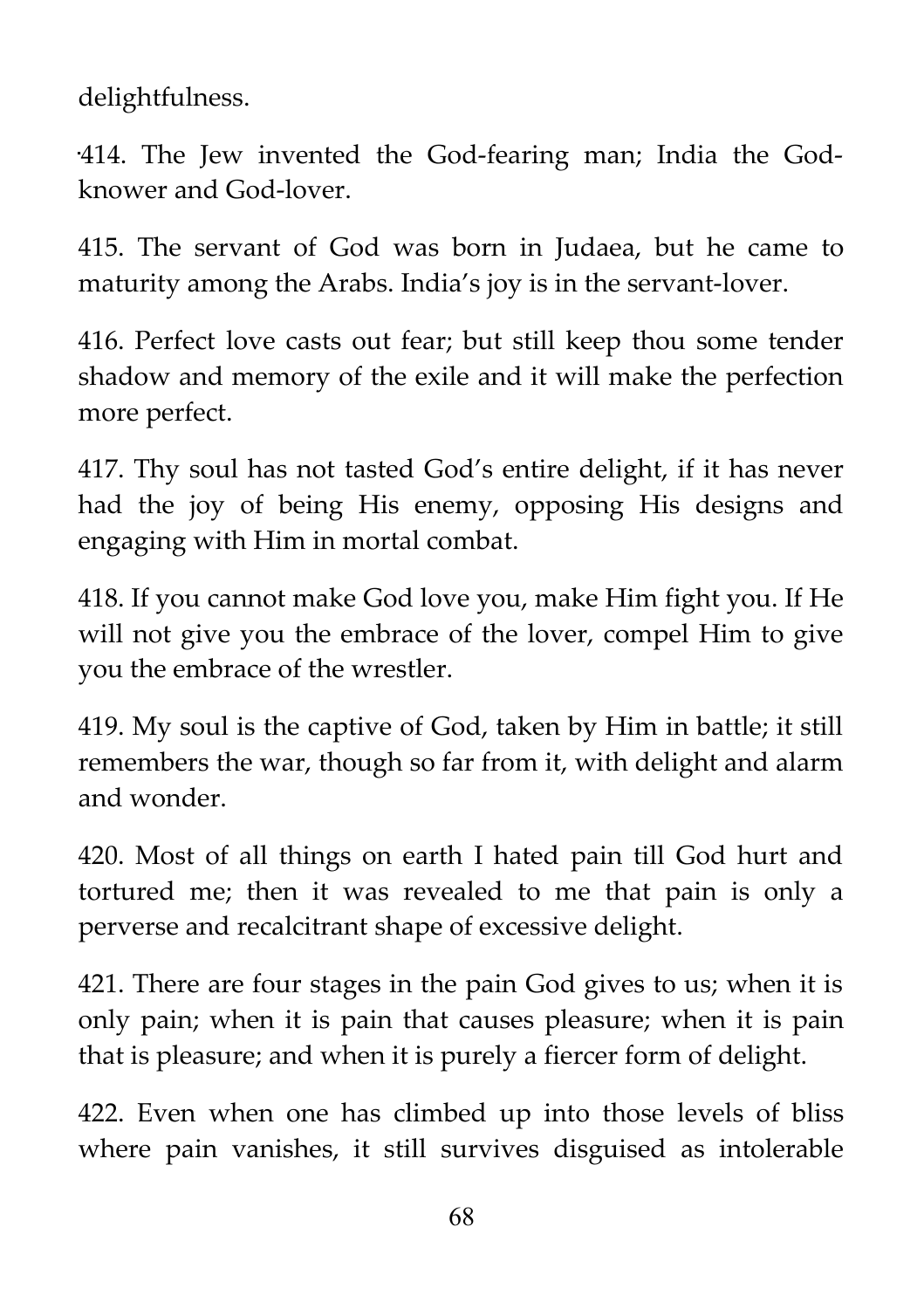delightfulness.

414. The Jew invented the God-fearing man; India the God-knower and God-lover.

415. The servant of God was born in Judaea, but he came to maturity among the Arabs. India's joy is in the servant-lover.

416. Perfect love casts out fear; but still keep thou some tender shadow and memory of the exile and it will make the perfection more perfect.

417. Thy soul has not tasted God's entire delight, if it has never had the joy of being His enemy, opposing His designs and engaging with Him in mortal combat.

418. If you cannot make God love you, make Him fight you. If He will not give you the embrace of the lover, compel Him to give you the embrace of the wrestler.

419. My soul is the captive of God, taken by Him in battle; it still remembers the war, though so far from it, with delight and alarm and wonder.

420. Most of all things on earth I hated pain till God hurt and tortured me; then it was revealed to me that pain is only a perverse and recalcitrant shape of excessive delight.

421. There are four stages in the pain God gives to us; when it is only pain; when it is pain that causes pleasure; when it is pain that is pleasure; and when it is purely a fiercer form of delight.

422. Even when one has climbed up into those levels of bliss where pain vanishes, it still survives disguised as intolerable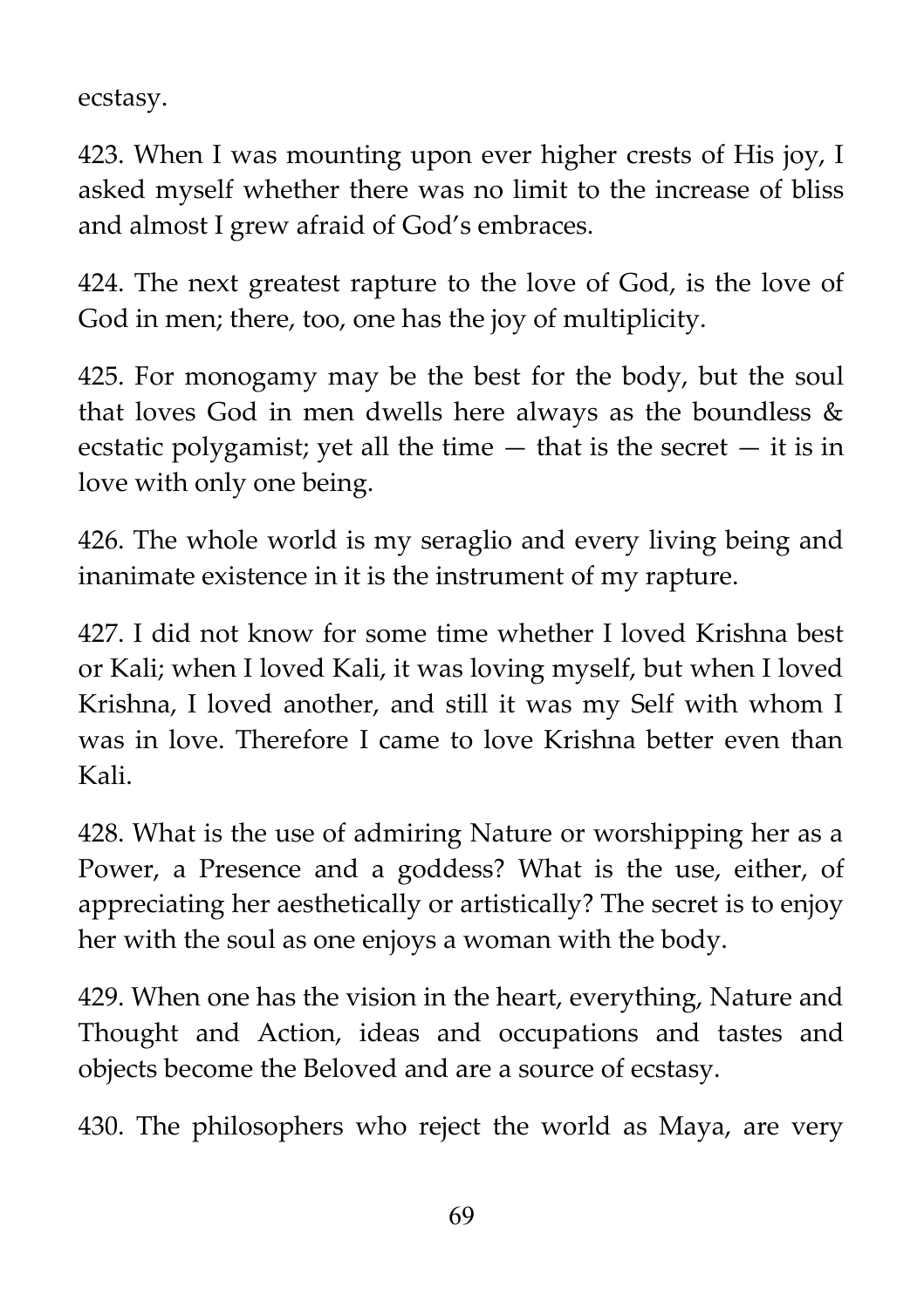ecstasy.

423. When I was mounting upon ever higher crests of His joy, I asked myself whether there was no limit to the increase of bliss and almost I grew afraid of God's embraces.

424. The next greatest rapture to the love of God, is the love of God in men; there, too, one has the joy of multiplicity.

425. For monogamy may be the best for the body, but the soul that loves God in men dwells here always as the boundless & ecstatic polygamist; yet all the time — that is the secret — it is in love with only one being.

426. The whole world is my seraglio and every living being and inanimate existence in it is the instrument of my rapture.

427. I did not know for some time whether I loved Krishna best or Kali; when I loved Kali, it was loving myself, but when I loved Krishna, I loved another, and still it was my Self with whom I was in love. Therefore I came to love Krishna better even than Kali.

428. What is the use of admiring Nature or worshipping her as a Power, a Presence and a goddess? What is the use, either, of appreciating her aesthetically or artistically? The secret is to enjoy her with the soul as one enjoys a woman with the body.

429. When one has the vision in the heart, everything, Nature and Thought and Action, ideas and occupations and tastes and objects become the Beloved and are a source of ecstasy.

430. The philosophers who reject the world as Maya, are very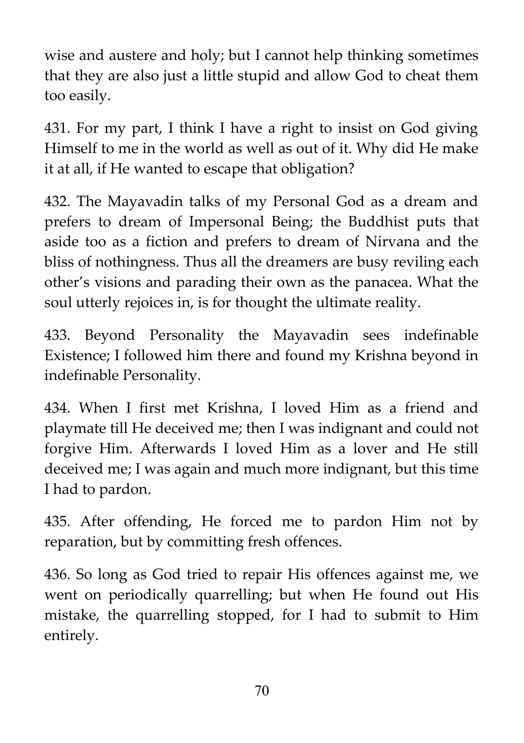wise and austere and holy; but I cannot help thinking sometimes that they are also just a little stupid and allow God to cheat them too easily.

431. For my part, I think I have a right to insist on God giving Himself to me in the world as well as out of it. Why did He make it at all, if He wanted to escape that obligation?

432. The Mayavadin talks of my Personal God as a dream and prefers to dream of Impersonal Being; the Buddhist puts that aside too as a fiction and prefers to dream of Nirvana and the bliss of nothingness. Thus all the dreamers are busy reviling each other's visions and parading their own as the panacea. What the soul utterly rejoices in, is for thought the ultimate reality.

433. Beyond Personality the Mayavadin sees indefinable Existence; I followed him there and found my Krishna beyond in indefinable Personality.

434. When I first met Krishna, I loved Him as a friend and playmate till He deceived me; then I was indignant and could not forgive Him. Afterwards I loved Him as a lover and He still deceived me; I was again and much more indignant, but this time I had to pardon.

435. After offending, He forced me to pardon Him not by reparation, but by committing fresh offences.

436. So long as God tried to repair His offences against me, we went on periodically quarrelling; but when He found out His mistake, the quarrelling stopped, for I had to submit to Him entirely.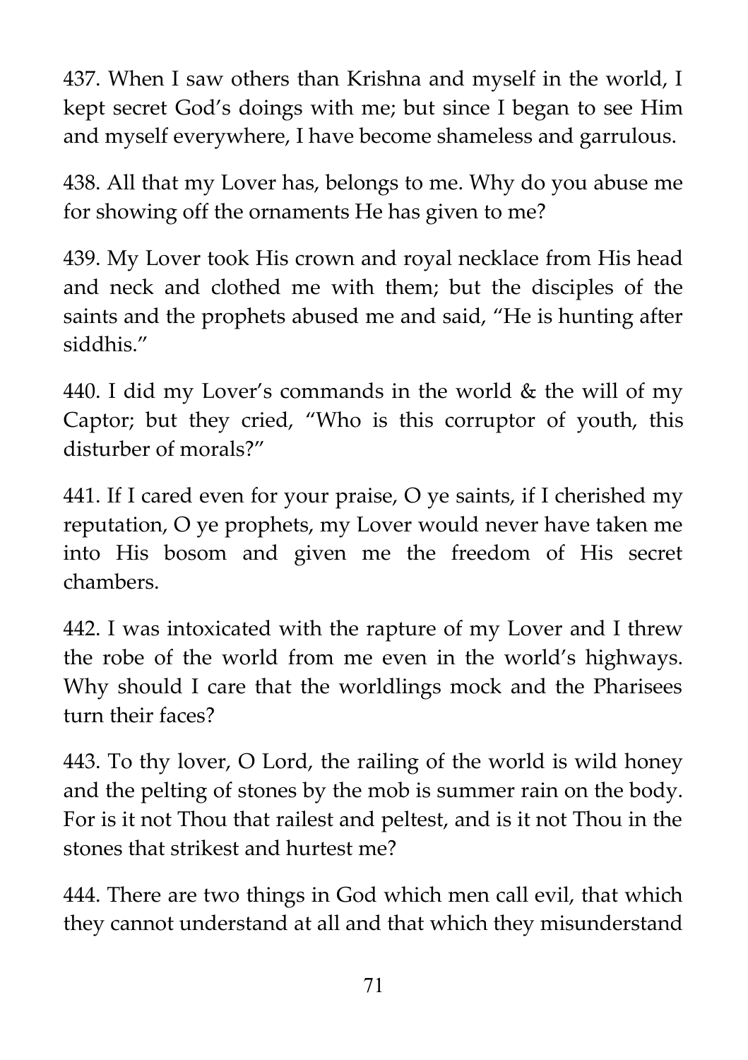437. When I saw others than Krishna and myself in the world, I kept secret God's doings with me; but since I began to see Him and myself everywhere, I have become shameless and garrulous.

438. All that my Lover has, belongs to me. Why do you abuse me for showing off the ornaments He has given to me?

439. My Lover took His crown and royal necklace from His head and neck and clothed me with them; but the disciples of the saints and the prophets abused me and said, "He is hunting after siddhis."

440. I did my Lover's commands in the world & the will of my Captor; but they cried, "Who is this corruptor of youth, this disturber of morals?"

441. If I cared even for your praise, O ye saints, if I cherished my reputation, O ye prophets, my Lover would never have taken me into His bosom and given me the freedom of His secret chambers.

442. I was intoxicated with the rapture of my Lover and I threw the robe of the world from me even in the world's highways. Why should I care that the worldlings mock and the Pharisees turn their faces?

443. To thy lover, O Lord, the railing of the world is wild honey and the pelting of stones by the mob is summer rain on the body. For is it not Thou that railest and peltest, and is it not Thou in the stones that strikest and hurtest me?

444. There are two things in God which men call evil, that which they cannot understand at all and that which they misunderstand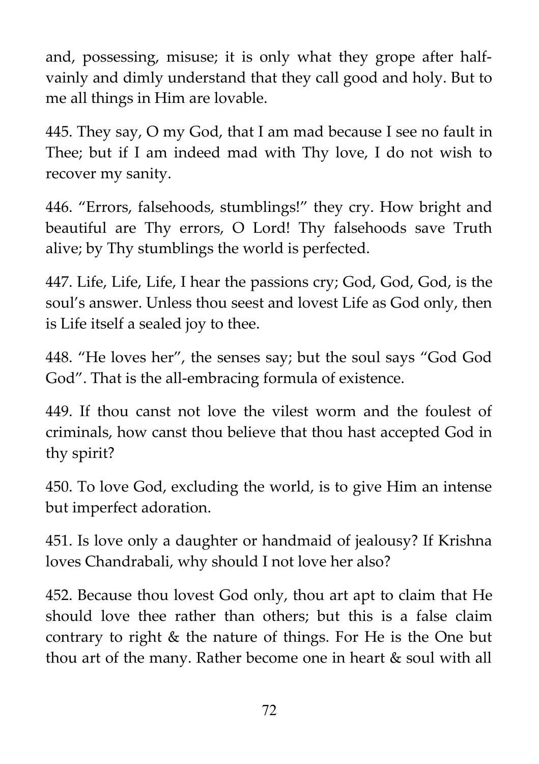and, possessing, misuse; it is only what they grope after half-vainly and dimly understand that they call good and holy. But to me all things in Him are lovable.

445. They say, O my God, that I am mad because I see no fault in Thee; but if I am indeed mad with Thy love, I do not wish to recover my sanity.

446. "Errors, falsehoods, stumblings!" they cry. How bright and beautiful are Thy errors, O Lord! Thy falsehoods save Truth alive; by Thy stumblings the world is perfected.

447. Life, Life, Life, I hear the passions cry; God, God, God, is the soul's answer. Unless thou seest and lovest Life as God only, then is Life itself a sealed joy to thee.

448. "He loves her", the senses say; but the soul says "God God God". That is the all-embracing formula of existence.

449. If thou canst not love the vilest worm and the foulest of criminals, how canst thou believe that thou hast accepted God in thy spirit?

450. To love God, excluding the world, is to give Him an intense but imperfect adoration.

451. Is love only a daughter or handmaid of jealousy? If Krishna loves Chandrabali, why should I not love her also?

452. Because thou lovest God only, thou art apt to claim that He should love thee rather than others; but this is a false claim contrary to right & the nature of things. For He is the One but thou art of the many. Rather become one in heart & soul with all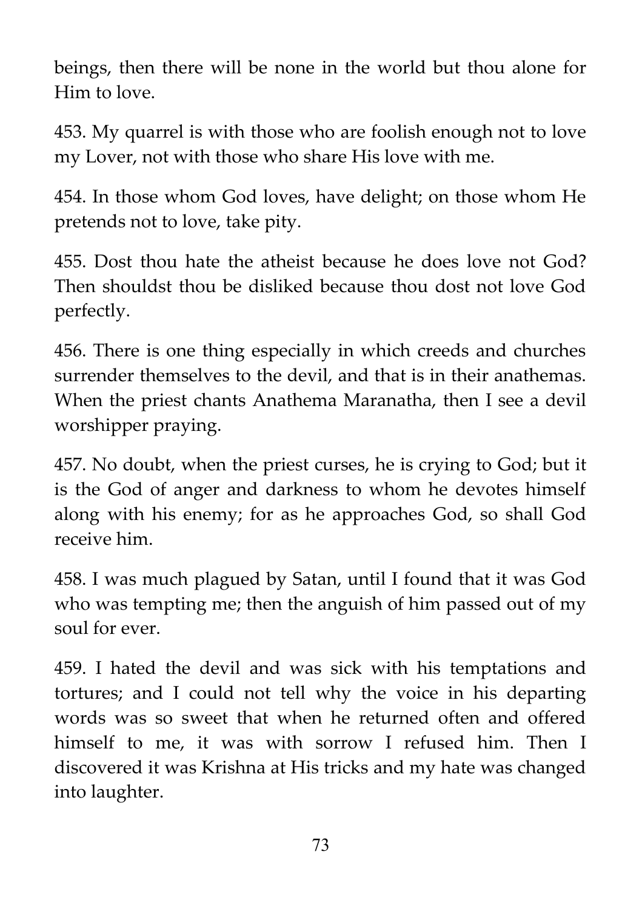beings, then there will be none in the world but thou alone for Him to love.

453. My quarrel is with those who are foolish enough not to love my Lover, not with those who share His love with me.

454. In those whom God loves, have delight; on those whom He pretends not to love, take pity.

455. Dost thou hate the atheist because he does love not God? Then shouldst thou be disliked because thou dost not love God perfectly.

456. There is one thing especially in which creeds and churches surrender themselves to the devil, and that is in their anathemas. When the priest chants Anathema Maranatha, then I see a devil worshipper praying.

457. No doubt, when the priest curses, he is crying to God; but it is the God of anger and darkness to whom he devotes himself along with his enemy; for as he approaches God, so shall God receive him.

458. I was much plagued by Satan, until I found that it was God who was tempting me; then the anguish of him passed out of my soul for ever.

459. I hated the devil and was sick with his temptations and tortures; and I could not tell why the voice in his departing words was so sweet that when he returned often and offered himself to me, it was with sorrow I refused him. Then I discovered it was Krishna at His tricks and my hate was changed into laughter.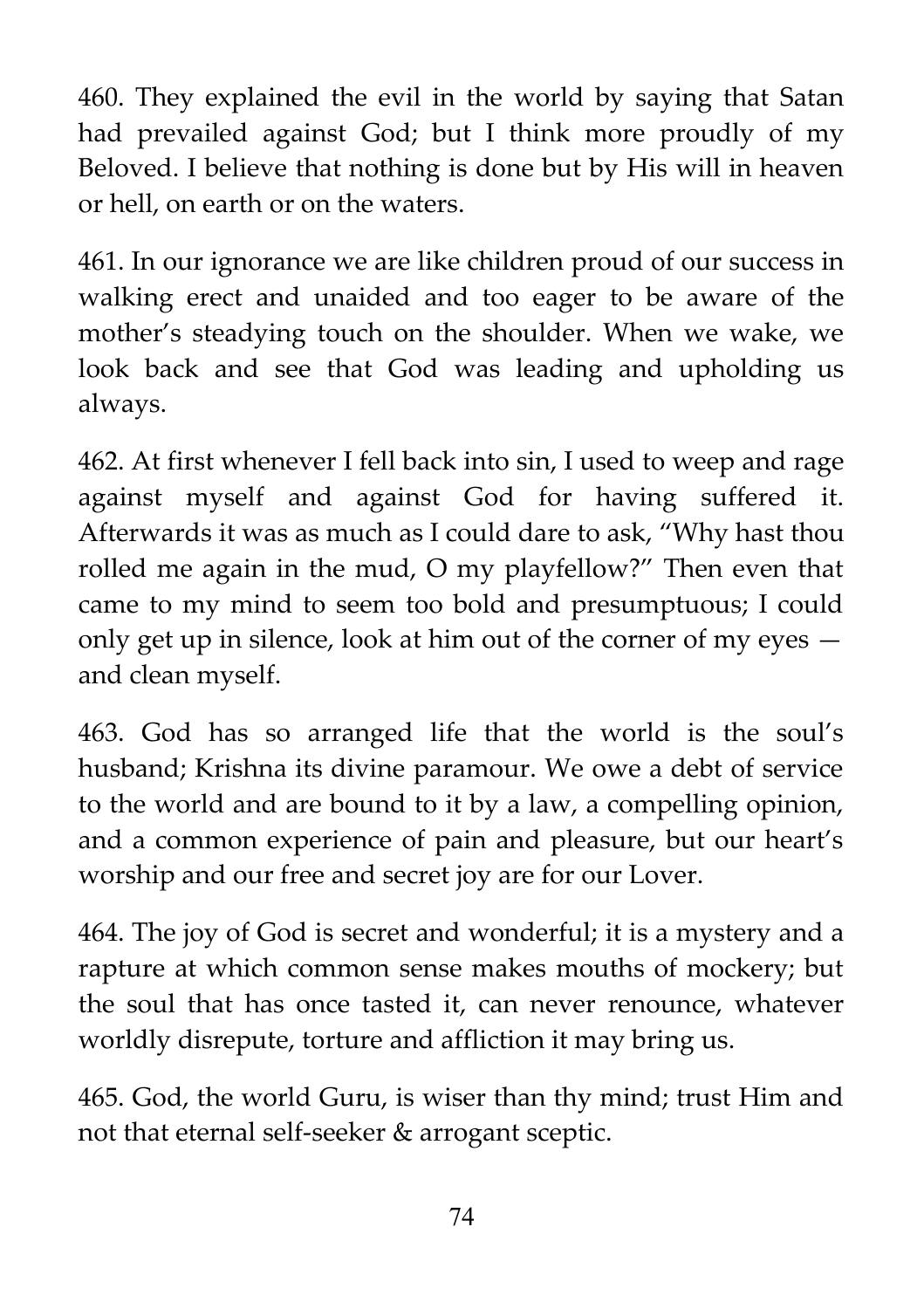460. They explained the evil in the world by saying that Satan had prevailed against God; but I think more proudly of my Beloved. I believe that nothing is done but by His will in heaven or hell, on earth or on the waters.

461. In our ignorance we are like children proud of our success in walking erect and unaided and too eager to be aware of the mother's steadying touch on the shoulder. When we wake, we look back and see that God was leading and upholding us always.

462. At first whenever I fell back into sin, I used to weep and rage against myself and against God for having suffered it. Afterwards it was as much as I could dare to ask, "Why hast thou rolled me again in the mud, O my playfellow?" Then even that came to my mind to seem too bold and presumptuous; I could only get up in silence, look at him out of the corner of my eyes — and clean myself.

463. God has so arranged life that the world is the soul's husband; Krishna its divine paramour. We owe a debt of service to the world and are bound to it by a law, a compelling opinion, and a common experience of pain and pleasure, but our heart's worship and our free and secret joy are for our Lover.

464. The joy of God is secret and wonderful; it is a mystery and a rapture at which common sense makes mouths of mockery; but the soul that has once tasted it, can never renounce, whatever worldly disrepute, torture and affliction it may bring us.

465. God, the world Guru, is wiser than thy mind; trust Him and not that eternal self-seeker & arrogant sceptic.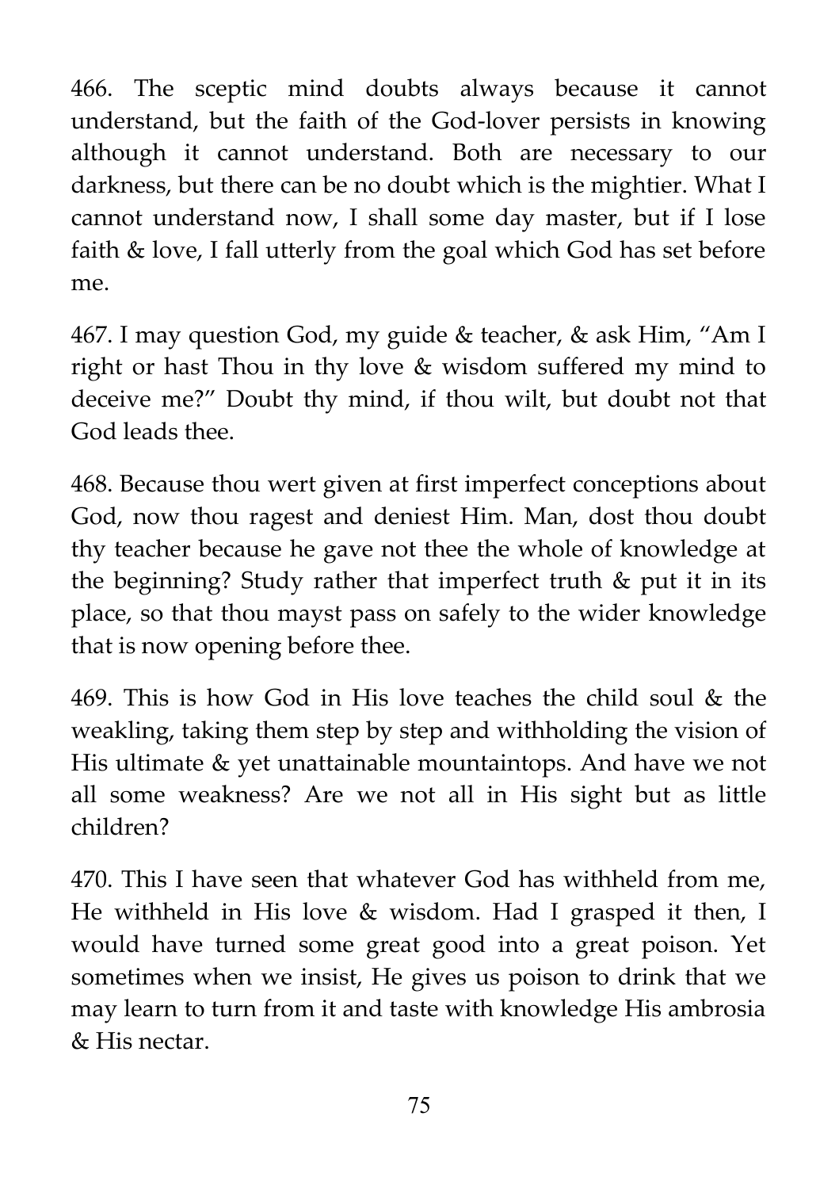466. The sceptic mind doubts always because it cannot understand, but the faith of the God-lover persists in knowing although it cannot understand. Both are necessary to our darkness, but there can be no doubt which is the mightier. What I cannot understand now, I shall some day master, but if I lose faith & love, I fall utterly from the goal which God has set before me.

467. I may question God, my guide & teacher, & ask Him, "Am I right or hast Thou in thy love & wisdom suffered my mind to deceive me?" Doubt thy mind, if thou wilt, but doubt not that God leads thee.

468. Because thou wert given at first imperfect conceptions about God, now thou ragest and deniest Him. Man, dost thou doubt thy teacher because he gave not thee the whole of knowledge at the beginning? Study rather that imperfect truth & put it in its place, so that thou mayst pass on safely to the wider knowledge that is now opening before thee.

469. This is how God in His love teaches the child soul & the weakling, taking them step by step and withholding the vision of His ultimate & yet unattainable mountaintops. And have we not all some weakness? Are we not all in His sight but as little children?

470. This I have seen that whatever God has withheld from me, He withheld in His love & wisdom. Had I grasped it then, I would have turned some great good into a great poison. Yet sometimes when we insist, He gives us poison to drink that we may learn to turn from it and taste with knowledge His ambrosia & His nectar.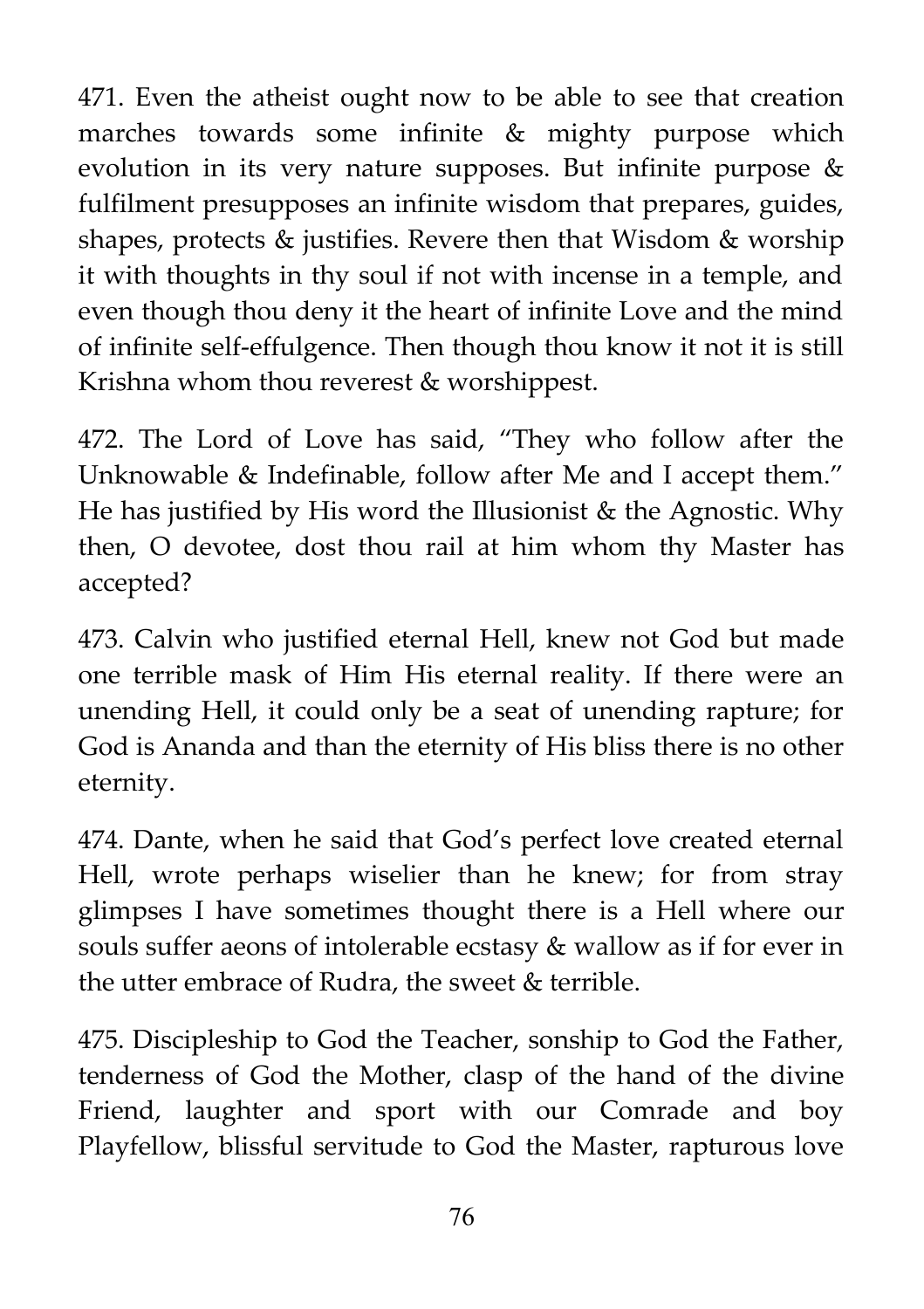471. Even the atheist ought now to be able to see that creation marches towards some infinite & mighty purpose which evolution in its very nature supposes. But infinite purpose & fulfilment presupposes an infinite wisdom that prepares, guides, shapes, protects & justifies. Revere then that Wisdom & worship it with thoughts in thy soul if not with incense in a temple, and even though thou deny it the heart of infinite Love and the mind of infinite self-effulgence. Then though thou know it not it is still Krishna whom thou reverest & worshippest.

472. The Lord of Love has said, "They who follow after the Unknowable & Indefinable, follow after Me and I accept them." He has justified by His word the Illusionist & the Agnostic. Why then, O devotee, dost thou rail at him whom thy Master has accepted?

473. Calvin who justified eternal Hell, knew not God but made one terrible mask of Him His eternal reality. If there were an unending Hell, it could only be a seat of unending rapture; for God is Ananda and than the eternity of His bliss there is no other eternity.

474. Dante, when he said that God's perfect love created eternal Hell, wrote perhaps wiselier than he knew; for from stray glimpses I have sometimes thought there is a Hell where our souls suffer aeons of intolerable ecstasy & wallow as if for ever in the utter embrace of Rudra, the sweet & terrible.

475. Discipleship to God the Teacher, sonship to God the Father, tenderness of God the Mother, clasp of the hand of the divine Friend, laughter and sport with our Comrade and boy Playfellow, blissful servitude to God the Master, rapturous love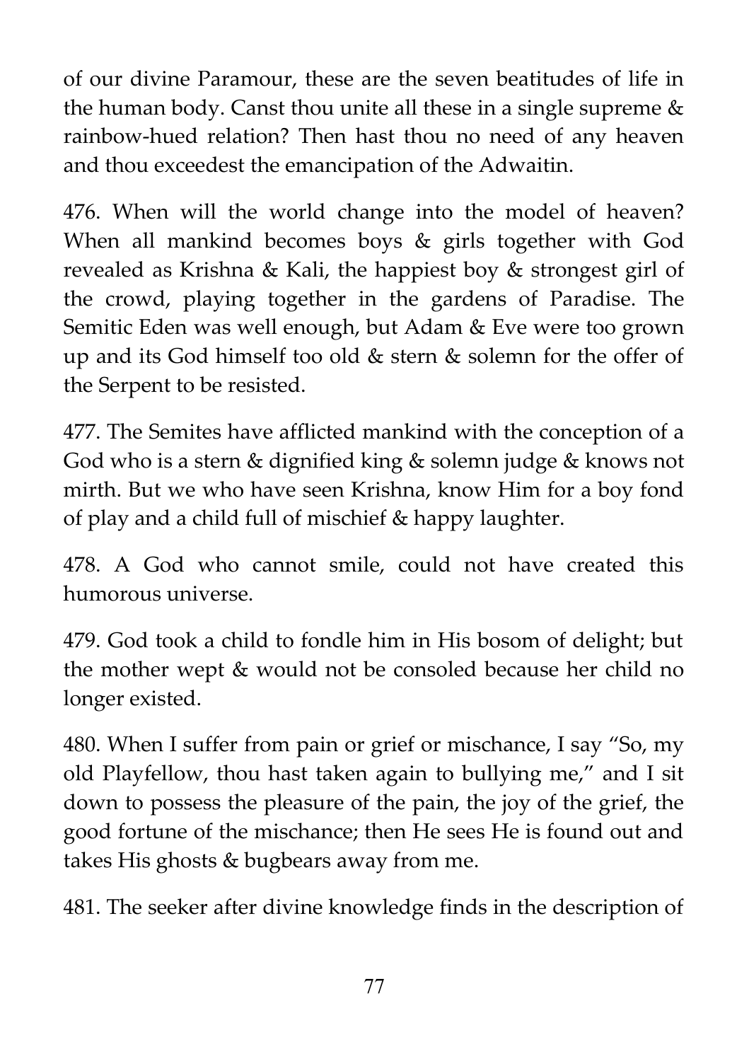of our divine Paramour, these are the seven beatitudes of life in the human body. Canst thou unite all these in a single supreme & rainbow-hued relation? Then hast thou no need of any heaven and thou exceedest the emancipation of the Adwaitin.

476. When will the world change into the model of heaven? When all mankind becomes boys & girls together with God revealed as Krishna & Kali, the happiest boy & strongest girl of the crowd, playing together in the gardens of Paradise. The Semitic Eden was well enough, but Adam & Eve were too grown up and its God himself too old & stern & solemn for the offer of the Serpent to be resisted.

477. The Semites have afflicted mankind with the conception of a God who is a stern & dignified king & solemn judge & knows not mirth. But we who have seen Krishna, know Him for a boy fond of play and a child full of mischief & happy laughter.

478. A God who cannot smile, could not have created this humorous universe.

479. God took a child to fondle him in His bosom of delight; but the mother wept & would not be consoled because her child no longer existed.

480. When I suffer from pain or grief or mischance, I say "So, my old Playfellow, thou hast taken again to bullying me," and I sit down to possess the pleasure of the pain, the joy of the grief, the good fortune of the mischance; then He sees He is found out and takes His ghosts & bugbears away from me.

481. The seeker after divine knowledge finds in the description of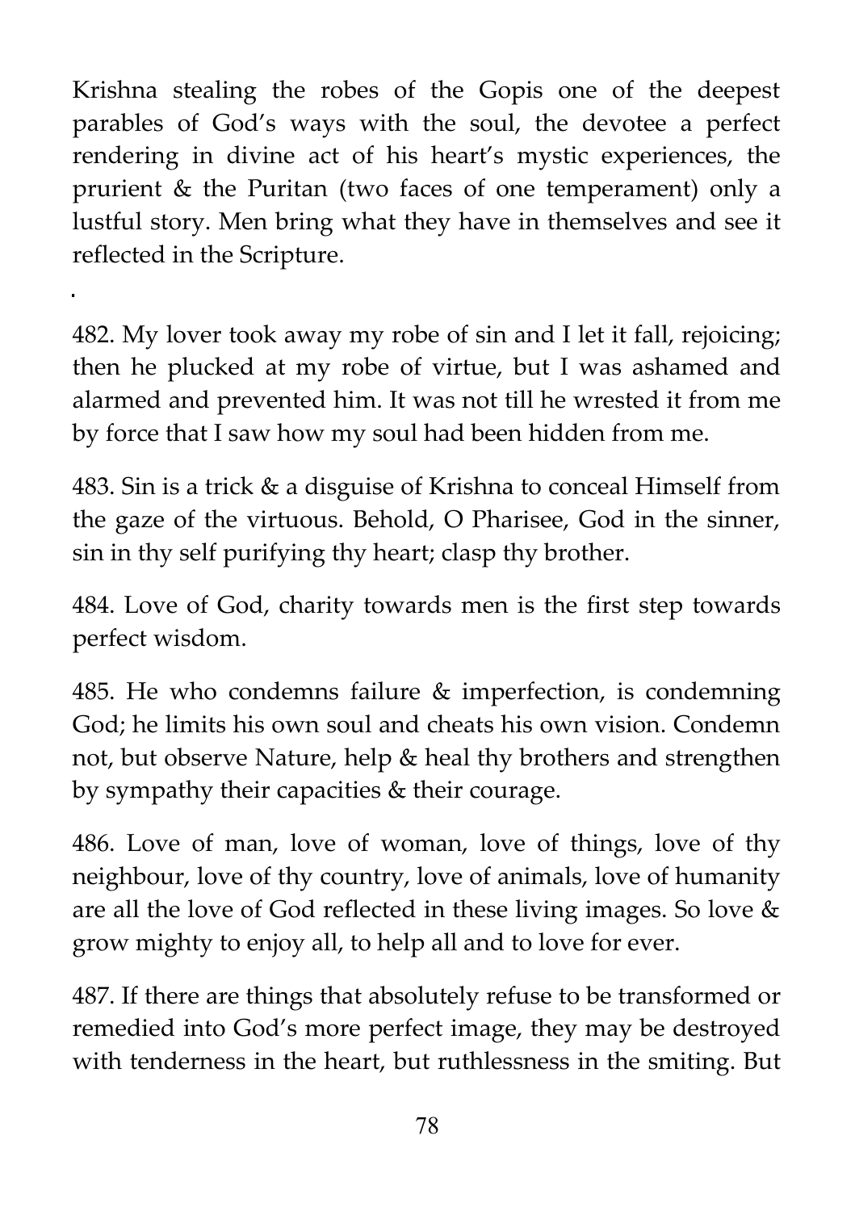Krishna stealing the robes of the Gopis one of the deepest parables of God's ways with the soul, the devotee a perfect rendering in divine act of his heart's mystic experiences, the prurient & the Puritan (two faces of one temperament) only a lustful story. Men bring what they have in themselves and see it reflected in the Scripture.

482. My lover took away my robe of sin and I let it fall, rejoicing; then he plucked at my robe of virtue, but I was ashamed and alarmed and prevented him. It was not till he wrested it from me by force that I saw how my soul had been hidden from me.

483. Sin is a trick & a disguise of Krishna to conceal Himself from the gaze of the virtuous. Behold, O Pharisee, God in the sinner, sin in thy self purifying thy heart; clasp thy brother.

484. Love of God, charity towards men is the first step towards perfect wisdom.

485. He who condemns failure & imperfection, is condemning God; he limits his own soul and cheats his own vision. Condemn not, but observe Nature, help & heal thy brothers and strengthen by sympathy their capacities & their courage.

486. Love of man, love of woman, love of things, love of thy neighbour, love of thy country, love of animals, love of humanity are all the love of God reflected in these living images. So love & grow mighty to enjoy all, to help all and to love for ever.

487. If there are things that absolutely refuse to be transformed or remedied into God's more perfect image, they may be destroyed with tenderness in the heart, but ruthlessness in the smiting. But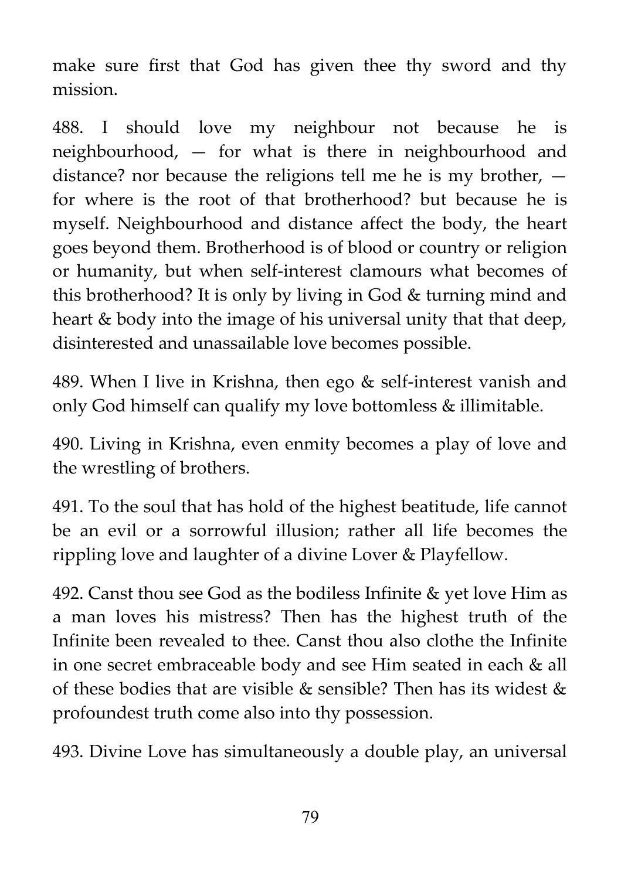make sure first that God has given thee thy sword and thy mission.

488. I should love my neighbour not because he is neighbourhood, — for what is there in neighbourhood and distance? nor because the religions tell me he is my brother, — for where is the root of that brotherhood? but because he is myself. Neighbourhood and distance affect the body, the heart goes beyond them. Brotherhood is of blood or country or religion or humanity, but when self-interest clamours what becomes of this brotherhood? It is only by living in God & turning mind and heart & body into the image of his universal unity that that deep, disinterested and unassailable love becomes possible.

489. When I live in Krishna, then ego & self-interest vanish and only God himself can qualify my love bottomless & illimitable.

490. Living in Krishna, even enmity becomes a play of love and the wrestling of brothers.

491. To the soul that has hold of the highest beatitude, life cannot be an evil or a sorrowful illusion; rather all life becomes the rippling love and laughter of a divine Lover & Playfellow.

492. Canst thou see God as the bodiless Infinite & yet love Him as a man loves his mistress? Then has the highest truth of the Infinite been revealed to thee. Canst thou also clothe the Infinite in one secret embraceable body and see Him seated in each & all of these bodies that are visible & sensible? Then has its widest & profoundest truth come also into thy possession.

493. Divine Love has simultaneously a double play, an universal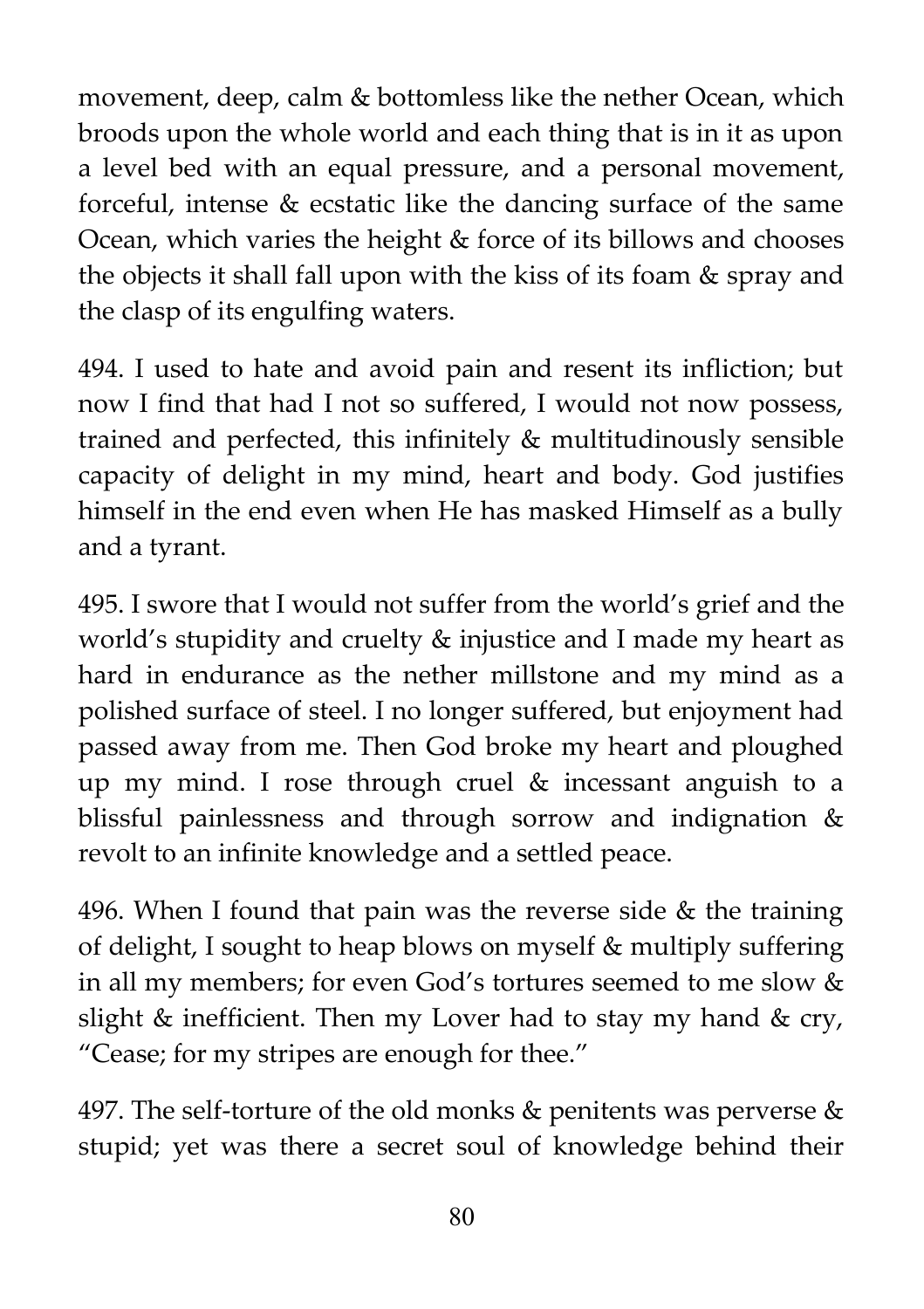movement, deep, calm & bottomless like the nether Ocean, which broods upon the whole world and each thing that is in it as upon a level bed with an equal pressure, and a personal movement, forceful, intense & ecstatic like the dancing surface of the same Ocean, which varies the height & force of its billows and chooses the objects it shall fall upon with the kiss of its foam & spray and the clasp of its engulfing waters.

494. I used to hate and avoid pain and resent its infliction; but now I find that had I not so suffered, I would not now possess, trained and perfected, this infinitely & multitudinously sensible capacity of delight in my mind, heart and body. God justifies himself in the end even when He has masked Himself as a bully and a tyrant.

495. I swore that I would not suffer from the world's grief and the world's stupidity and cruelty & injustice and I made my heart as hard in endurance as the nether millstone and my mind as a polished surface of steel. I no longer suffered, but enjoyment had passed away from me. Then God broke my heart and ploughed up my mind. I rose through cruel & incessant anguish to a blissful painlessness and through sorrow and indignation & revolt to an infinite knowledge and a settled peace.

496. When I found that pain was the reverse side & the training of delight, I sought to heap blows on myself & multiply suffering in all my members; for even God's tortures seemed to me slow & slight & inefficient. Then my Lover had to stay my hand & cry, "Cease; for my stripes are enough for thee."

497. The self-torture of the old monks & penitents was perverse & stupid; yet was there a secret soul of knowledge behind their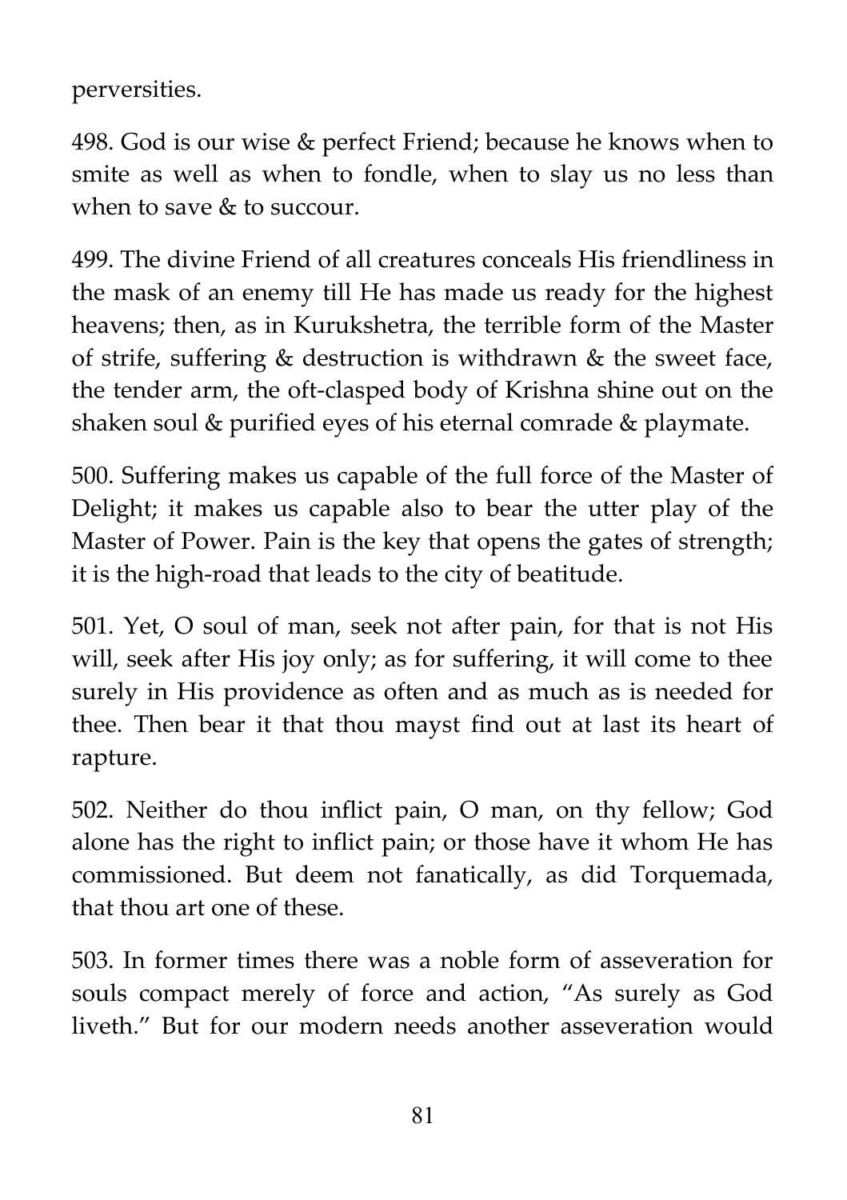perversities.

498. God is our wise & perfect Friend; because he knows when to smite as well as when to fondle, when to slay us no less than when to save & to succour.

499. The divine Friend of all creatures conceals His friendliness in the mask of an enemy till He has made us ready for the highest heavens; then, as in Kurukshetra, the terrible form of the Master of strife, suffering & destruction is withdrawn & the sweet face, the tender arm, the oft-clasped body of Krishna shine out on the shaken soul & purified eyes of his eternal comrade & playmate.

500. Suffering makes us capable of the full force of the Master of Delight; it makes us capable also to bear the utter play of the Master of Power. Pain is the key that opens the gates of strength; it is the high-road that leads to the city of beatitude.

501. Yet, O soul of man, seek not after pain, for that is not His will, seek after His joy only; as for suffering, it will come to thee surely in His providence as often and as much as is needed for thee. Then bear it that thou mayst find out at last its heart of rapture.

502. Neither do thou inflict pain, O man, on thy fellow; God alone has the right to inflict pain; or those have it whom He has commissioned. But deem not fanatically, as did Torquemada, that thou art one of these.

503. In former times there was a noble form of asseveration for souls compact merely of force and action, "As surely as God liveth." But for our modern needs another asseveration would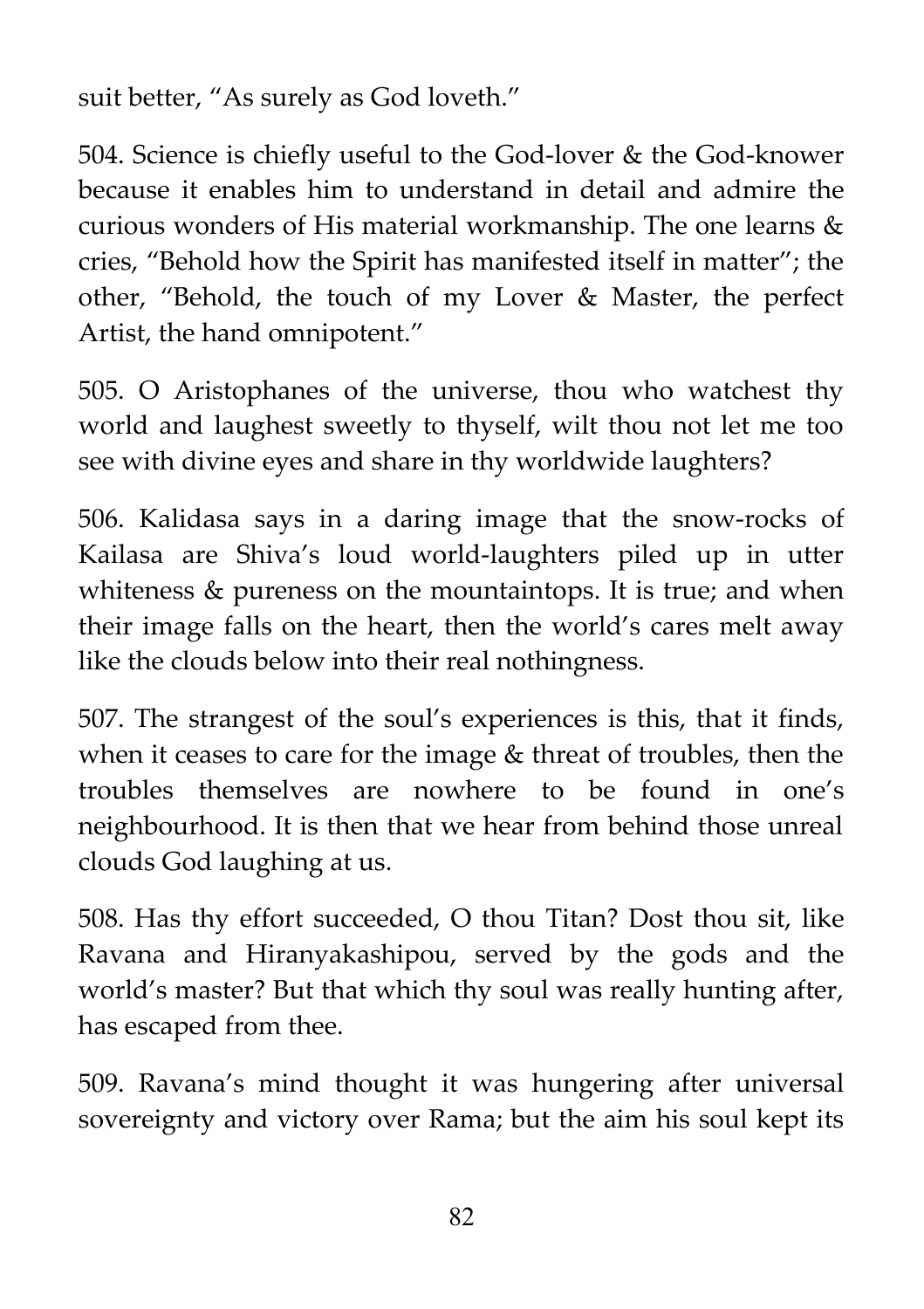suit better, "As surely as God loveth."

504. Science is chiefly useful to the God-lover & the God-knower because it enables him to understand in detail and admire the curious wonders of His material workmanship. The one learns & cries, "Behold how the Spirit has manifested itself in matter"; the other, "Behold, the touch of my Lover & Master, the perfect Artist, the hand omnipotent."

505. O Aristophanes of the universe, thou who watchest thy world and laughest sweetly to thyself, wilt thou not let me too see with divine eyes and share in thy worldwide laughters?

506. Kalidasa says in a daring image that the snow-rocks of Kailasa are Shiva's loud world-laughters piled up in utter whiteness & pureness on the mountaintops. It is true; and when their image falls on the heart, then the world's cares melt away like the clouds below into their real nothingness.

507. The strangest of the soul's experiences is this, that it finds, when it ceases to care for the image & threat of troubles, then the troubles themselves are nowhere to be found in one's neighbourhood. It is then that we hear from behind those unreal clouds God laughing at us.

508. Has thy effort succeeded, O thou Titan? Dost thou sit, like Ravana and Hiranyakashipou, served by the gods and the world's master? But that which thy soul was really hunting after, has escaped from thee.

509. Ravana's mind thought it was hungering after universal sovereignty and victory over Rama; but the aim his soul kept its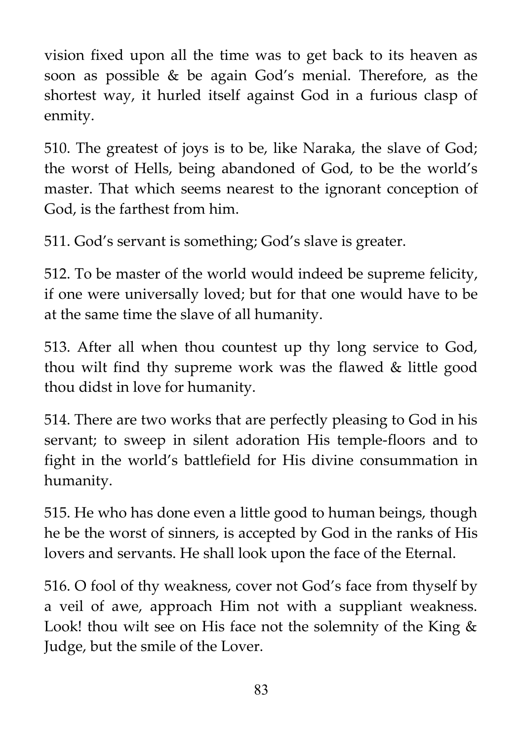vision fixed upon all the time was to get back to its heaven as soon as possible & be again God's menial. Therefore, as the shortest way, it hurled itself against God in a furious clasp of enmity.

510. The greatest of joys is to be, like Naraka, the slave of God; the worst of Hells, being abandoned of God, to be the world's master. That which seems nearest to the ignorant conception of God, is the farthest from him.

511. God's servant is something; God's slave is greater.

512. To be master of the world would indeed be supreme felicity, if one were universally loved; but for that one would have to be at the same time the slave of all humanity.

513. After all when thou countest up thy long service to God, thou wilt find thy supreme work was the flawed & little good thou didst in love for humanity.

514. There are two works that are perfectly pleasing to God in his servant; to sweep in silent adoration His temple-floors and to fight in the world's battlefield for His divine consummation in humanity.

515. He who has done even a little good to human beings, though he be the worst of sinners, is accepted by God in the ranks of His lovers and servants. He shall look upon the face of the Eternal.

516. O fool of thy weakness, cover not God's face from thyself by a veil of awe, approach Him not with a suppliant weakness. Look! thou wilt see on His face not the solemnity of the King & Judge, but the smile of the Lover.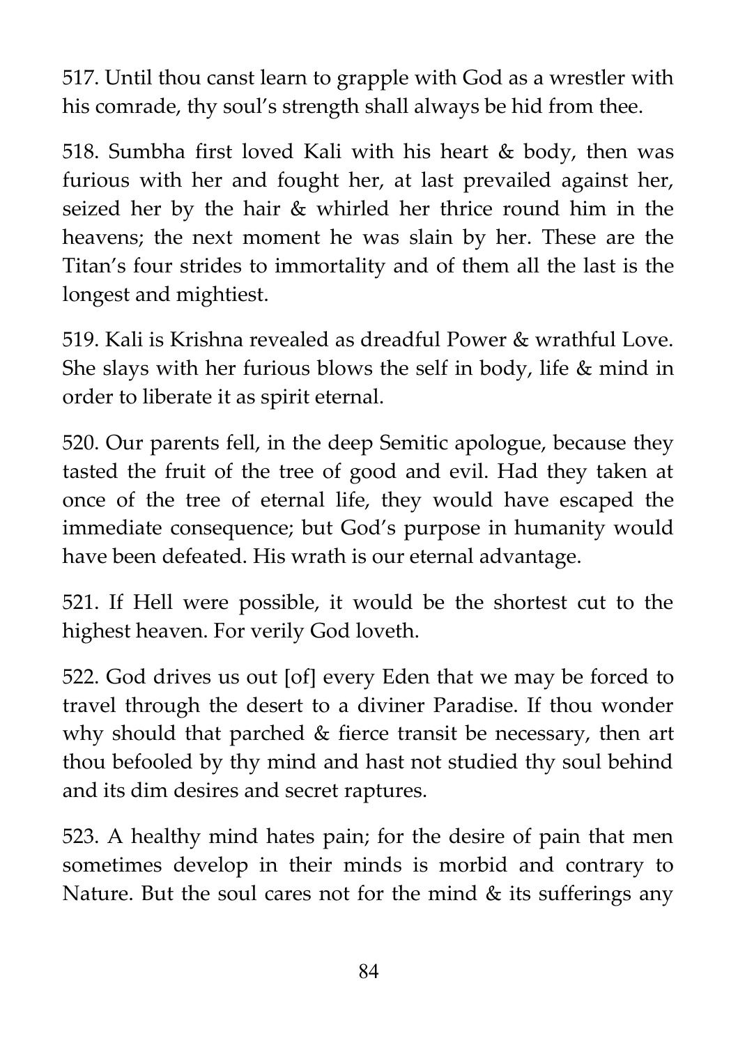517. Until thou canst learn to grapple with God as a wrestler with his comrade, thy soul's strength shall always be hid from thee.

518. Sumbha first loved Kali with his heart & body, then was furious with her and fought her, at last prevailed against her, seized her by the hair & whirled her thrice round him in the heavens; the next moment he was slain by her. These are the Titan's four strides to immortality and of them all the last is the longest and mightiest.

519. Kali is Krishna revealed as dreadful Power & wrathful Love. She slays with her furious blows the self in body, life & mind in order to liberate it as spirit eternal.

520. Our parents fell, in the deep Semitic apologue, because they tasted the fruit of the tree of good and evil. Had they taken at once of the tree of eternal life, they would have escaped the immediate consequence; but God's purpose in humanity would have been defeated. His wrath is our eternal advantage.

521. If Hell were possible, it would be the shortest cut to the highest heaven. For verily God loveth.

522. God drives us out [of] every Eden that we may be forced to travel through the desert to a diviner Paradise. If thou wonder why should that parched & fierce transit be necessary, then art thou befooled by thy mind and hast not studied thy soul behind and its dim desires and secret raptures.

523. A healthy mind hates pain; for the desire of pain that men sometimes develop in their minds is morbid and contrary to Nature. But the soul cares not for the mind & its sufferings any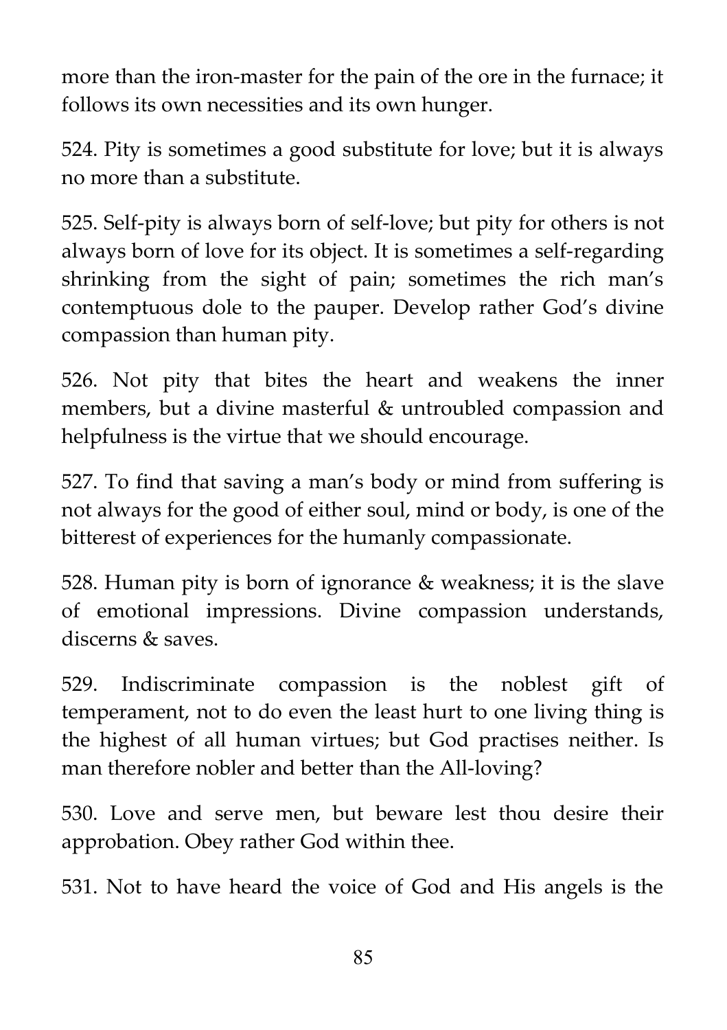more than the iron-master for the pain of the ore in the furnace; it follows its own necessities and its own hunger.

524. Pity is sometimes a good substitute for love; but it is always no more than a substitute.

525. Self-pity is always born of self-love; but pity for others is not always born of love for its object. It is sometimes a self-regarding shrinking from the sight of pain; sometimes the rich man's contemptuous dole to the pauper. Develop rather God's divine compassion than human pity.

526. Not pity that bites the heart and weakens the inner members, but a divine masterful & untroubled compassion and helpfulness is the virtue that we should encourage.

527. To find that saving a man's body or mind from suffering is not always for the good of either soul, mind or body, is one of the bitterest of experiences for the humanly compassionate.

528. Human pity is born of ignorance & weakness; it is the slave of emotional impressions. Divine compassion understands, discerns & saves.

529. Indiscriminate compassion is the noblest gift of temperament, not to do even the least hurt to one living thing is the highest of all human virtues; but God practises neither. Is man therefore nobler and better than the All-loving?

530. Love and serve men, but beware lest thou desire their approbation. Obey rather God within thee.

531. Not to have heard the voice of God and His angels is the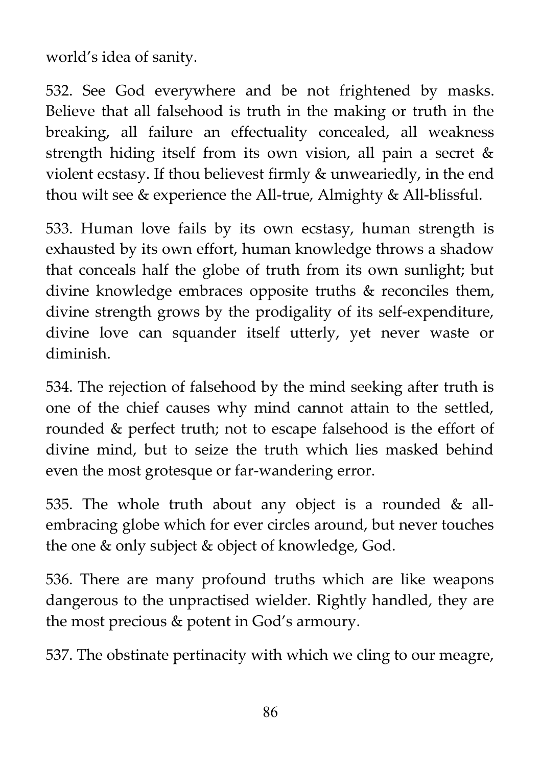world's idea of sanity.

532. See God everywhere and be not frightened by masks. Believe that all falsehood is truth in the making or truth in the breaking, all failure an effectuality concealed, all weakness strength hiding itself from its own vision, all pain a secret & violent ecstasy. If thou believest firmly & unweariedly, in the end thou wilt see & experience the All-true, Almighty & All-blissful.

533. Human love fails by its own ecstasy, human strength is exhausted by its own effort, human knowledge throws a shadow that conceals half the globe of truth from its own sunlight; but divine knowledge embraces opposite truths & reconciles them, divine strength grows by the prodigality of its self-expenditure, divine love can squander itself utterly, yet never waste or diminish.

534. The rejection of falsehood by the mind seeking after truth is one of the chief causes why mind cannot attain to the settled, rounded & perfect truth; not to escape falsehood is the effort of divine mind, but to seize the truth which lies masked behind even the most grotesque or far-wandering error.

535. The whole truth about any object is a rounded & all-embracing globe which for ever circles around, but never touches the one & only subject & object of knowledge, God.

536. There are many profound truths which are like weapons dangerous to the unpractised wielder. Rightly handled, they are the most precious & potent in God's armoury.

537. The obstinate pertinacity with which we cling to our meagre,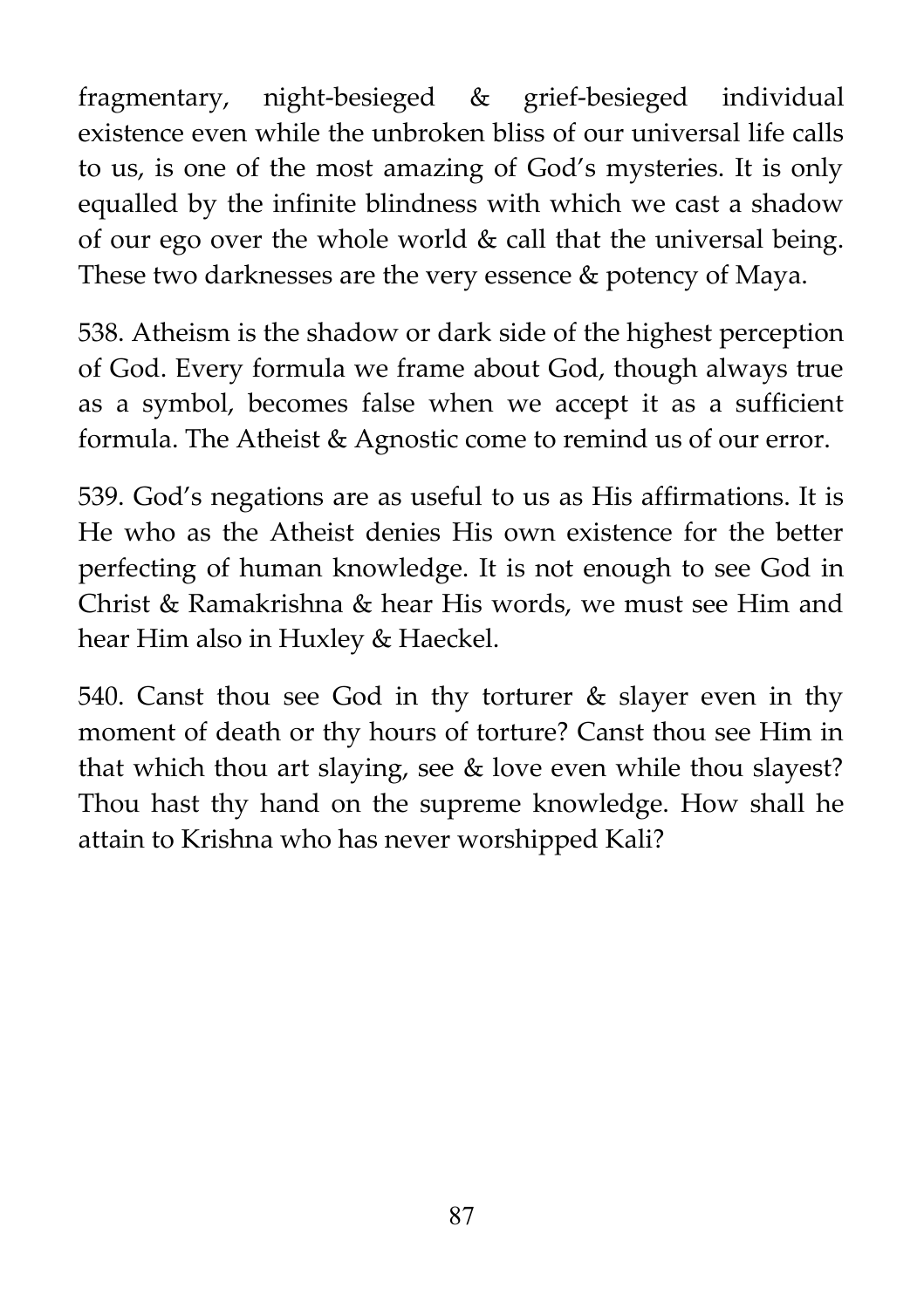fragmentary, night-besieged & grief-besieged individual existence even while the unbroken bliss of our universal life calls to us, is one of the most amazing of God's mysteries. It is only equalled by the infinite blindness with which we cast a shadow of our ego over the whole world & call that the universal being. These two darknesses are the very essence & potency of Maya.

538. Atheism is the shadow or dark side of the highest perception of God. Every formula we frame about God, though always true as a symbol, becomes false when we accept it as a sufficient formula. The Atheist & Agnostic come to remind us of our error.

539. God's negations are as useful to us as His affirmations. It is He who as the Atheist denies His own existence for the better perfecting of human knowledge. It is not enough to see God in Christ & Ramakrishna & hear His words, we must see Him and hear Him also in Huxley & Haeckel.

540. Canst thou see God in thy torturer & slayer even in thy moment of death or thy hours of torture? Canst thou see Him in that which thou art slaying, see & love even while thou slayest? Thou hast thy hand on the supreme knowledge. How shall he attain to Krishna who has never worshipped Kali?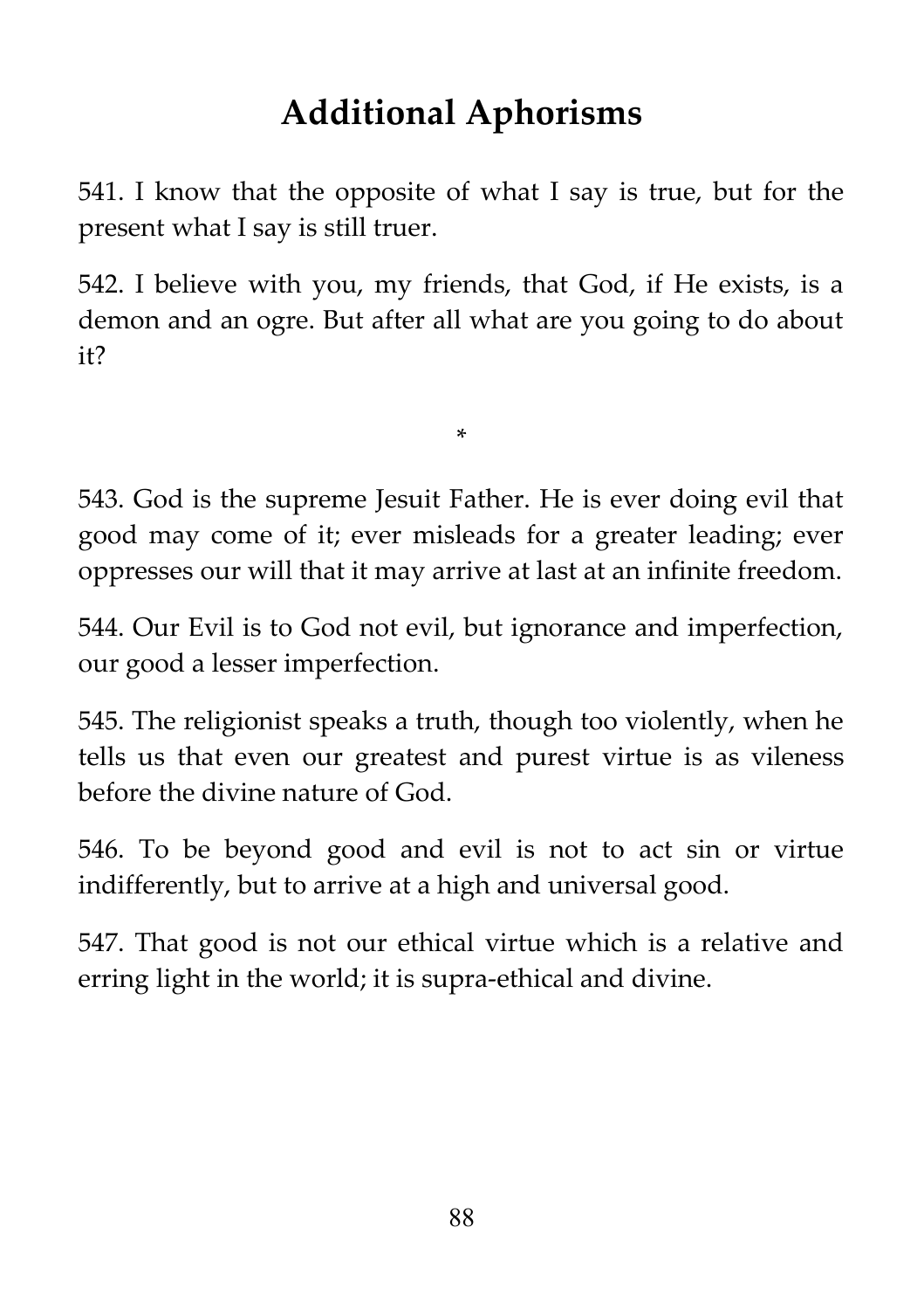# Additional Aphorisms

541. I know that the opposite of what I say is true, but for the present what I say is still truer.

542. I believe with you, my friends, that God, if He exists, is a demon and an ogre. But after all what are you going to do about it?

*

543. God is the supreme Jesuit Father. He is ever doing evil that good may come of it; ever misleads for a greater leading; ever oppresses our will that it may arrive at last at an infinite freedom.

544. Our Evil is to God not evil, but ignorance and imperfection, our good a lesser imperfection.

545. The religionist speaks a truth, though too violently, when he tells us that even our greatest and purest virtue is as vileness before the divine nature of God.

546. To be beyond good and evil is not to act sin or virtue indifferently, but to arrive at a high and universal good.

547. That good is not our ethical virtue which is a relative and erring light in the world; it is supra-ethical and divine.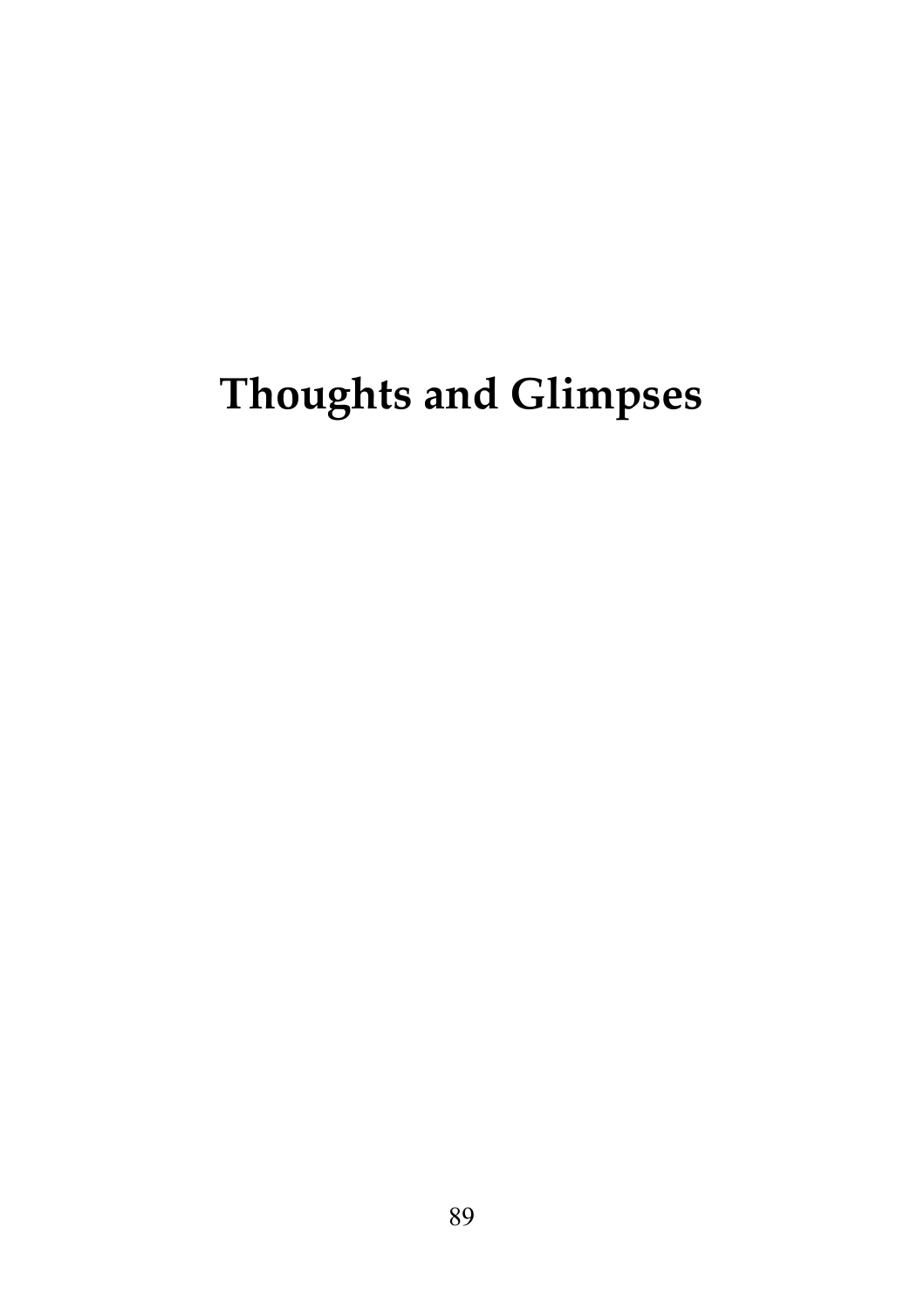# Thoughts and Glimpses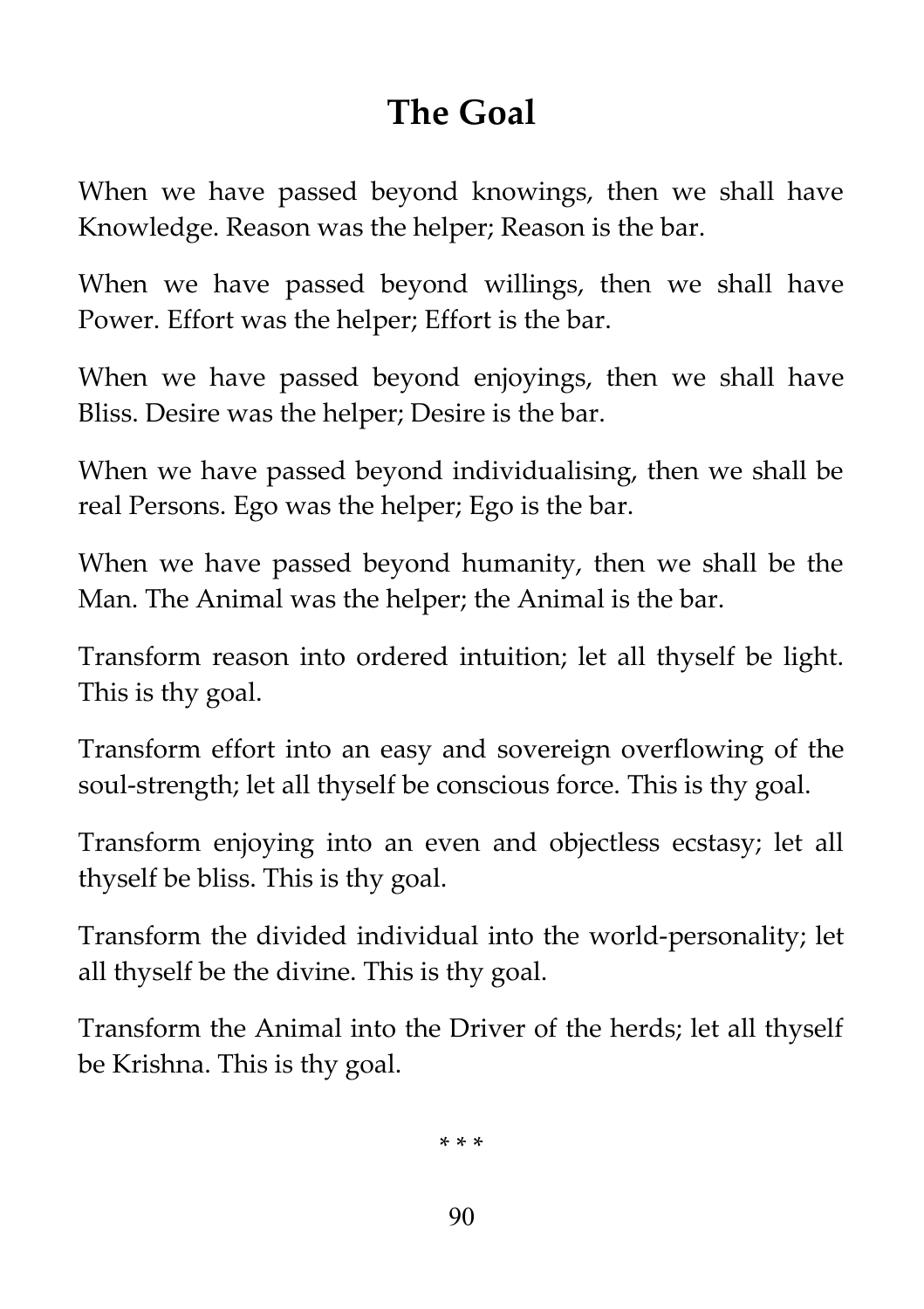# The Goal

When we have passed beyond knowings, then we shall have Knowledge. Reason was the helper; Reason is the bar.

When we have passed beyond willings, then we shall have Power. Effort was the helper; Effort is the bar.

When we have passed beyond enjoyings, then we shall have Bliss. Desire was the helper; Desire is the bar.

When we have passed beyond individualising, then we shall be real Persons. Ego was the helper; Ego is the bar.

When we have passed beyond humanity, then we shall be the Man. The Animal was the helper; the Animal is the bar.

Transform reason into ordered intuition; let all thyself be light. This is thy goal.

Transform effort into an easy and sovereign overflowing of the soul-strength; let all thyself be conscious force. This is thy goal.

Transform enjoying into an even and objectless ecstasy; let all thyself be bliss. This is thy goal.

Transform the divided individual into the world-personality; let all thyself be the divine. This is thy goal.

Transform the Animal into the Driver of the herds; let all thyself be Krishna. This is thy goal.

* * *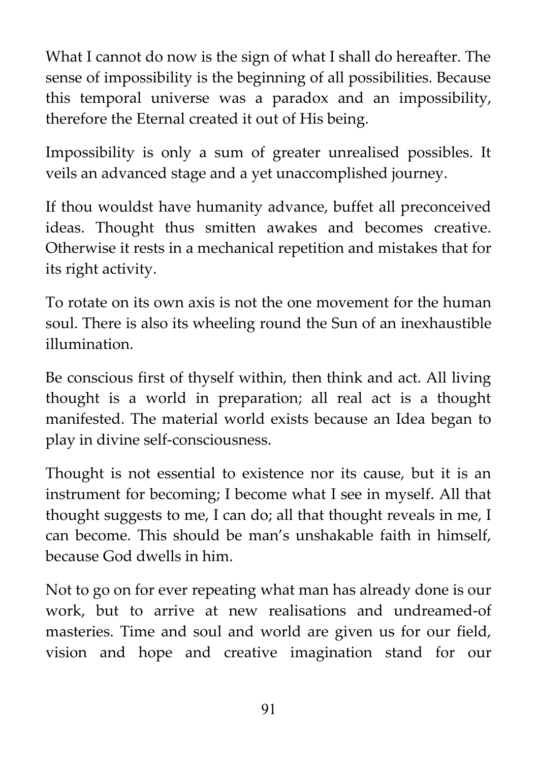What I cannot do now is the sign of what I shall do hereafter. The sense of impossibility is the beginning of all possibilities. Because this temporal universe was a paradox and an impossibility, therefore the Eternal created it out of His being.

Impossibility is only a sum of greater unrealised possibles. It veils an advanced stage and a yet unaccomplished journey.

If thou wouldst have humanity advance, buffet all preconceived ideas. Thought thus smitten awakes and becomes creative. Otherwise it rests in a mechanical repetition and mistakes that for its right activity.

To rotate on its own axis is not the one movement for the human soul. There is also its wheeling round the Sun of an inexhaustible illumination.

Be conscious first of thyself within, then think and act. All living thought is a world in preparation; all real act is a thought manifested. The material world exists because an Idea began to play in divine self-consciousness.

Thought is not essential to existence nor its cause, but it is an instrument for becoming; I become what I see in myself. All that thought suggests to me, I can do; all that thought reveals in me, I can become. This should be man's unshakable faith in himself, because God dwells in him.

Not to go on for ever repeating what man has already done is our work, but to arrive at new realisations and undreamed-of masteries. Time and soul and world are given us for our field, vision and hope and creative imagination stand for our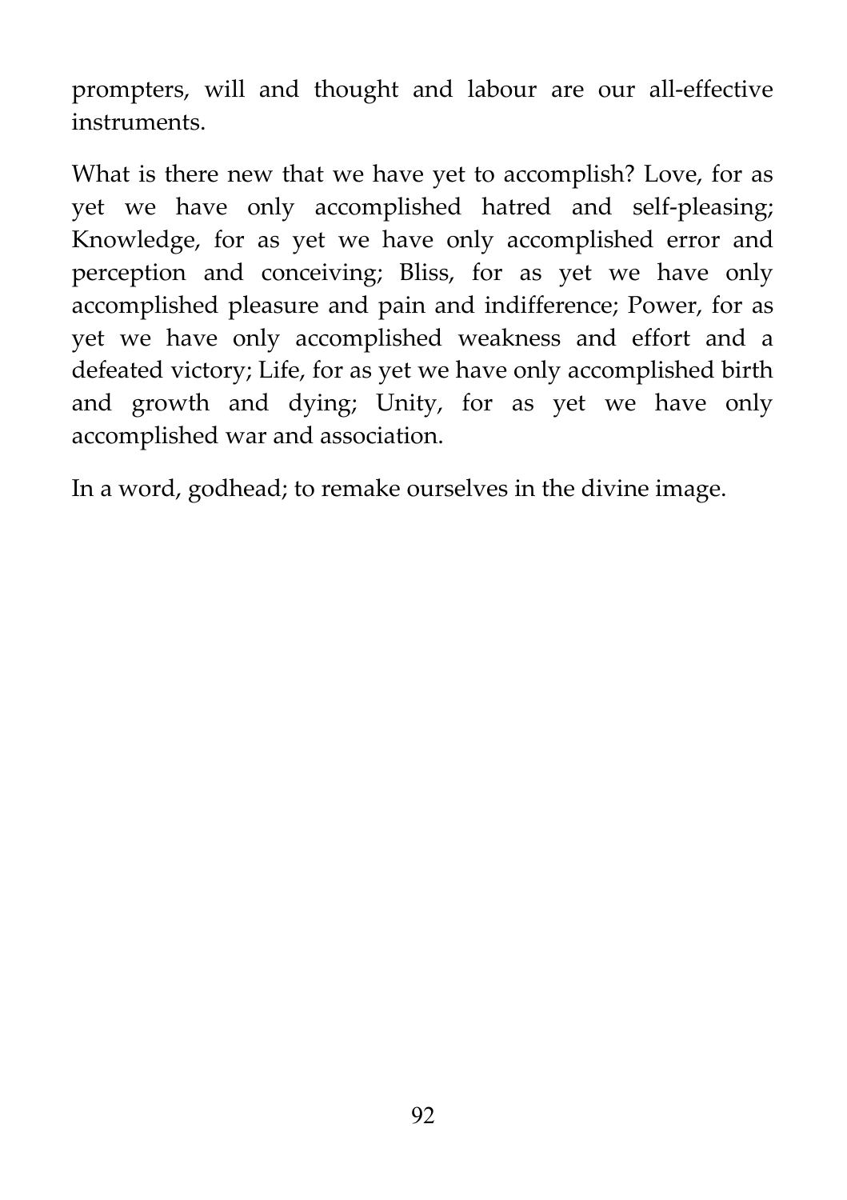prompters, will and thought and labour are our all-effective instruments.

What is there new that we have yet to accomplish? Love, for as yet we have only accomplished hatred and self-pleasing; Knowledge, for as yet we have only accomplished error and perception and conceiving; Bliss, for as yet we have only accomplished pleasure and pain and indifference; Power, for as yet we have only accomplished weakness and effort and a defeated victory; Life, for as yet we have only accomplished birth and growth and dying; Unity, for as yet we have only accomplished war and association.

In a word, godhead; to remake ourselves in the divine image.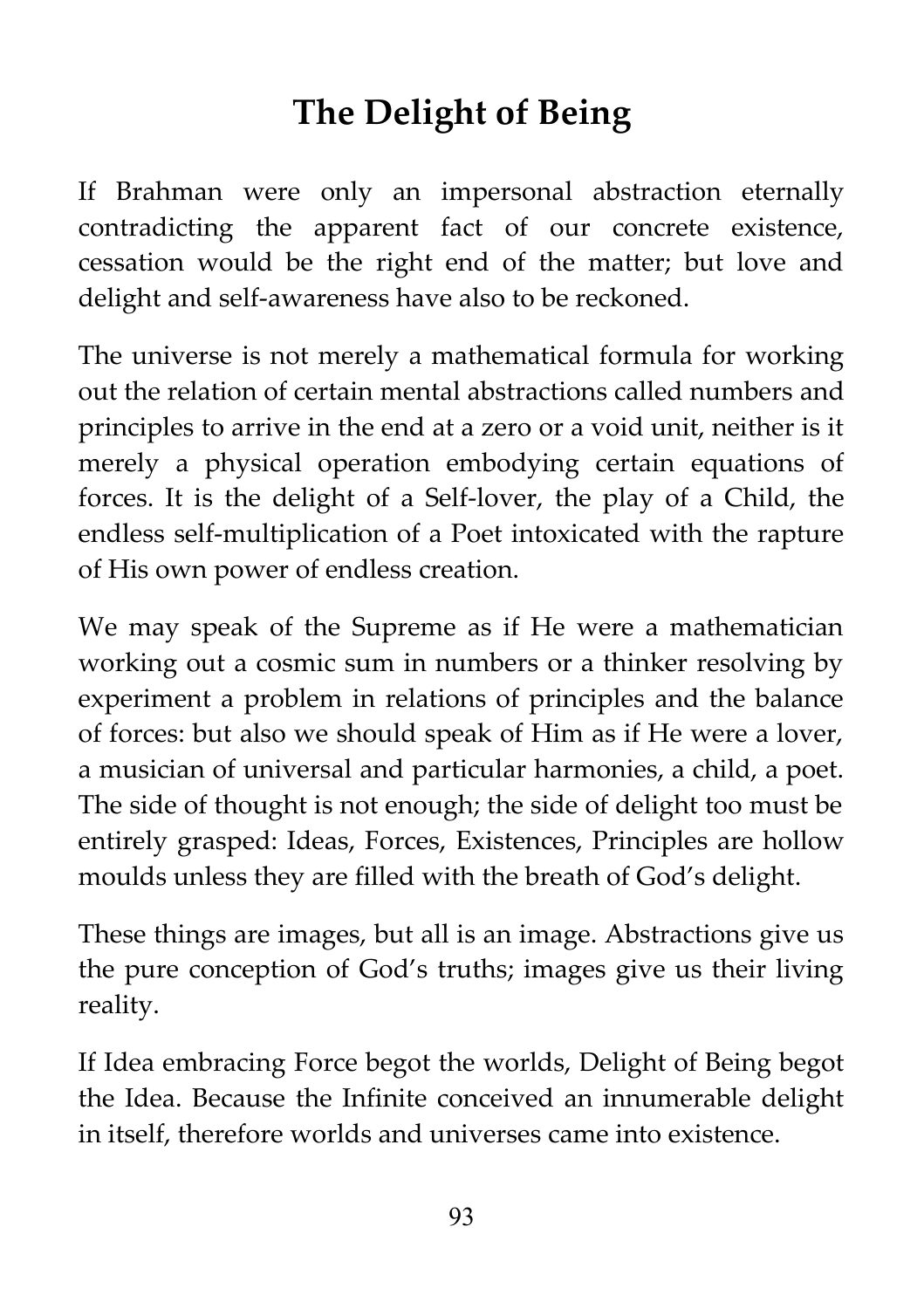# The Delight of Being

If Brahman were only an impersonal abstraction eternally contradicting the apparent fact of our concrete existence, cessation would be the right end of the matter; but love and delight and self-awareness have also to be reckoned.

The universe is not merely a mathematical formula for working out the relation of certain mental abstractions called numbers and principles to arrive in the end at a zero or a void unit, neither is it merely a physical operation embodying certain equations of forces. It is the delight of a Self-lover, the play of a Child, the endless self-multiplication of a Poet intoxicated with the rapture of His own power of endless creation.

We may speak of the Supreme as if He were a mathematician working out a cosmic sum in numbers or a thinker resolving by experiment a problem in relations of principles and the balance of forces: but also we should speak of Him as if He were a lover, a musician of universal and particular harmonies, a child, a poet. The side of thought is not enough; the side of delight too must be entirely grasped: Ideas, Forces, Existences, Principles are hollow moulds unless they are filled with the breath of God's delight.

These things are images, but all is an image. Abstractions give us the pure conception of God's truths; images give us their living reality.

If Idea embracing Force begot the worlds, Delight of Being begot the Idea. Because the Infinite conceived an innumerable delight in itself, therefore worlds and universes came into existence.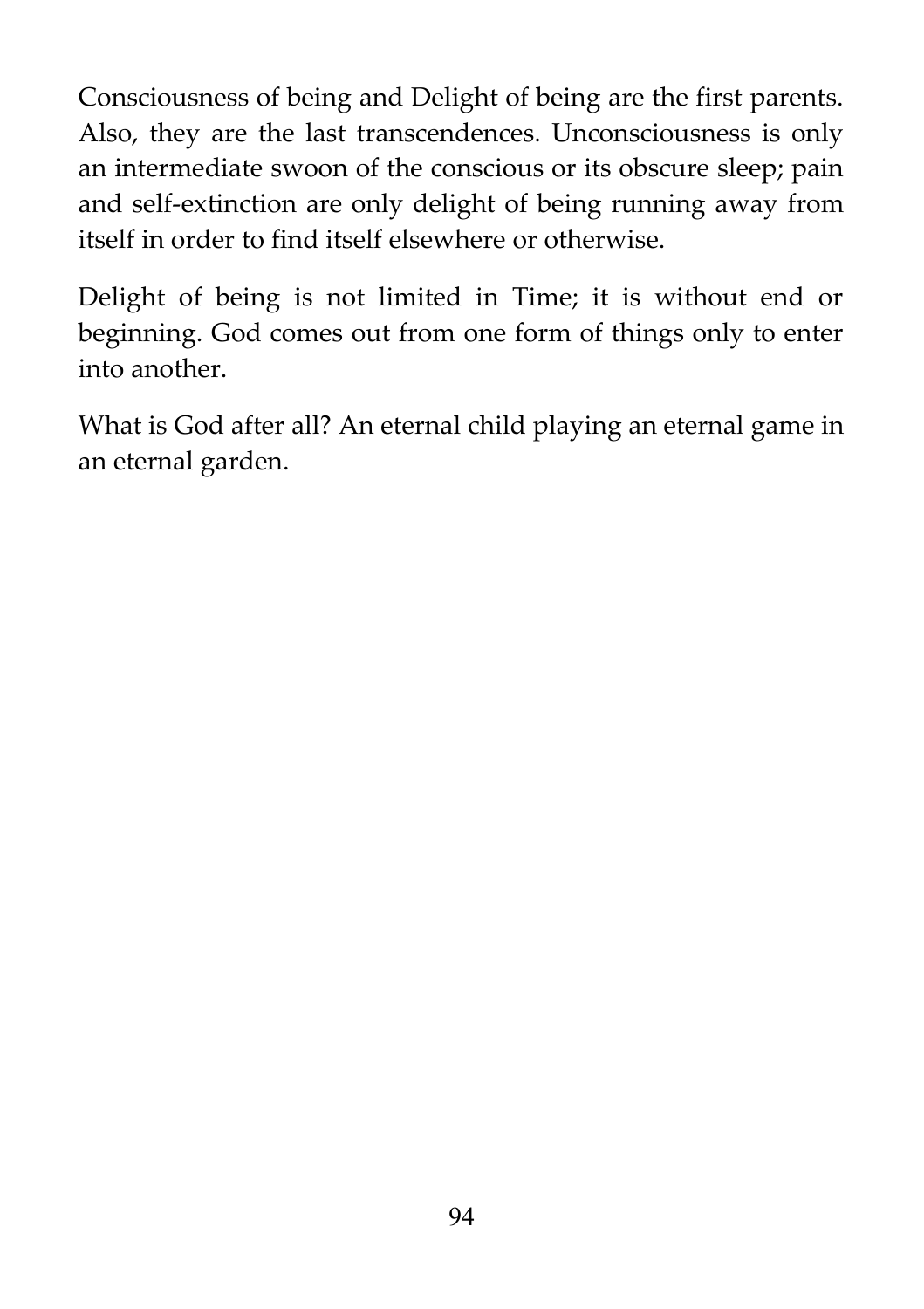Consciousness of being and Delight of being are the first parents. Also, they are the last transcendences. Unconsciousness is only an intermediate swoon of the conscious or its obscure sleep; pain and self-extinction are only delight of being running away from itself in order to find itself elsewhere or otherwise.

Delight of being is not limited in Time; it is without end or beginning. God comes out from one form of things only to enter into another.

What is God after all? An eternal child playing an eternal game in an eternal garden.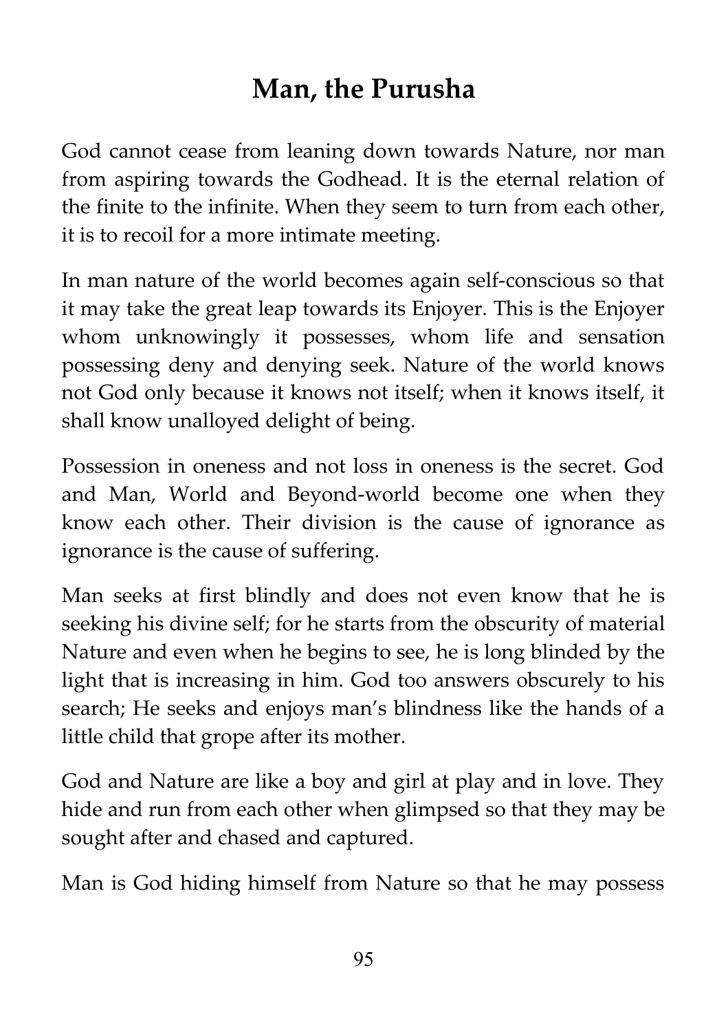# Man, the Purusha

God cannot cease from leaning down towards Nature, nor man from aspiring towards the Godhead. It is the eternal relation of the finite to the infinite. When they seem to turn from each other, it is to recoil for a more intimate meeting.

In man nature of the world becomes again self-conscious so that it may take the great leap towards its Enjoyer. This is the Enjoyer whom unknowingly it possesses, whom life and sensation possessing deny and denying seek. Nature of the world knows not God only because it knows not itself; when it knows itself, it shall know unalloyed delight of being.

Possession in oneness and not loss in oneness is the secret. God and Man, World and Beyond-world become one when they know each other. Their division is the cause of ignorance as ignorance is the cause of suffering.

Man seeks at first blindly and does not even know that he is seeking his divine self; for he starts from the obscurity of material Nature and even when he begins to see, he is long blinded by the light that is increasing in him. God too answers obscurely to his search; He seeks and enjoys man's blindness like the hands of a little child that grope after its mother.

God and Nature are like a boy and girl at play and in love. They hide and run from each other when glimpsed so that they may be sought after and chased and captured.

Man is God hiding himself from Nature so that he may possess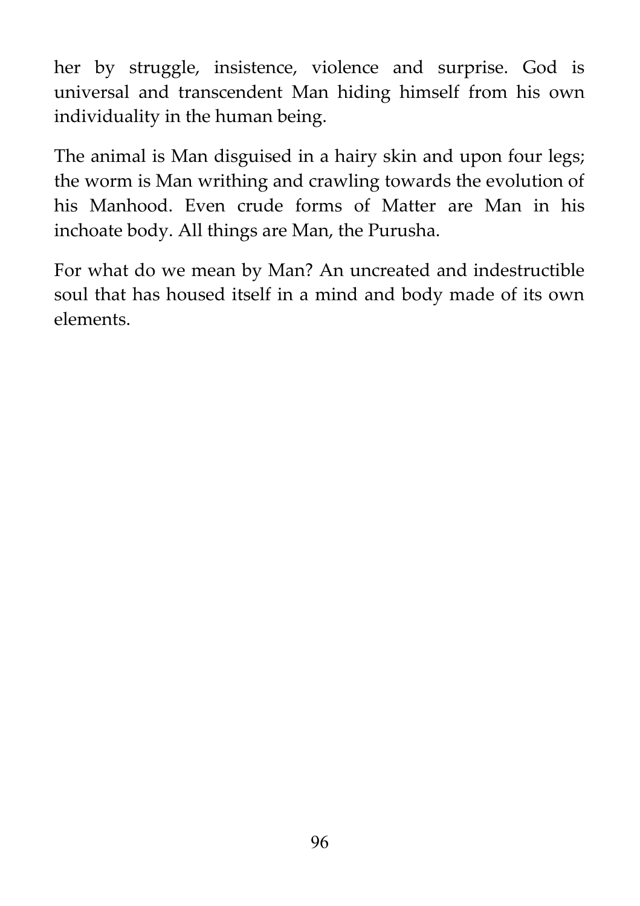her by struggle, insistence, violence and surprise. God is universal and transcendent Man hiding himself from his own individuality in the human being.

The animal is Man disguised in a hairy skin and upon four legs; the worm is Man writhing and crawling towards the evolution of his Manhood. Even crude forms of Matter are Man in his inchoate body. All things are Man, the Purusha.

For what do we mean by Man? An uncreated and indestructible soul that has housed itself in a mind and body made of its own elements.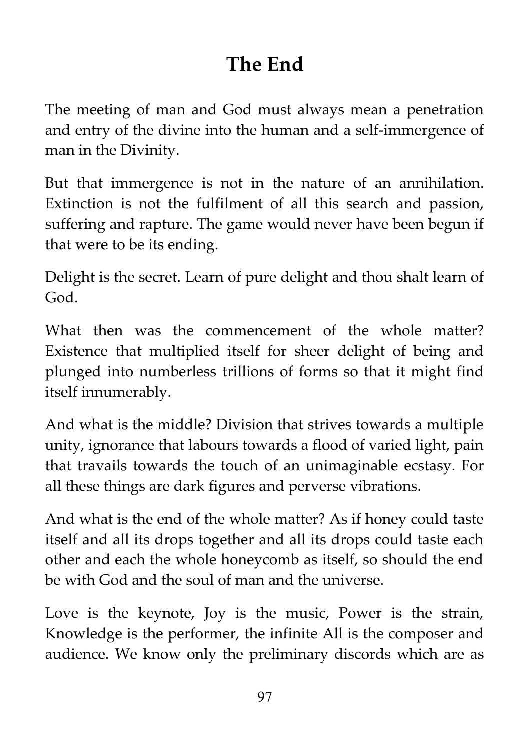# The End

The meeting of man and God must always mean a penetration and entry of the divine into the human and a self-immergence of man in the Divinity.

But that immergence is not in the nature of an annihilation. Extinction is not the fulfilment of all this search and passion, suffering and rapture. The game would never have been begun if that were to be its ending.

Delight is the secret. Learn of pure delight and thou shalt learn of God.

What then was the commencement of the whole matter? Existence that multiplied itself for sheer delight of being and plunged into numberless trillions of forms so that it might find itself innumerably.

And what is the middle? Division that strives towards a multiple unity, ignorance that labours towards a flood of varied light, pain that travails towards the touch of an unimaginable ecstasy. For all these things are dark figures and perverse vibrations.

And what is the end of the whole matter? As if honey could taste itself and all its drops together and all its drops could taste each other and each the whole honeycomb as itself, so should the end be with God and the soul of man and the universe.

Love is the keynote, Joy is the music, Power is the strain, Knowledge is the performer, the infinite All is the composer and audience. We know only the preliminary discords which are as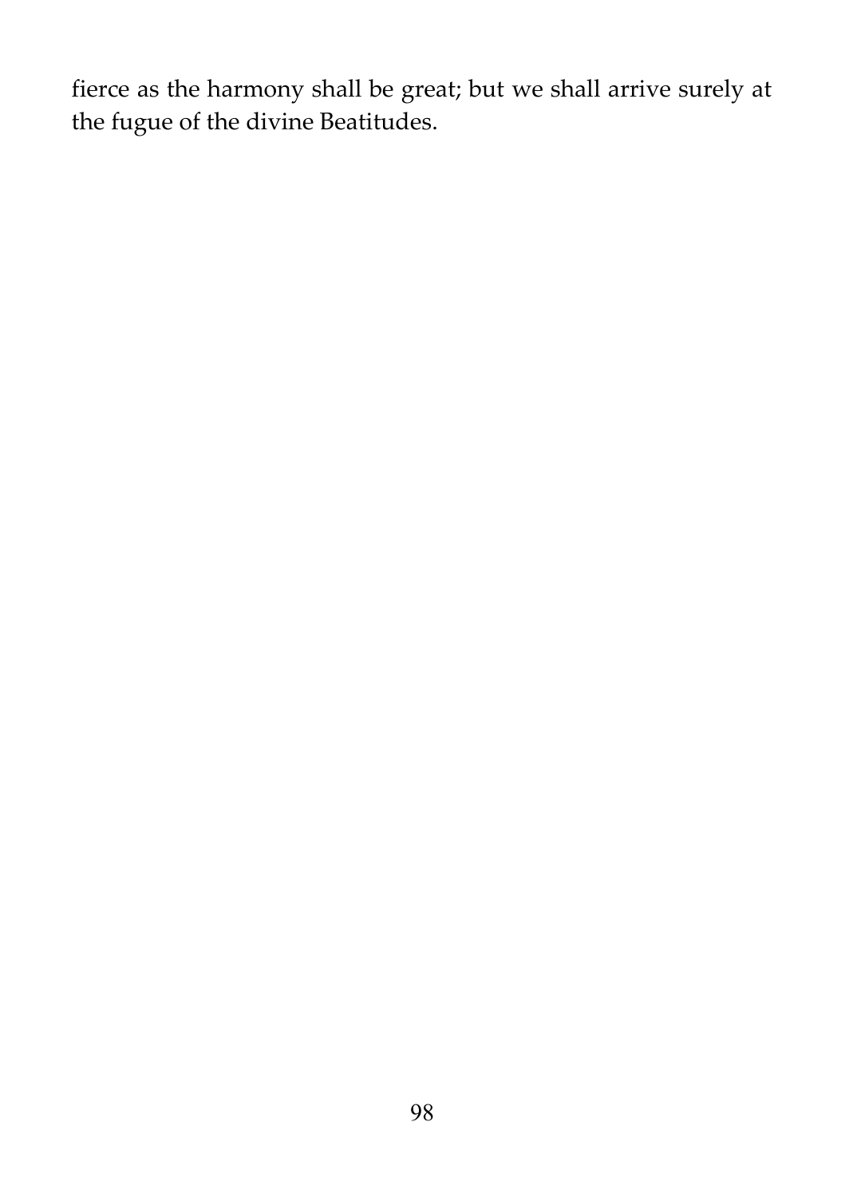fierce as the harmony shall be great; but we shall arrive surely at the fugue of the divine Beatitudes.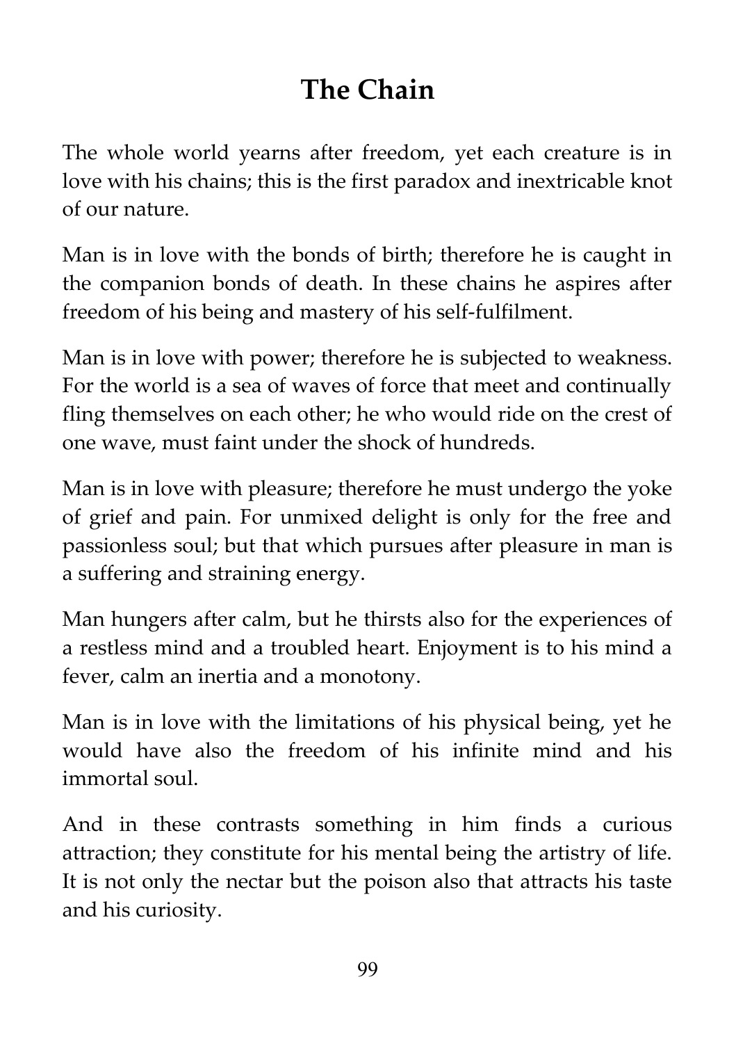# The Chain

The whole world yearns after freedom, yet each creature is in love with his chains; this is the first paradox and inextricable knot of our nature.

Man is in love with the bonds of birth; therefore he is caught in the companion bonds of death. In these chains he aspires after freedom of his being and mastery of his self-fulfilment.

Man is in love with power; therefore he is subjected to weakness. For the world is a sea of waves of force that meet and continually fling themselves on each other; he who would ride on the crest of one wave, must faint under the shock of hundreds.

Man is in love with pleasure; therefore he must undergo the yoke of grief and pain. For unmixed delight is only for the free and passionless soul; but that which pursues after pleasure in man is a suffering and straining energy.

Man hungers after calm, but he thirsts also for the experiences of a restless mind and a troubled heart. Enjoyment is to his mind a fever, calm an inertia and a monotony.

Man is in love with the limitations of his physical being, yet he would have also the freedom of his infinite mind and his immortal soul.

And in these contrasts something in him finds a curious attraction; they constitute for his mental being the artistry of life. It is not only the nectar but the poison also that attracts his taste and his curiosity.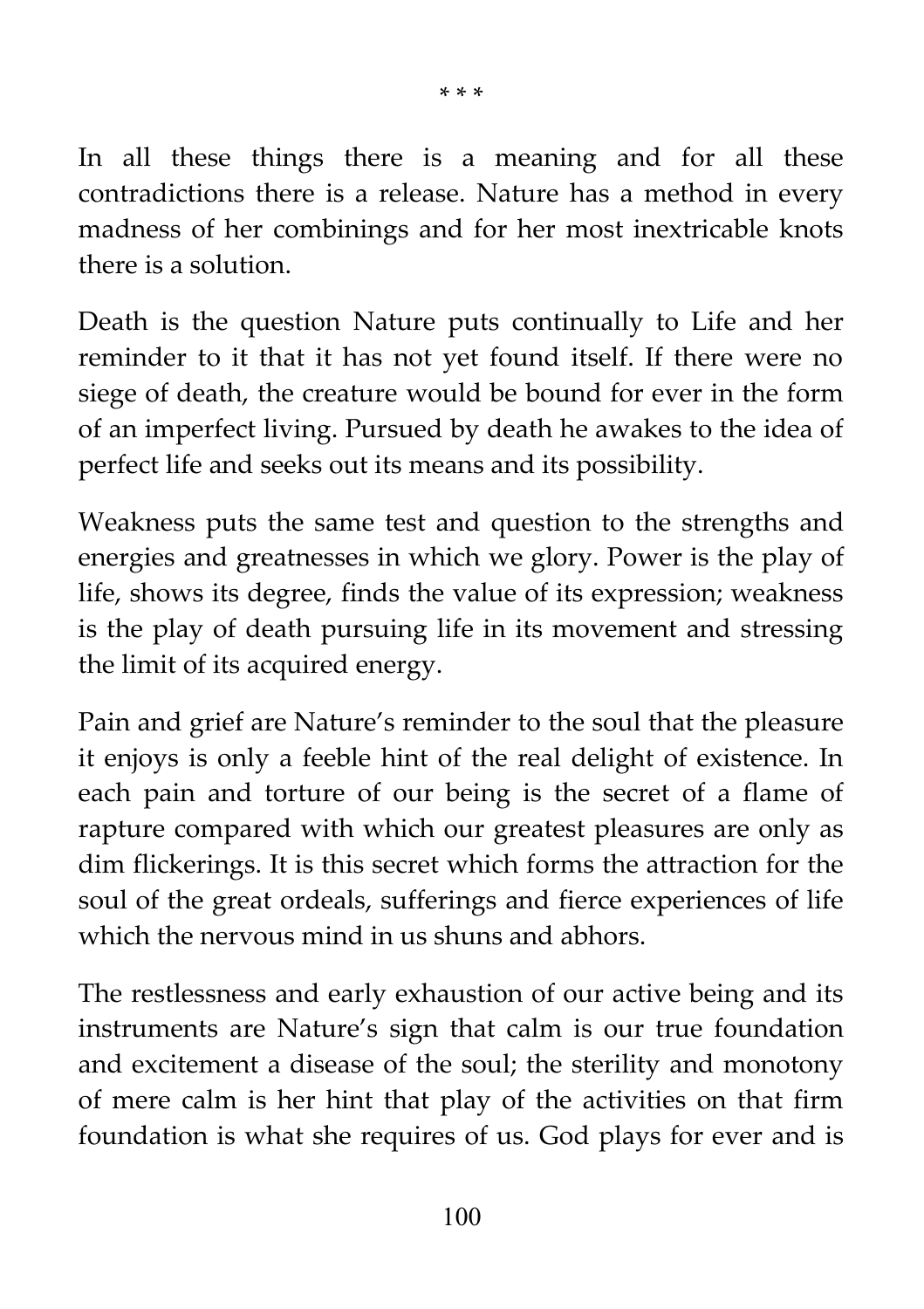\* \* \*

In all these things there is a meaning and for all these contradictions there is a release. Nature has a method in every madness of her combinings and for her most inextricable knots there is a solution.

Death is the question Nature puts continually to Life and her reminder to it that it has not yet found itself. If there were no siege of death, the creature would be bound for ever in the form of an imperfect living. Pursued by death he awakes to the idea of perfect life and seeks out its means and its possibility.

Weakness puts the same test and question to the strengths and energies and greatnesses in which we glory. Power is the play of life, shows its degree, finds the value of its expression; weakness is the play of death pursuing life in its movement and stressing the limit of its acquired energy.

Pain and grief are Nature's reminder to the soul that the pleasure it enjoys is only a feeble hint of the real delight of existence. In each pain and torture of our being is the secret of a flame of rapture compared with which our greatest pleasures are only as dim flickerings. It is this secret which forms the attraction for the soul of the great ordeals, sufferings and fierce experiences of life which the nervous mind in us shuns and abhors.

The restlessness and early exhaustion of our active being and its instruments are Nature's sign that calm is our true foundation and excitement a disease of the soul; the sterility and monotony of mere calm is her hint that play of the activities on that firm foundation is what she requires of us. God plays for ever and is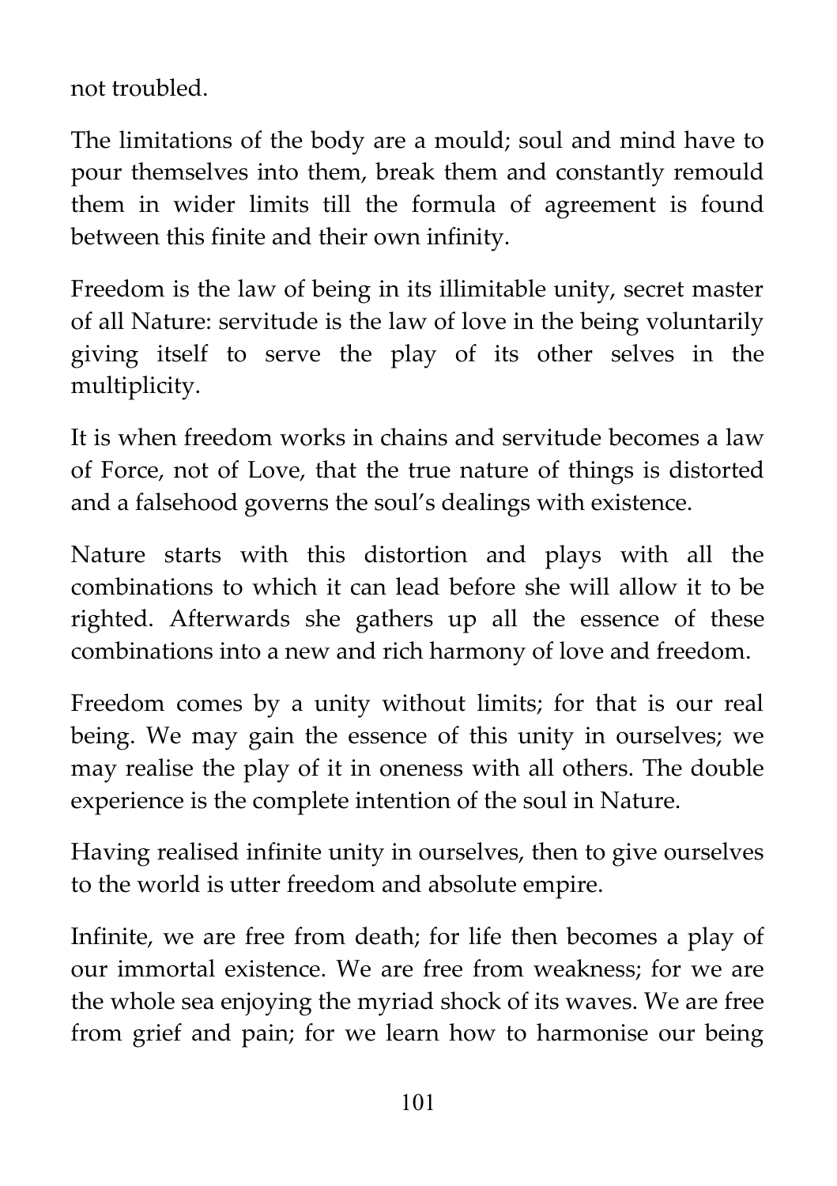not troubled.

The limitations of the body are a mould; soul and mind have to pour themselves into them, break them and constantly remould them in wider limits till the formula of agreement is found between this finite and their own infinity.

Freedom is the law of being in its illimitable unity, secret master of all Nature: servitude is the law of love in the being voluntarily giving itself to serve the play of its other selves in the multiplicity.

It is when freedom works in chains and servitude becomes a law of Force, not of Love, that the true nature of things is distorted and a falsehood governs the soul's dealings with existence.

Nature starts with this distortion and plays with all the combinations to which it can lead before she will allow it to be righted. Afterwards she gathers up all the essence of these combinations into a new and rich harmony of love and freedom.

Freedom comes by a unity without limits; for that is our real being. We may gain the essence of this unity in ourselves; we may realise the play of it in oneness with all others. The double experience is the complete intention of the soul in Nature.

Having realised infinite unity in ourselves, then to give ourselves to the world is utter freedom and absolute empire.

Infinite, we are free from death; for life then becomes a play of our immortal existence. We are free from weakness; for we are the whole sea enjoying the myriad shock of its waves. We are free from grief and pain; for we learn how to harmonise our being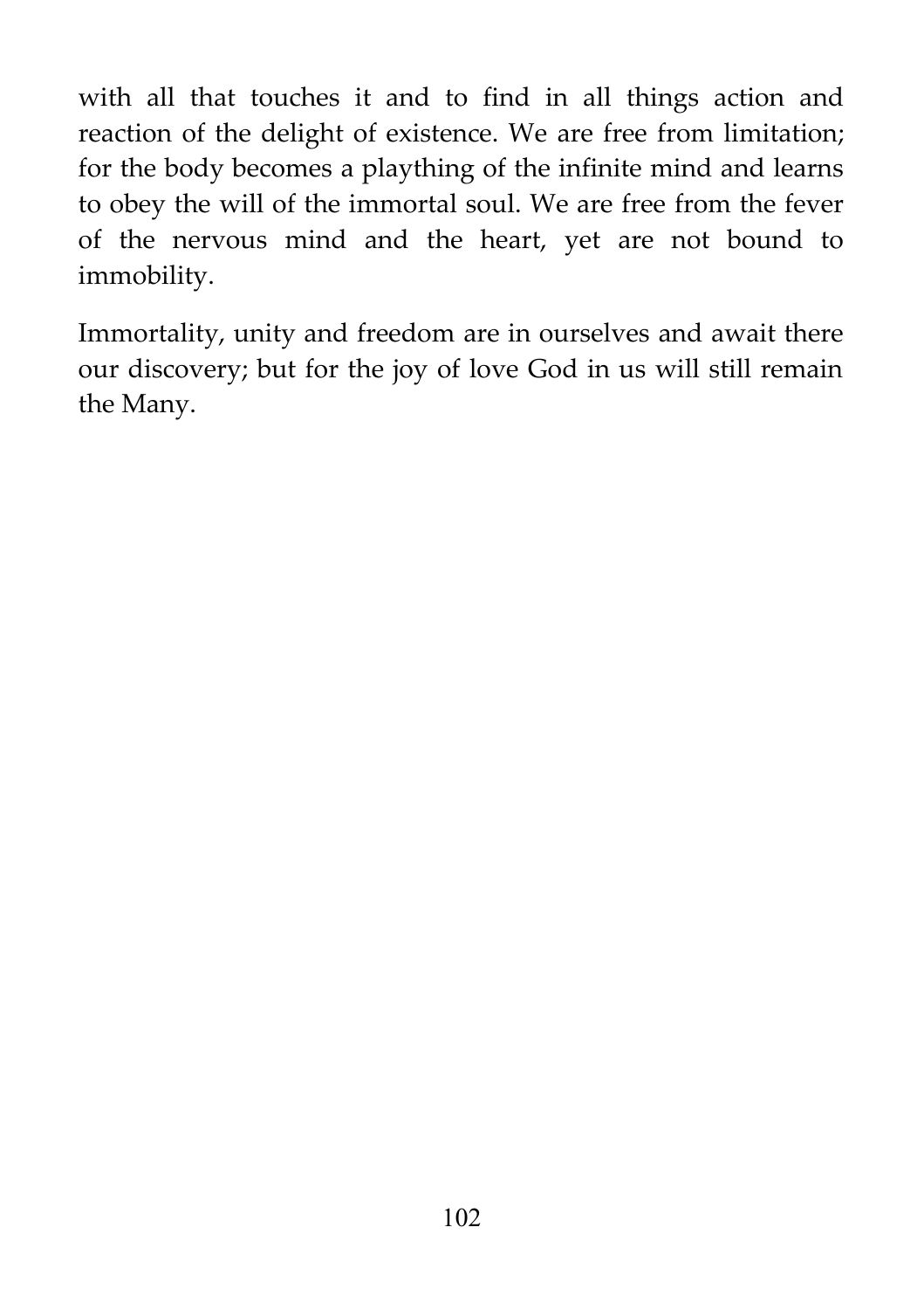with all that touches it and to find in all things action and reaction of the delight of existence. We are free from limitation; for the body becomes a plaything of the infinite mind and learns to obey the will of the immortal soul. We are free from the fever of the nervous mind and the heart, yet are not bound to immobility.

Immortality, unity and freedom are in ourselves and await there our discovery; but for the joy of love God in us will still remain the Many.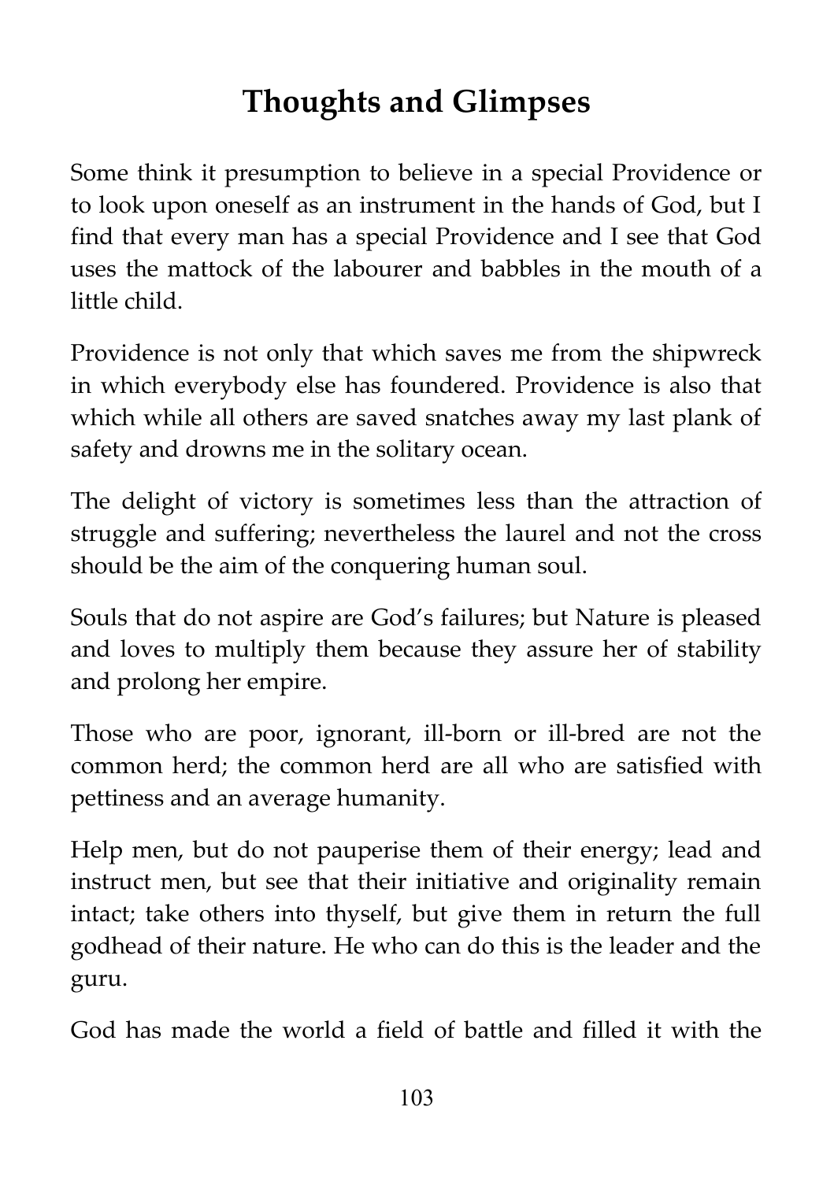# Thoughts and Glimpses

Some think it presumption to believe in a special Providence or to look upon oneself as an instrument in the hands of God, but I find that every man has a special Providence and I see that God uses the mattock of the labourer and babbles in the mouth of a little child.

Providence is not only that which saves me from the shipwreck in which everybody else has foundered. Providence is also that which while all others are saved snatches away my last plank of safety and drowns me in the solitary ocean.

The delight of victory is sometimes less than the attraction of struggle and suffering; nevertheless the laurel and not the cross should be the aim of the conquering human soul.

Souls that do not aspire are God's failures; but Nature is pleased and loves to multiply them because they assure her of stability and prolong her empire.

Those who are poor, ignorant, ill-born or ill-bred are not the common herd; the common herd are all who are satisfied with pettiness and an average humanity.

Help men, but do not pauperise them of their energy; lead and instruct men, but see that their initiative and originality remain intact; take others into thyself, but give them in return the full godhead of their nature. He who can do this is the leader and the guru.

God has made the world a field of battle and filled it with the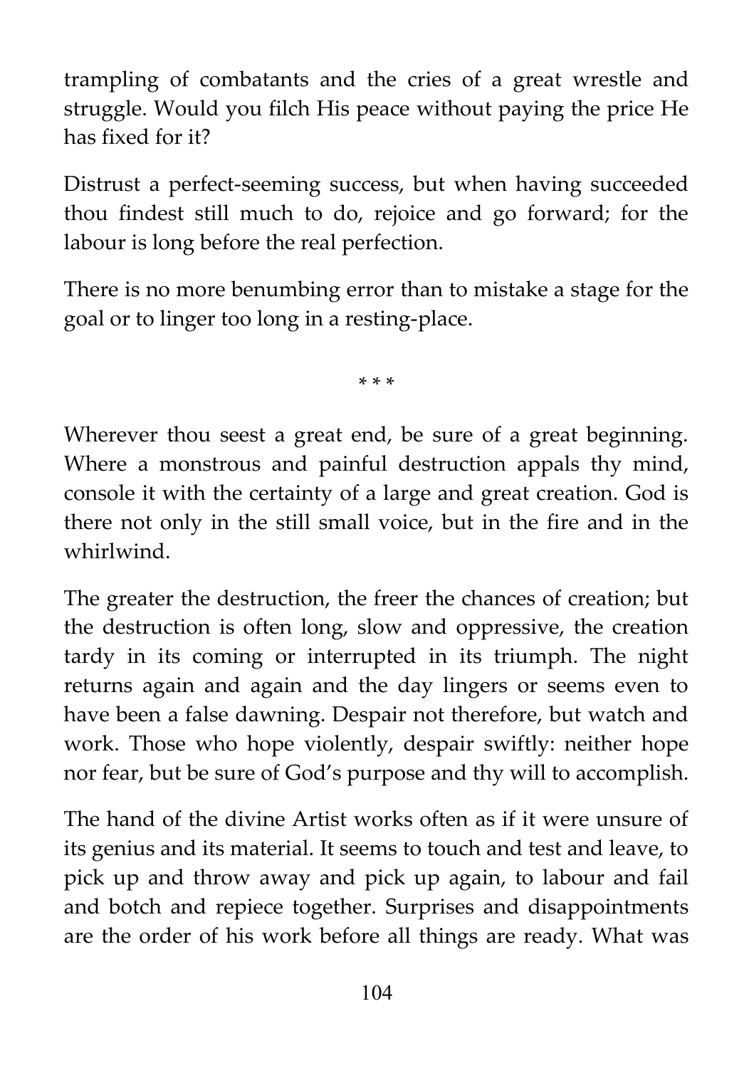trampling of combatants and the cries of a great wrestle and struggle. Would you filch His peace without paying the price He has fixed for it?

Distrust a perfect-seeming success, but when having succeeded thou findest still much to do, rejoice and go forward; for the labour is long before the real perfection.

There is no more benumbing error than to mistake a stage for the goal or to linger too long in a resting-place.

\* \* \*

Wherever thou seest a great end, be sure of a great beginning. Where a monstrous and painful destruction appals thy mind, console it with the certainty of a large and great creation. God is there not only in the still small voice, but in the fire and in the whirlwind.

The greater the destruction, the freer the chances of creation; but the destruction is often long, slow and oppressive, the creation tardy in its coming or interrupted in its triumph. The night returns again and again and the day lingers or seems even to have been a false dawning. Despair not therefore, but watch and work. Those who hope violently, despair swiftly: neither hope nor fear, but be sure of God's purpose and thy will to accomplish.

The hand of the divine Artist works often as if it were unsure of its genius and its material. It seems to touch and test and leave, to pick up and throw away and pick up again, to labour and fail and botch and repiece together. Surprises and disappointments are the order of his work before all things are ready. What was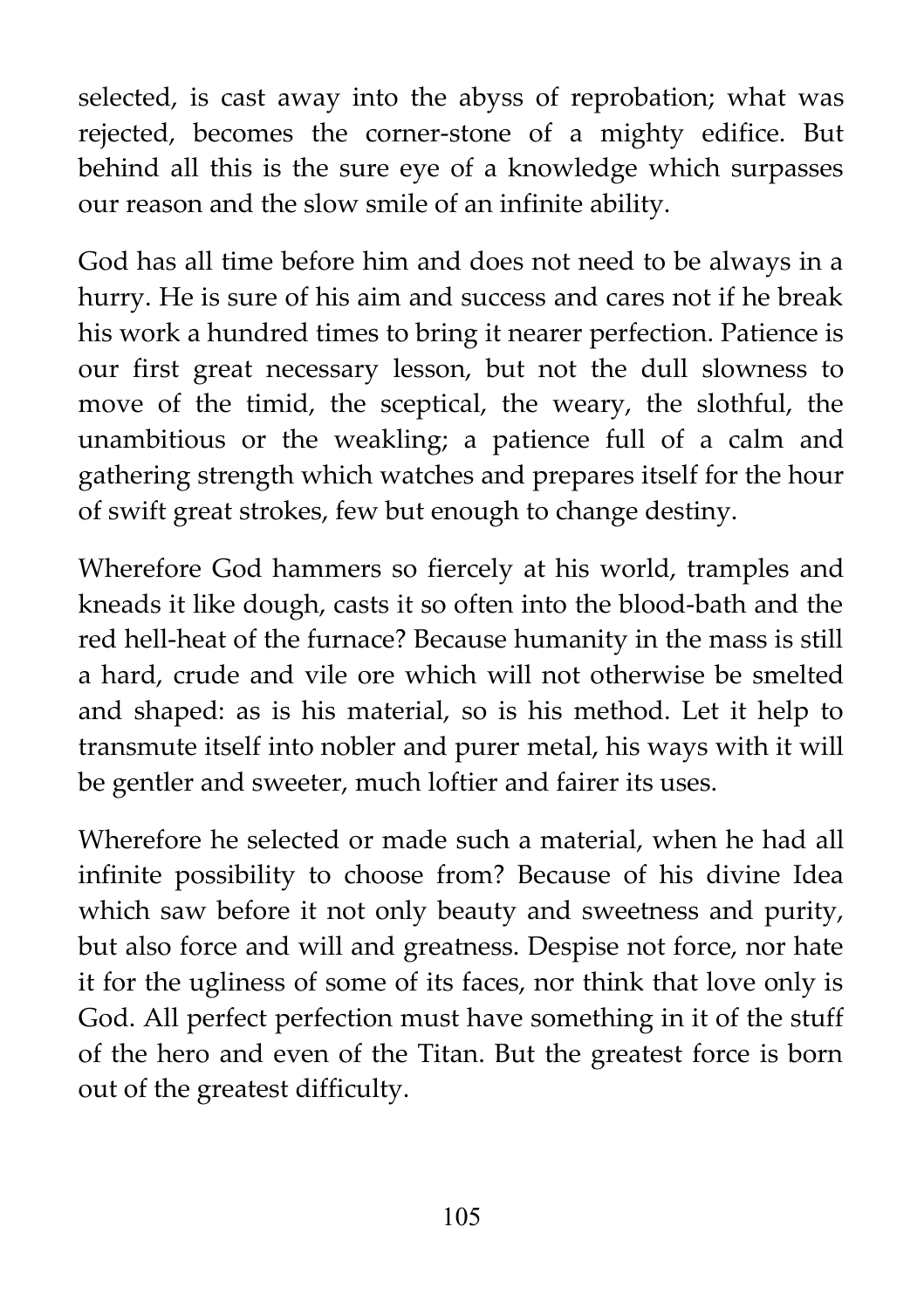selected, is cast away into the abyss of reprobation; what was rejected, becomes the corner-stone of a mighty edifice. But behind all this is the sure eye of a knowledge which surpasses our reason and the slow smile of an infinite ability.

God has all time before him and does not need to be always in a hurry. He is sure of his aim and success and cares not if he break his work a hundred times to bring it nearer perfection. Patience is our first great necessary lesson, but not the dull slowness to move of the timid, the sceptical, the weary, the slothful, the unambitious or the weakling; a patience full of a calm and gathering strength which watches and prepares itself for the hour of swift great strokes, few but enough to change destiny.

Wherefore God hammers so fiercely at his world, tramples and kneads it like dough, casts it so often into the blood-bath and the red hell-heat of the furnace? Because humanity in the mass is still a hard, crude and vile ore which will not otherwise be smelted and shaped: as is his material, so is his method. Let it help to transmute itself into nobler and purer metal, his ways with it will be gentler and sweeter, much loftier and fairer its uses.

Wherefore he selected or made such a material, when he had all infinite possibility to choose from? Because of his divine Idea which saw before it not only beauty and sweetness and purity, but also force and will and greatness. Despise not force, nor hate it for the ugliness of some of its faces, nor think that love only is God. All perfect perfection must have something in it of the stuff of the hero and even of the Titan. But the greatest force is born out of the greatest difficulty.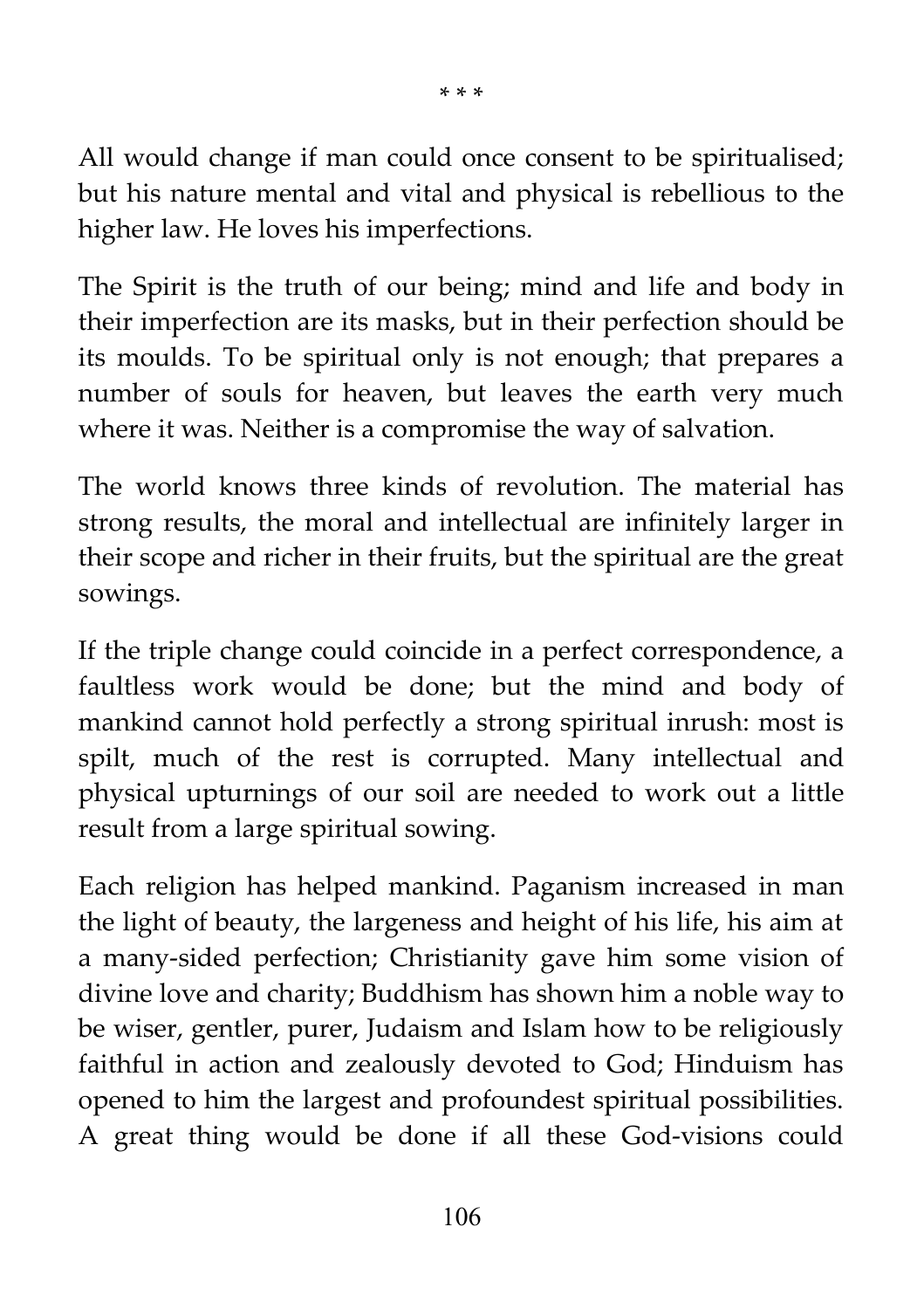\* \* \*

All would change if man could once consent to be spiritualised; but his nature mental and vital and physical is rebellious to the higher law. He loves his imperfections.

The Spirit is the truth of our being; mind and life and body in their imperfection are its masks, but in their perfection should be its moulds. To be spiritual only is not enough; that prepares a number of souls for heaven, but leaves the earth very much where it was. Neither is a compromise the way of salvation.

The world knows three kinds of revolution. The material has strong results, the moral and intellectual are infinitely larger in their scope and richer in their fruits, but the spiritual are the great sowings.

If the triple change could coincide in a perfect correspondence, a faultless work would be done; but the mind and body of mankind cannot hold perfectly a strong spiritual inrush: most is spilt, much of the rest is corrupted. Many intellectual and physical upturnings of our soil are needed to work out a little result from a large spiritual sowing.

Each religion has helped mankind. Paganism increased in man the light of beauty, the largeness and height of his life, his aim at a many-sided perfection; Christianity gave him some vision of divine love and charity; Buddhism has shown him a noble way to be wiser, gentler, purer, Judaism and Islam how to be religiously faithful in action and zealously devoted to God; Hinduism has opened to him the largest and profoundest spiritual possibilities. A great thing would be done if all these God-visions could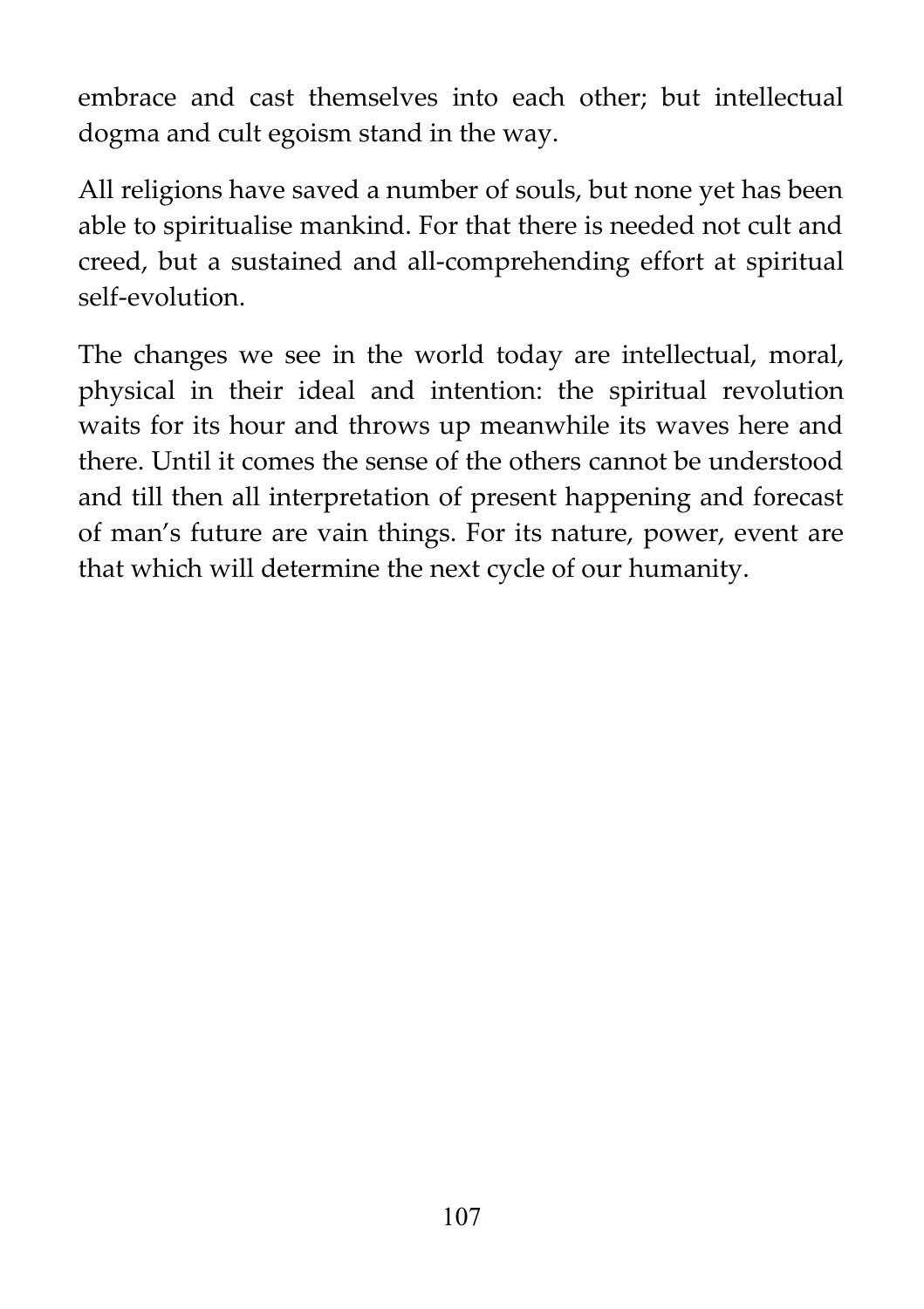embrace and cast themselves into each other; but intellectual dogma and cult egoism stand in the way.

All religions have saved a number of souls, but none yet has been able to spiritualise mankind. For that there is needed not cult and creed, but a sustained and all-comprehending effort at spiritual self-evolution.

The changes we see in the world today are intellectual, moral, physical in their ideal and intention: the spiritual revolution waits for its hour and throws up meanwhile its waves here and there. Until it comes the sense of the others cannot be understood and till then all interpretation of present happening and forecast of man's future are vain things. For its nature, power, event are that which will determine the next cycle of our humanity.